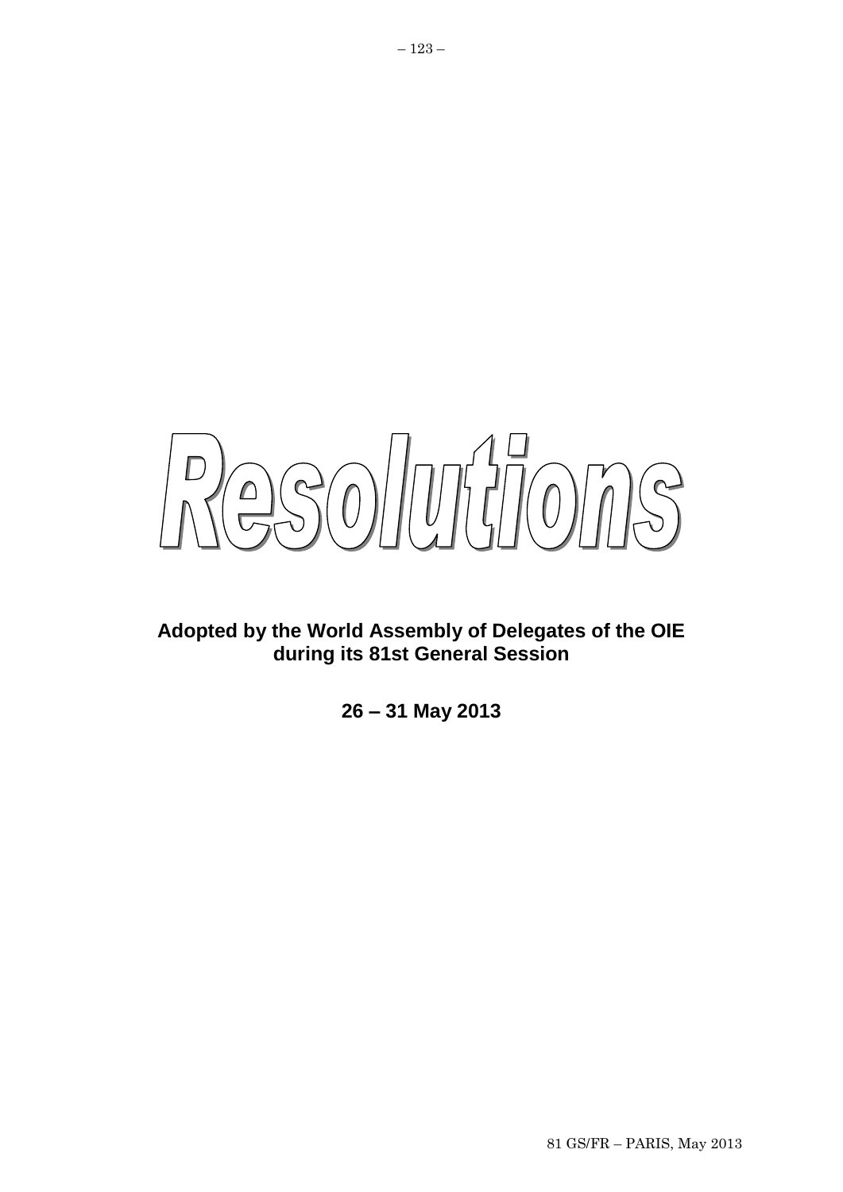# Resolutions

**Adopted by the World Assembly of Delegates of the OIE during its 81st General Session**

**26 – 31 May 2013**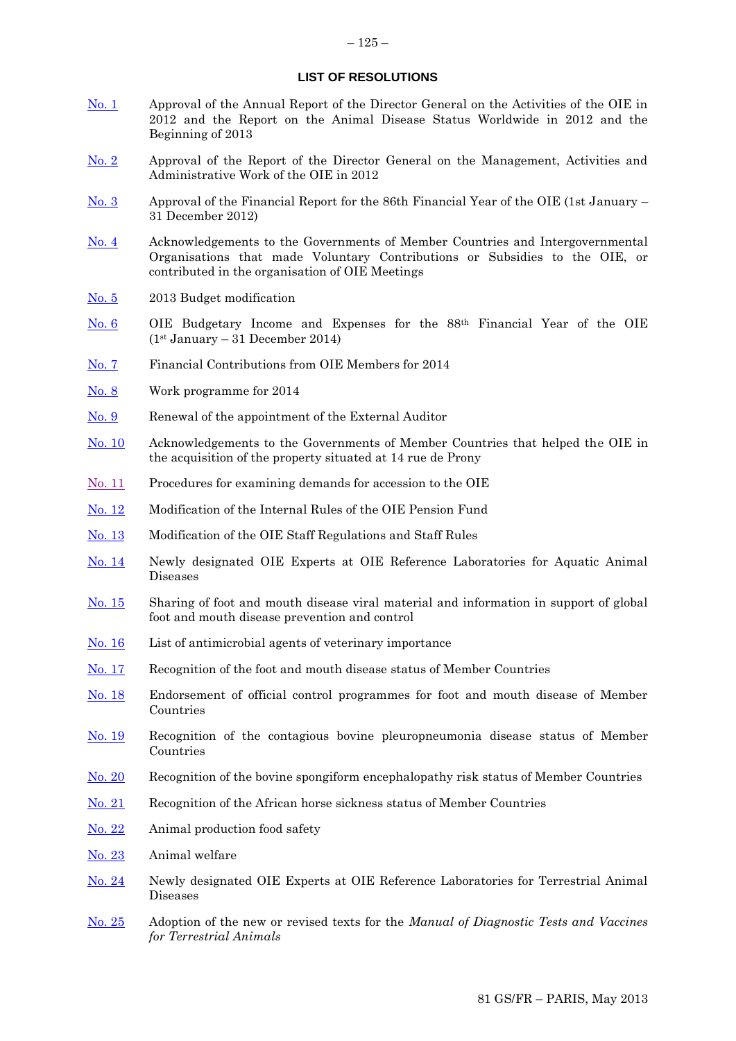## LIST OF RESOLUTIONS

| | |
|---|---|
| No. 1 | Approval of the Annual Report of the Director General on the Activities of the OIE in 2012 and the Report on the Animal Disease Status Worldwide in 2012 and the Beginning of 2013 |
| No. 2 | Approval of the Report of the Director General on the Management, Activities and Administrative Work of the OIE in 2012 |
| No. 3 | Approval of the Financial Report for the 86th Financial Year of the OIE (1st January – 31 December 2012) |
| No. 4 | Acknowledgements to the Governments of Member Countries and Intergovernmental Organisations that made Voluntary Contributions or Subsidies to the OIE, or contributed in the organisation of OIE Meetings |
| No. 5 | 2013 Budget modification |
| No. 6 | OIE Budgetary Income and Expenses for the 88th Financial Year of the OIE (1st January – 31 December 2014) |
| No. 7 | Financial Contributions from OIE Members for 2014 |
| No. 8 | Work programme for 2014 |
| No. 9 | Renewal of the appointment of the External Auditor |
| No. 10 | Acknowledgements to the Governments of Member Countries that helped the OIE in the acquisition of the property situated at 14 rue de Prony |
| No. 11 | Procedures for examining demands for accession to the OIE |
| No. 12 | Modification of the Internal Rules of the OIE Pension Fund |
| No. 13 | Modification of the OIE Staff Regulations and Staff Rules |
| No. 14 | Newly designated OIE Experts at OIE Reference Laboratories for Aquatic Animal Diseases |
| No. 15 | Sharing of foot and mouth disease viral material and information in support of global foot and mouth disease prevention and control |
| No. 16 | List of antimicrobial agents of veterinary importance |
| No. 17 | Recognition of the foot and mouth disease status of Member Countries |
| No. 18 | Endorsement of official control programmes for foot and mouth disease of Member Countries |
| No. 19 | Recognition of the contagious bovine pleuropneumonia disease status of Member Countries |
| No. 20 | Recognition of the bovine spongiform encephalopathy risk status of Member Countries |
| No. 21 | Recognition of the African horse sickness status of Member Countries |
| No. 22 | Animal production food safety |
| No. 23 | Animal welfare |
| No. 24 | Newly designated OIE Experts at OIE Reference Laboratories for Terrestrial Animal Diseases |
| No. 25 | Adoption of the new or revised texts for the *Manual of Diagnostic Tests and Vaccines for Terrestrial Animals* |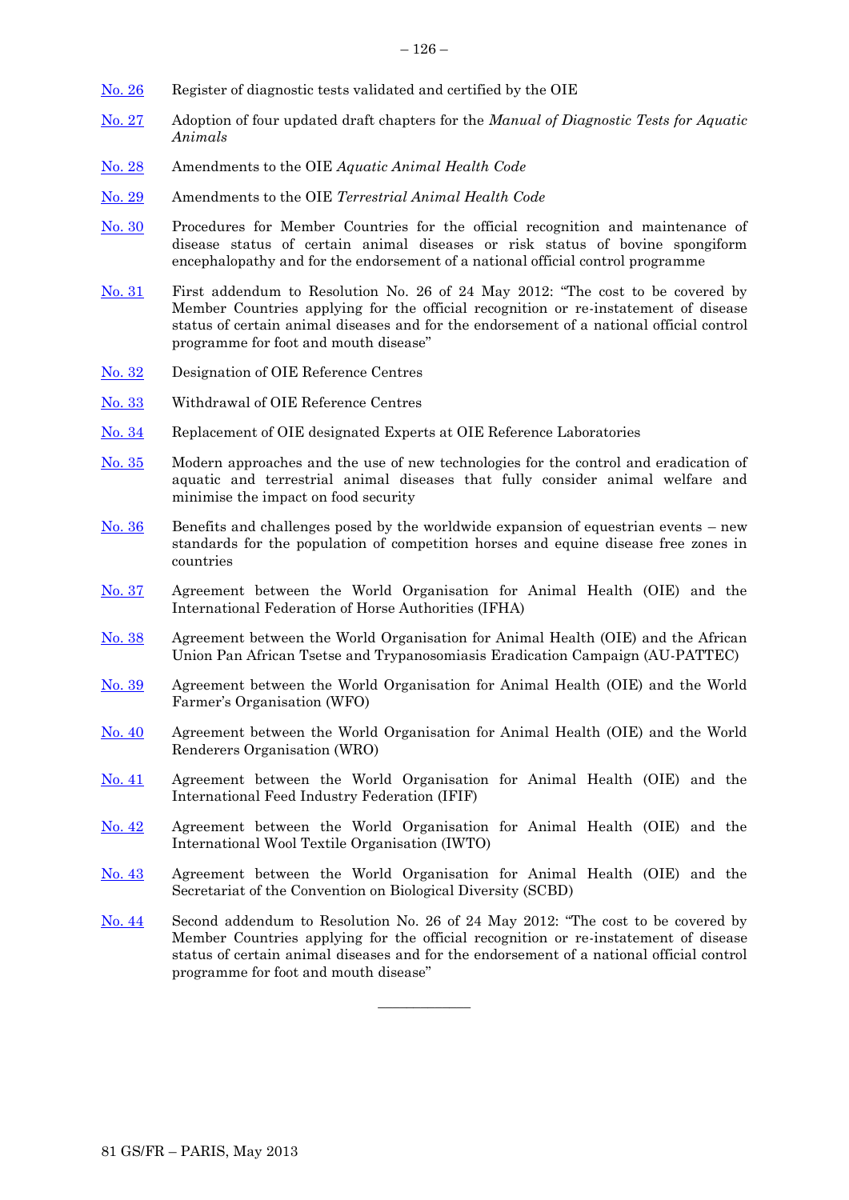No. 26 Register of diagnostic tests validated and certified by the OIE

No. 27 Adoption of four updated draft chapters for the *Manual of Diagnostic Tests for Aquatic Animals*

No. 28 Amendments to the OIE *Aquatic Animal Health Code*

No. 29 Amendments to the OIE *Terrestrial Animal Health Code*

No. 30 Procedures for Member Countries for the official recognition and maintenance of disease status of certain animal diseases or risk status of bovine spongiform encephalopathy and for the endorsement of a national official control programme

No. 31 First addendum to Resolution No. 26 of 24 May 2012: "The cost to be covered by Member Countries applying for the official recognition or re-instatement of disease status of certain animal diseases and for the endorsement of a national official control programme for foot and mouth disease"

No. 32 Designation of OIE Reference Centres

No. 33 Withdrawal of OIE Reference Centres

No. 34 Replacement of OIE designated Experts at OIE Reference Laboratories

No. 35 Modern approaches and the use of new technologies for the control and eradication of aquatic and terrestrial animal diseases that fully consider animal welfare and minimise the impact on food security

No. 36 Benefits and challenges posed by the worldwide expansion of equestrian events – new standards for the population of competition horses and equine disease free zones in countries

No. 37 Agreement between the World Organisation for Animal Health (OIE) and the International Federation of Horse Authorities (IFHA)

No. 38 Agreement between the World Organisation for Animal Health (OIE) and the African Union Pan African Tsetse and Trypanosomiasis Eradication Campaign (AU-PATTEC)

No. 39 Agreement between the World Organisation for Animal Health (OIE) and the World Farmer's Organisation (WFO)

No. 40 Agreement between the World Organisation for Animal Health (OIE) and the World Renderers Organisation (WRO)

No. 41 Agreement between the World Organisation for Animal Health (OIE) and the International Feed Industry Federation (IFIF)

No. 42 Agreement between the World Organisation for Animal Health (OIE) and the International Wool Textile Organisation (IWTO)

No. 43 Agreement between the World Organisation for Animal Health (OIE) and the Secretariat of the Convention on Biological Diversity (SCBD)

No. 44 Second addendum to Resolution No. 26 of 24 May 2012: "The cost to be covered by Member Countries applying for the official recognition or re-instatement of disease status of certain animal diseases and for the endorsement of a national official control programme for foot and mouth disease"

---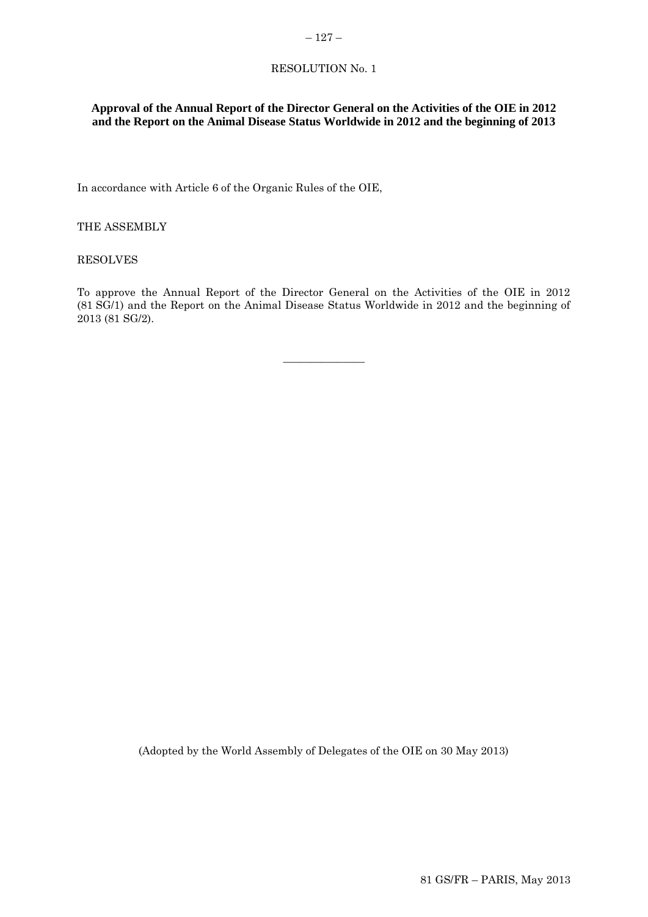RESOLUTION No. 1

**Approval of the Annual Report of the Director General on the Activities of the OIE in 2012 and the Report on the Animal Disease Status Worldwide in 2012 and the beginning of 2013**

In accordance with Article 6 of the Organic Rules of the OIE,

THE ASSEMBLY

RESOLVES

To approve the Annual Report of the Director General on the Activities of the OIE in 2012 (81 SG/1) and the Report on the Animal Disease Status Worldwide in 2012 and the beginning of 2013 (81 SG/2).

_______________

(Adopted by the World Assembly of Delegates of the OIE on 30 May 2013)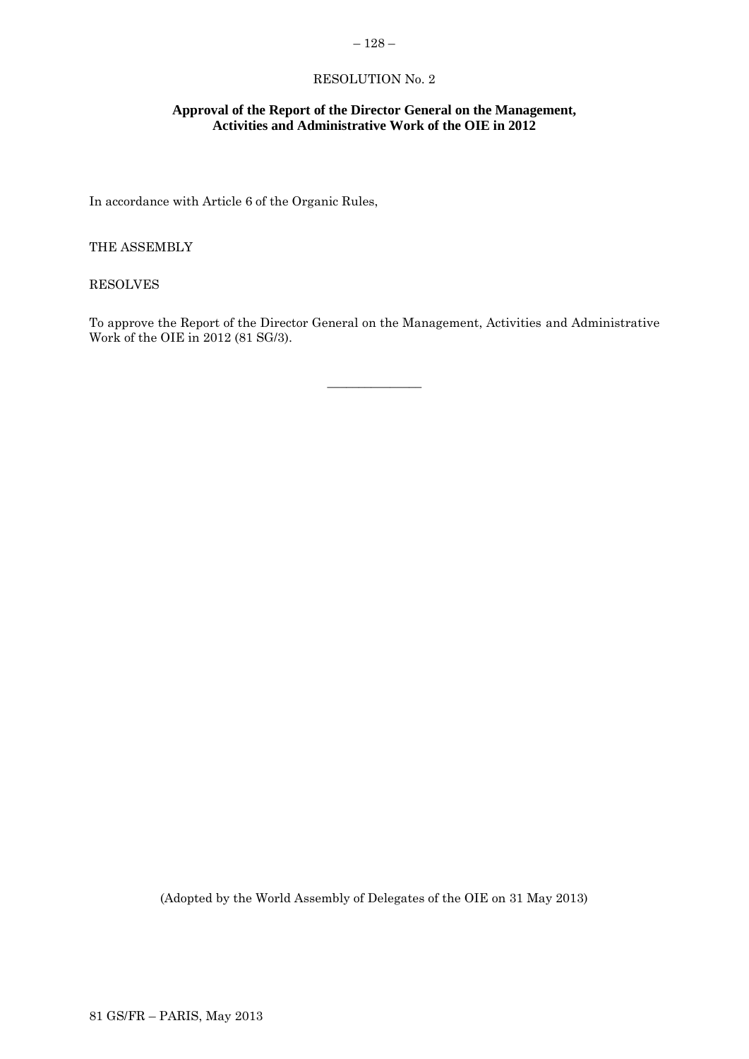RESOLUTION No. 2

**Approval of the Report of the Director General on the Management, Activities and Administrative Work of the OIE in 2012**

In accordance with Article 6 of the Organic Rules,

THE ASSEMBLY

RESOLVES

To approve the Report of the Director General on the Management, Activities and Administrative Work of the OIE in 2012 (81 SG/3).

______________

(Adopted by the World Assembly of Delegates of the OIE on 31 May 2013)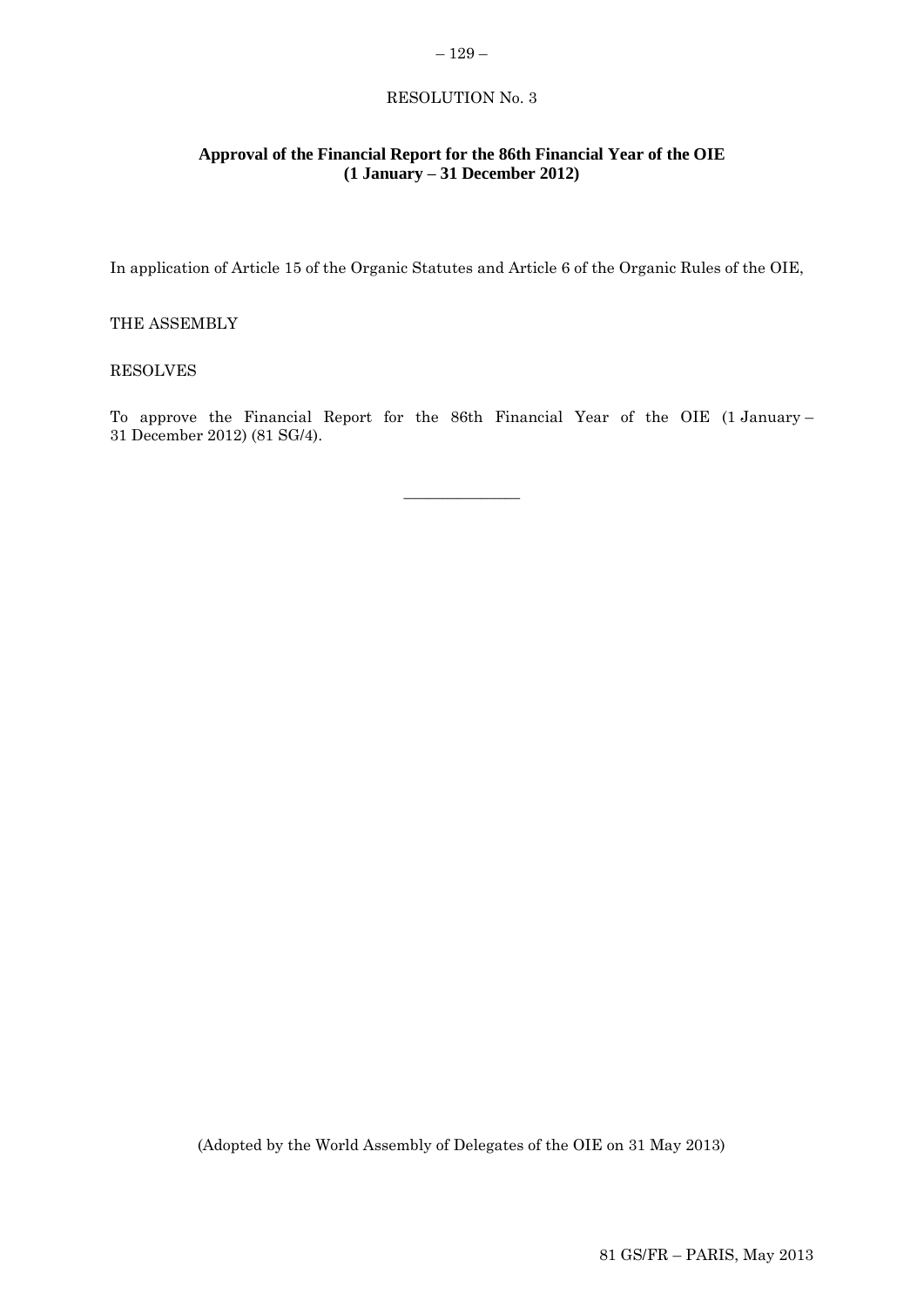RESOLUTION No. 3

## Approval of the Financial Report for the 86th Financial Year of the OIE (1 January – 31 December 2012)

In application of Article 15 of the Organic Statutes and Article 6 of the Organic Rules of the OIE,

THE ASSEMBLY

RESOLVES

To approve the Financial Report for the 86th Financial Year of the OIE (1 January – 31 December 2012) (81 SG/4).

\_\_\_\_\_\_\_\_\_\_\_\_\_\_\_

(Adopted by the World Assembly of Delegates of the OIE on 31 May 2013)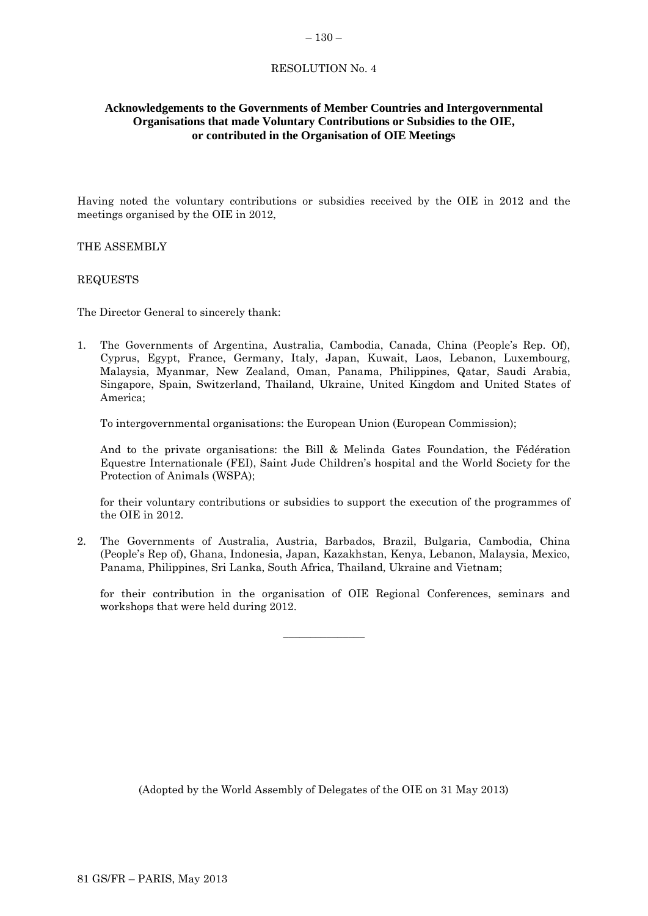RESOLUTION No. 4

## Acknowledgements to the Governments of Member Countries and Intergovernmental Organisations that made Voluntary Contributions or Subsidies to the OIE, or contributed in the Organisation of OIE Meetings

Having noted the voluntary contributions or subsidies received by the OIE in 2012 and the meetings organised by the OIE in 2012,

THE ASSEMBLY

REQUESTS

The Director General to sincerely thank:

1. The Governments of Argentina, Australia, Cambodia, Canada, China (People's Rep. Of), Cyprus, Egypt, France, Germany, Italy, Japan, Kuwait, Laos, Lebanon, Luxembourg, Malaysia, Myanmar, New Zealand, Oman, Panama, Philippines, Qatar, Saudi Arabia, Singapore, Spain, Switzerland, Thailand, Ukraine, United Kingdom and United States of America;

   To intergovernmental organisations: the European Union (European Commission);

   And to the private organisations: the Bill & Melinda Gates Foundation, the Fédération Equestre Internationale (FEI), Saint Jude Children's hospital and the World Society for the Protection of Animals (WSPA);

   for their voluntary contributions or subsidies to support the execution of the programmes of the OIE in 2012.

2. The Governments of Australia, Austria, Barbados, Brazil, Bulgaria, Cambodia, China (People's Rep of), Ghana, Indonesia, Japan, Kazakhstan, Kenya, Lebanon, Malaysia, Mexico, Panama, Philippines, Sri Lanka, South Africa, Thailand, Ukraine and Vietnam;

   for their contribution in the organisation of OIE Regional Conferences, seminars and workshops that were held during 2012.

---

(Adopted by the World Assembly of Delegates of the OIE on 31 May 2013)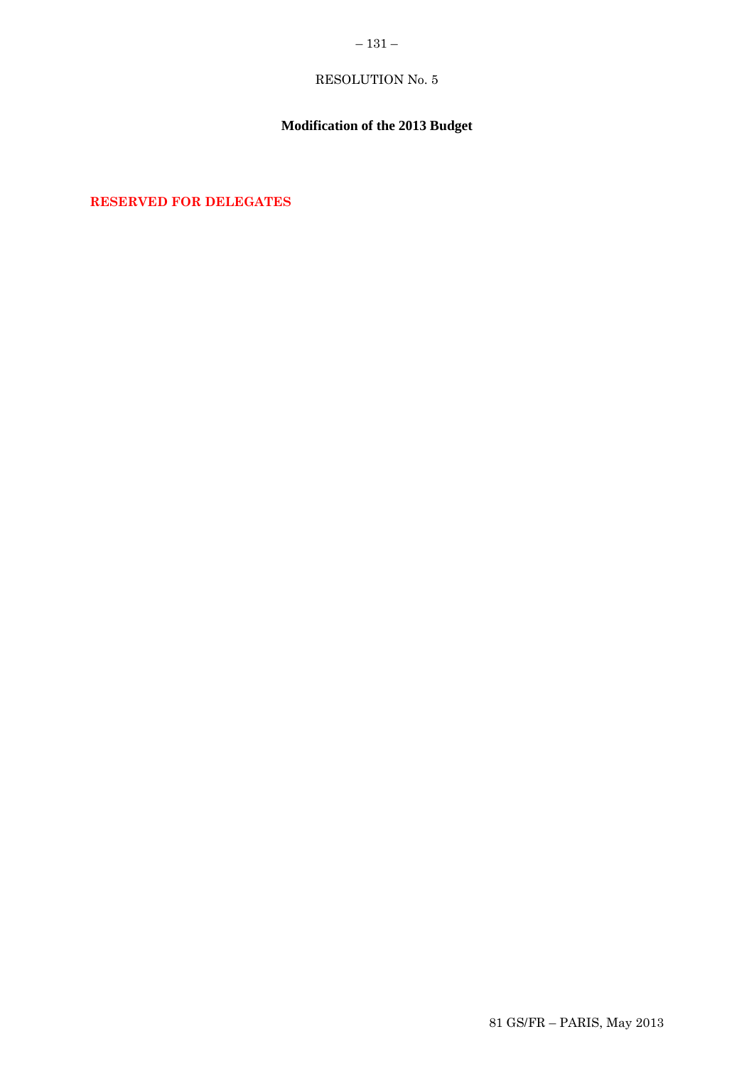RESOLUTION No. 5

## Modification of the 2013 Budget

**RESERVED FOR DELEGATES**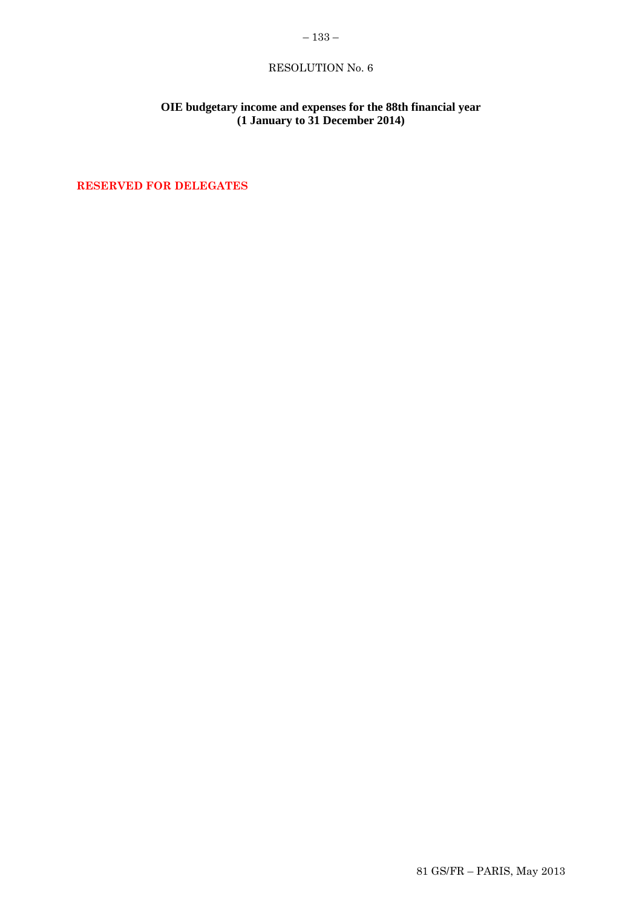RESOLUTION No. 6

**OIE budgetary income and expenses for the 88th financial year (1 January to 31 December 2014)**

**RESERVED FOR DELEGATES**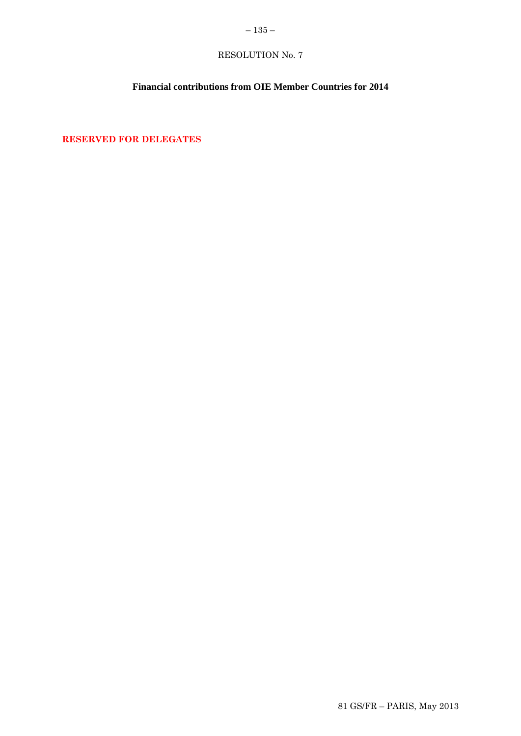RESOLUTION No. 7

**Financial contributions from OIE Member Countries for 2014**

**RESERVED FOR DELEGATES**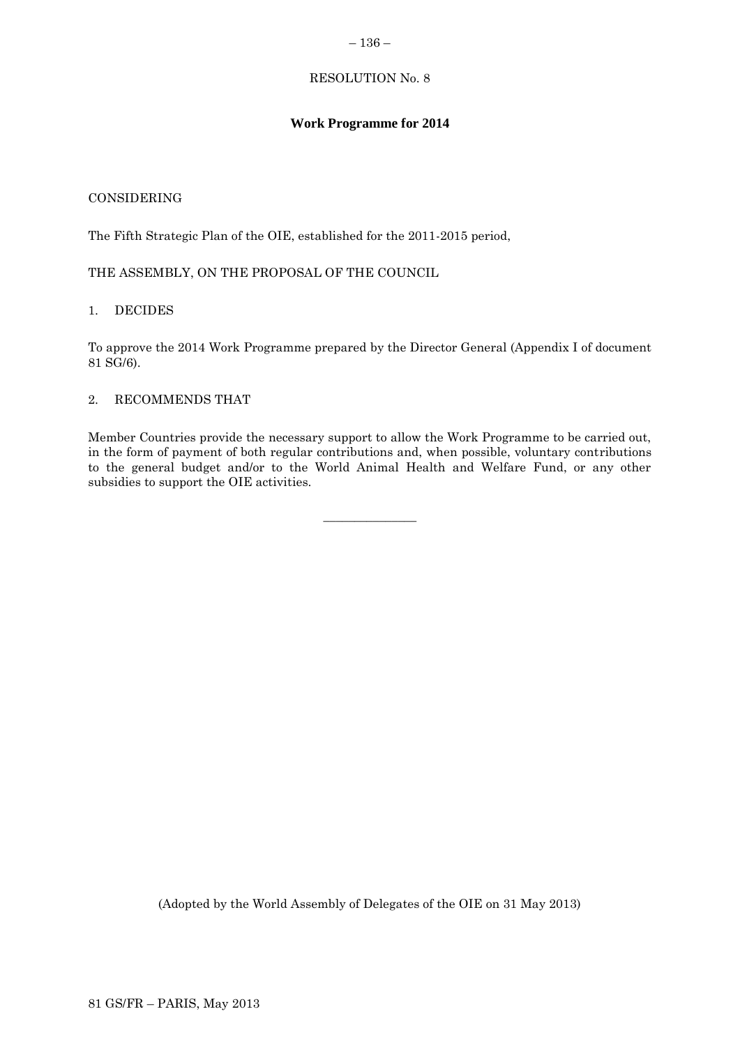RESOLUTION No. 8

## Work Programme for 2014

CONSIDERING

The Fifth Strategic Plan of the OIE, established for the 2011-2015 period,

THE ASSEMBLY, ON THE PROPOSAL OF THE COUNCIL

1. DECIDES

To approve the 2014 Work Programme prepared by the Director General (Appendix I of document 81 SG/6).

2. RECOMMENDS THAT

Member Countries provide the necessary support to allow the Work Programme to be carried out, in the form of payment of both regular contributions and, when possible, voluntary contributions to the general budget and/or to the World Animal Health and Welfare Fund, or any other subsidies to support the OIE activities.

---

(Adopted by the World Assembly of Delegates of the OIE on 31 May 2013)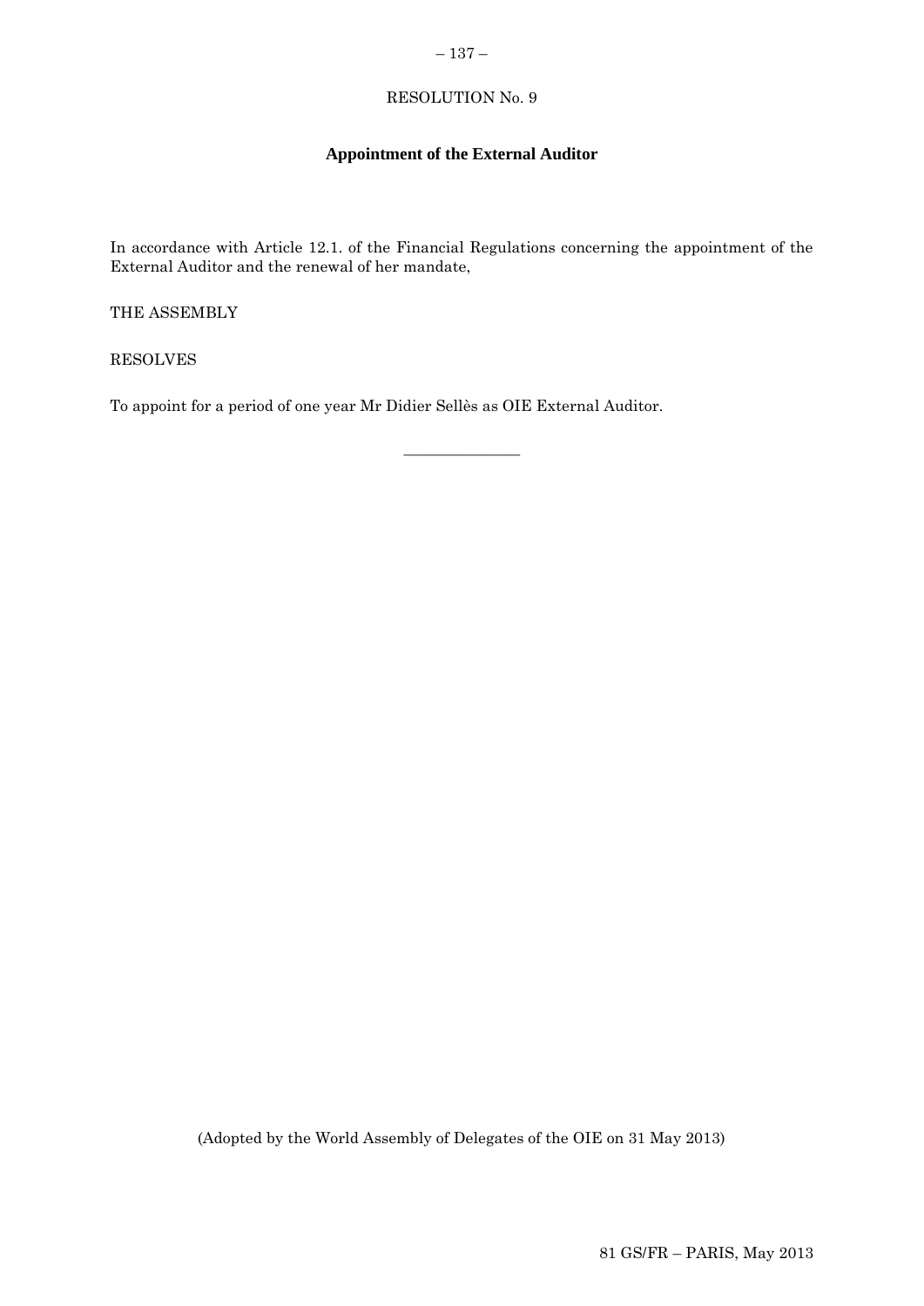RESOLUTION No. 9

**Appointment of the External Auditor**

In accordance with Article 12.1. of the Financial Regulations concerning the appointment of the External Auditor and the renewal of her mandate,

THE ASSEMBLY

RESOLVES

To appoint for a period of one year Mr Didier Sellès as OIE External Auditor.

_______________

(Adopted by the World Assembly of Delegates of the OIE on 31 May 2013)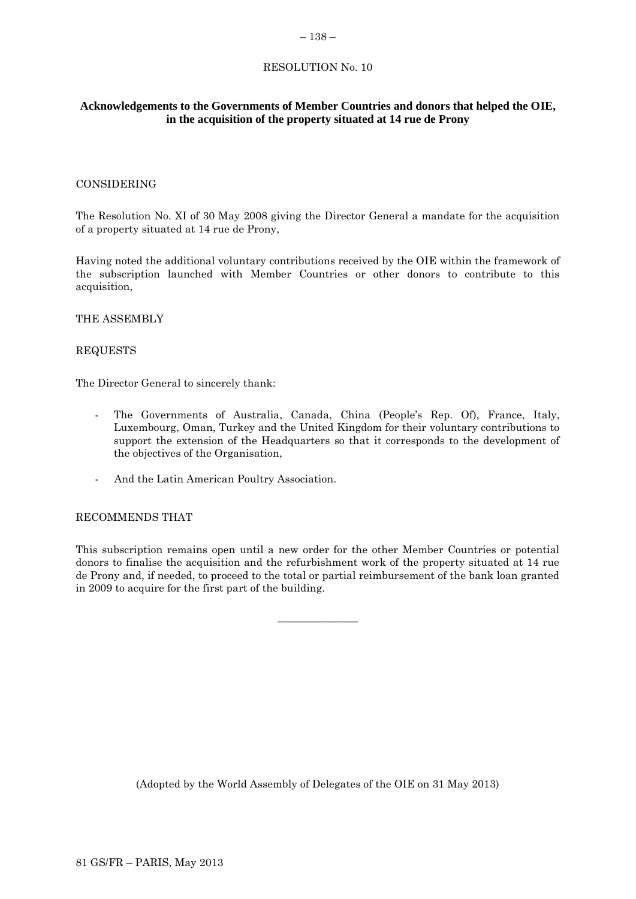RESOLUTION No. 10

## Acknowledgements to the Governments of Member Countries and donors that helped the OIE, in the acquisition of the property situated at 14 rue de Prony

CONSIDERING

The Resolution No. XI of 30 May 2008 giving the Director General a mandate for the acquisition of a property situated at 14 rue de Prony,

Having noted the additional voluntary contributions received by the OIE within the framework of the subscription launched with Member Countries or other donors to contribute to this acquisition,

THE ASSEMBLY

REQUESTS

The Director General to sincerely thank:

- The Governments of Australia, Canada, China (People's Rep. Of), France, Italy, Luxembourg, Oman, Turkey and the United Kingdom for their voluntary contributions to support the extension of the Headquarters so that it corresponds to the development of the objectives of the Organisation,
- And the Latin American Poultry Association.

RECOMMENDS THAT

This subscription remains open until a new order for the other Member Countries or potential donors to finalise the acquisition and the refurbishment work of the property situated at 14 rue de Prony and, if needed, to proceed to the total or partial reimbursement of the bank loan granted in 2009 to acquire for the first part of the building.

---

(Adopted by the World Assembly of Delegates of the OIE on 31 May 2013)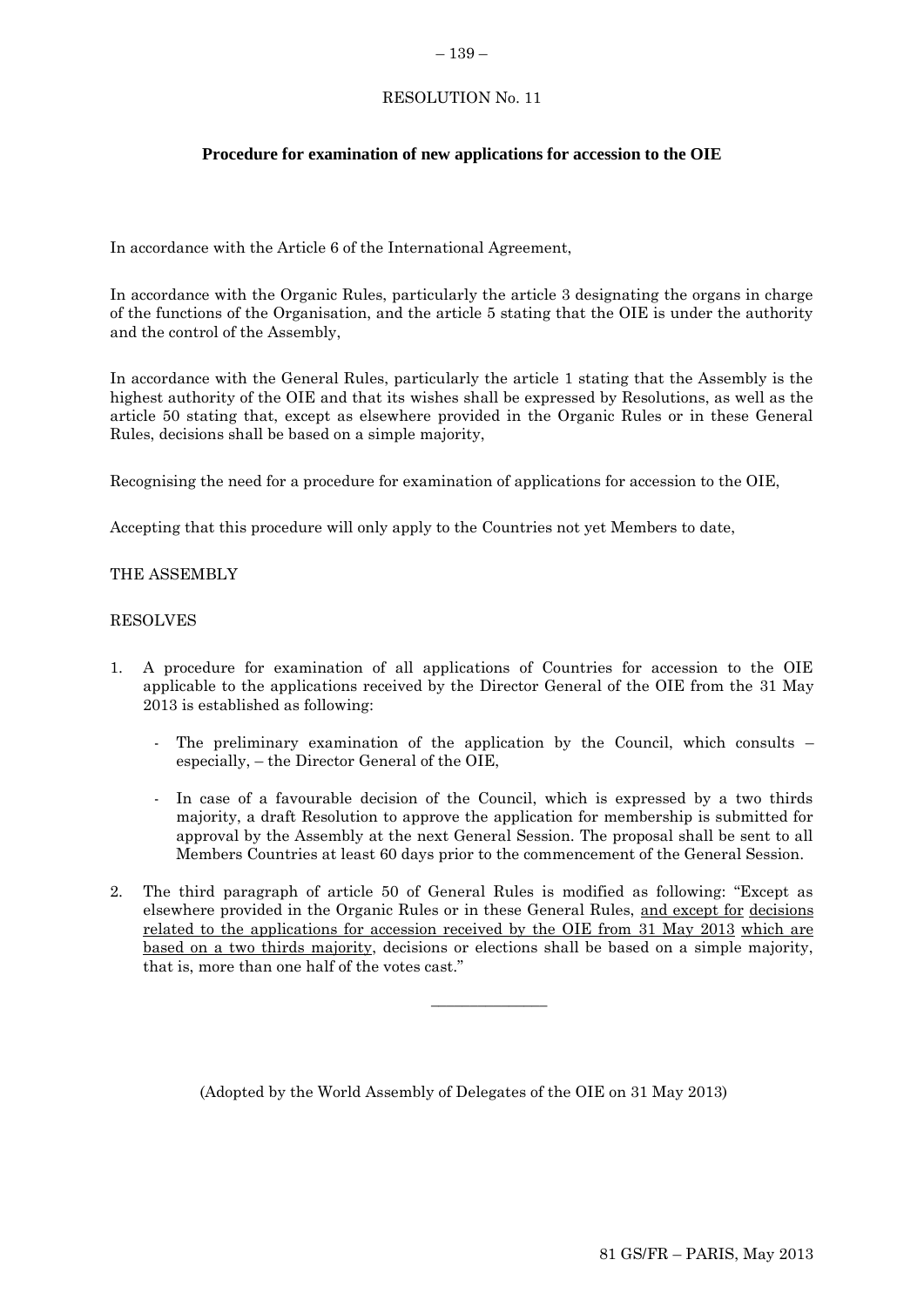# RESOLUTION No. 11

## Procedure for examination of new applications for accession to the OIE

In accordance with the Article 6 of the International Agreement,

In accordance with the Organic Rules, particularly the article 3 designating the organs in charge of the functions of the Organisation, and the article 5 stating that the OIE is under the authority and the control of the Assembly,

In accordance with the General Rules, particularly the article 1 stating that the Assembly is the highest authority of the OIE and that its wishes shall be expressed by Resolutions, as well as the article 50 stating that, except as elsewhere provided in the Organic Rules or in these General Rules, decisions shall be based on a simple majority,

Recognising the need for a procedure for examination of applications for accession to the OIE,

Accepting that this procedure will only apply to the Countries not yet Members to date,

THE ASSEMBLY

RESOLVES

1. A procedure for examination of all applications of Countries for accession to the OIE applicable to the applications received by the Director General of the OIE from the 31 May 2013 is established as following:

   - The preliminary examination of the application by the Council, which consults – especially, – the Director General of the OIE,

   - In case of a favourable decision of the Council, which is expressed by a two thirds majority, a draft Resolution to approve the application for membership is submitted for approval by the Assembly at the next General Session. The proposal shall be sent to all Members Countries at least 60 days prior to the commencement of the General Session.

2. The third paragraph of article 50 of General Rules is modified as following: "Except as elsewhere provided in the Organic Rules or in these General Rules, <u>and except for</u> <u>decisions related to the applications for accession received by the OIE from 31 May 2013</u> <u>which are based on a two thirds majority</u>, decisions or elections shall be based on a simple majority, that is, more than one half of the votes cast."

---

(Adopted by the World Assembly of Delegates of the OIE on 31 May 2013)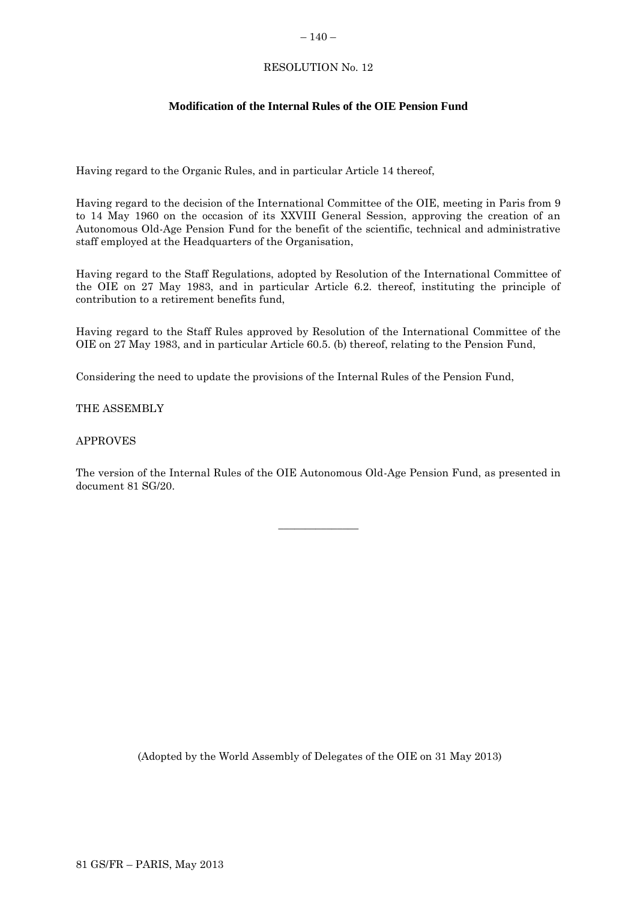RESOLUTION No. 12

## Modification of the Internal Rules of the OIE Pension Fund

Having regard to the Organic Rules, and in particular Article 14 thereof,

Having regard to the decision of the International Committee of the OIE, meeting in Paris from 9 to 14 May 1960 on the occasion of its XXVIII General Session, approving the creation of an Autonomous Old-Age Pension Fund for the benefit of the scientific, technical and administrative staff employed at the Headquarters of the Organisation,

Having regard to the Staff Regulations, adopted by Resolution of the International Committee of the OIE on 27 May 1983, and in particular Article 6.2. thereof, instituting the principle of contribution to a retirement benefits fund,

Having regard to the Staff Rules approved by Resolution of the International Committee of the OIE on 27 May 1983, and in particular Article 60.5. (b) thereof, relating to the Pension Fund,

Considering the need to update the provisions of the Internal Rules of the Pension Fund,

THE ASSEMBLY

APPROVES

The version of the Internal Rules of the OIE Autonomous Old-Age Pension Fund, as presented in document 81 SG/20.

---

(Adopted by the World Assembly of Delegates of the OIE on 31 May 2013)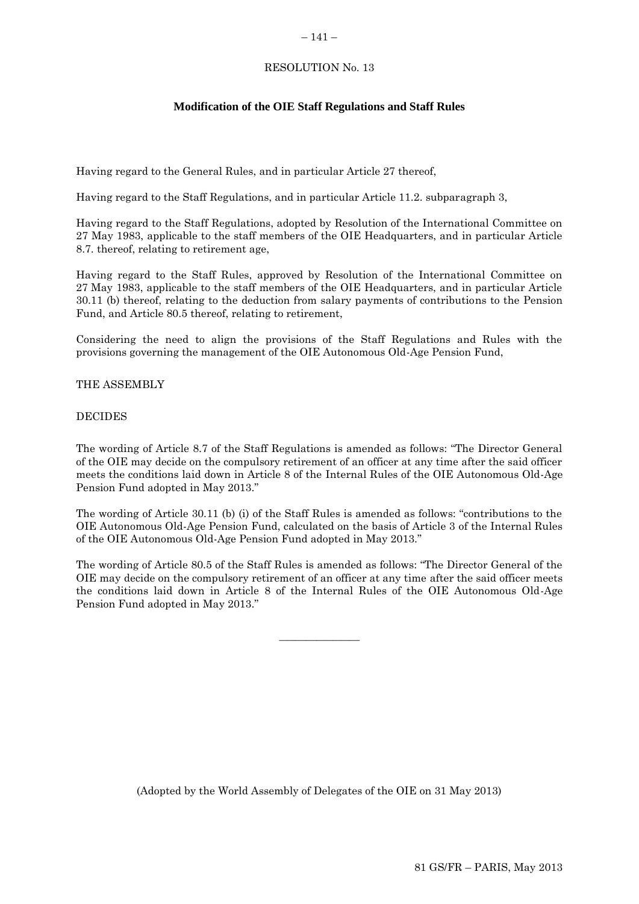RESOLUTION No. 13

## Modification of the OIE Staff Regulations and Staff Rules

Having regard to the General Rules, and in particular Article 27 thereof,

Having regard to the Staff Regulations, and in particular Article 11.2. subparagraph 3,

Having regard to the Staff Regulations, adopted by Resolution of the International Committee on 27 May 1983, applicable to the staff members of the OIE Headquarters, and in particular Article 8.7. thereof, relating to retirement age,

Having regard to the Staff Rules, approved by Resolution of the International Committee on 27 May 1983, applicable to the staff members of the OIE Headquarters, and in particular Article 30.11 (b) thereof, relating to the deduction from salary payments of contributions to the Pension Fund, and Article 80.5 thereof, relating to retirement,

Considering the need to align the provisions of the Staff Regulations and Rules with the provisions governing the management of the OIE Autonomous Old-Age Pension Fund,

THE ASSEMBLY

DECIDES

The wording of Article 8.7 of the Staff Regulations is amended as follows: "The Director General of the OIE may decide on the compulsory retirement of an officer at any time after the said officer meets the conditions laid down in Article 8 of the Internal Rules of the OIE Autonomous Old-Age Pension Fund adopted in May 2013."

The wording of Article 30.11 (b) (i) of the Staff Rules is amended as follows: "contributions to the OIE Autonomous Old-Age Pension Fund, calculated on the basis of Article 3 of the Internal Rules of the OIE Autonomous Old-Age Pension Fund adopted in May 2013."

The wording of Article 80.5 of the Staff Rules is amended as follows: "The Director General of the OIE may decide on the compulsory retirement of an officer at any time after the said officer meets the conditions laid down in Article 8 of the Internal Rules of the OIE Autonomous Old-Age Pension Fund adopted in May 2013."

---

(Adopted by the World Assembly of Delegates of the OIE on 31 May 2013)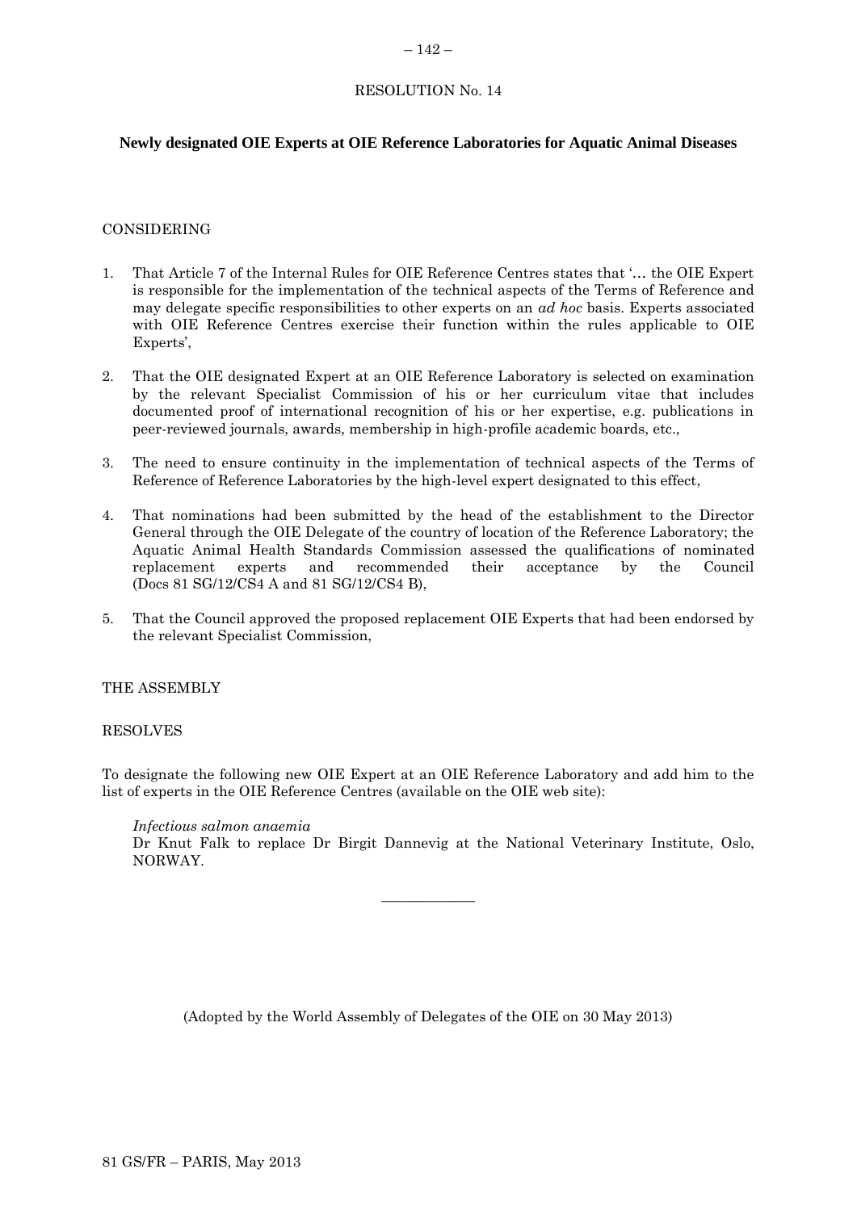## RESOLUTION No. 14

### Newly designated OIE Experts at OIE Reference Laboratories for Aquatic Animal Diseases

CONSIDERING

1. That Article 7 of the Internal Rules for OIE Reference Centres states that '… the OIE Expert is responsible for the implementation of the technical aspects of the Terms of Reference and may delegate specific responsibilities to other experts on an *ad hoc* basis. Experts associated with OIE Reference Centres exercise their function within the rules applicable to OIE Experts',

2. That the OIE designated Expert at an OIE Reference Laboratory is selected on examination by the relevant Specialist Commission of his or her curriculum vitae that includes documented proof of international recognition of his or her expertise, e.g. publications in peer-reviewed journals, awards, membership in high-profile academic boards, etc.,

3. The need to ensure continuity in the implementation of technical aspects of the Terms of Reference of Reference Laboratories by the high-level expert designated to this effect,

4. That nominations had been submitted by the head of the establishment to the Director General through the OIE Delegate of the country of location of the Reference Laboratory; the Aquatic Animal Health Standards Commission assessed the qualifications of nominated replacement experts and recommended their acceptance by the Council (Docs 81 SG/12/CS4 A and 81 SG/12/CS4 B),

5. That the Council approved the proposed replacement OIE Experts that had been endorsed by the relevant Specialist Commission,

THE ASSEMBLY

RESOLVES

To designate the following new OIE Expert at an OIE Reference Laboratory and add him to the list of experts in the OIE Reference Centres (available on the OIE web site):

*Infectious salmon anaemia*
Dr Knut Falk to replace Dr Birgit Dannevig at the National Veterinary Institute, Oslo, NORWAY.

---

(Adopted by the World Assembly of Delegates of the OIE on 30 May 2013)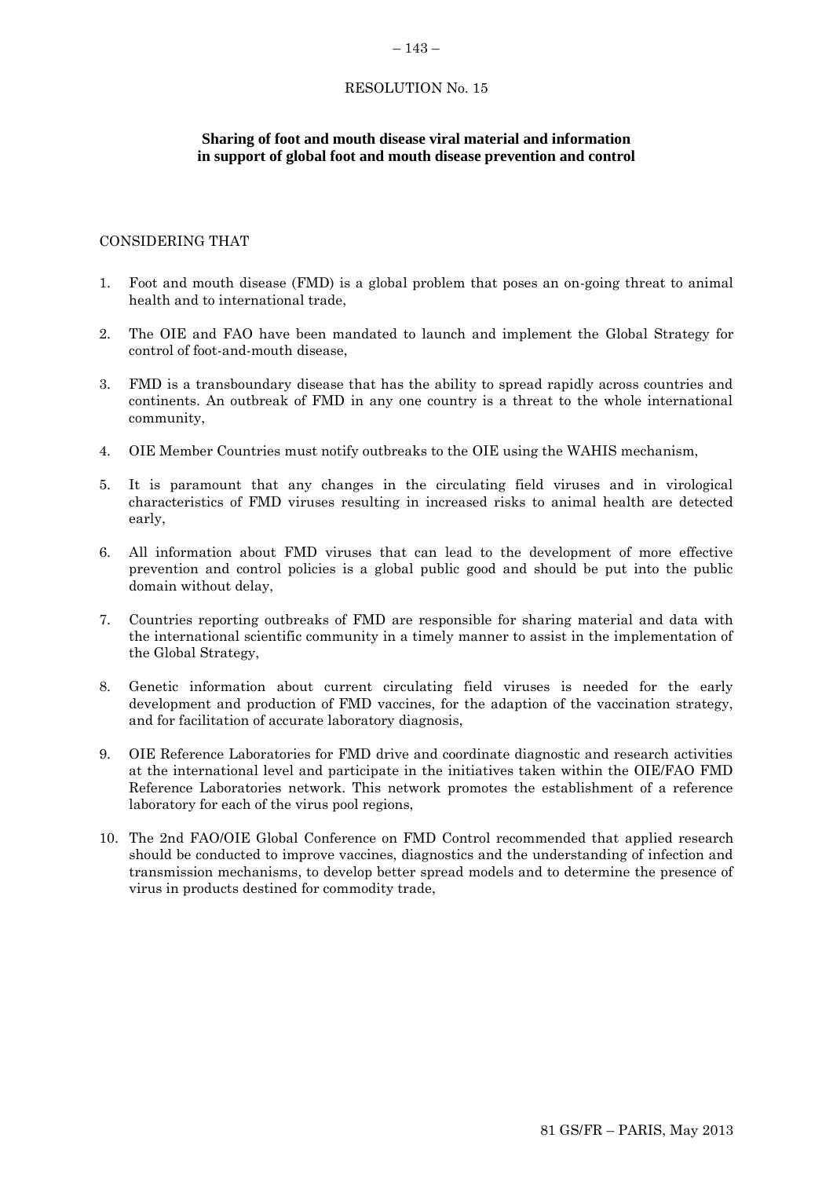RESOLUTION No. 15

**Sharing of foot and mouth disease viral material and information in support of global foot and mouth disease prevention and control**

CONSIDERING THAT

1. Foot and mouth disease (FMD) is a global problem that poses an on-going threat to animal health and to international trade,

2. The OIE and FAO have been mandated to launch and implement the Global Strategy for control of foot-and-mouth disease,

3. FMD is a transboundary disease that has the ability to spread rapidly across countries and continents. An outbreak of FMD in any one country is a threat to the whole international community,

4. OIE Member Countries must notify outbreaks to the OIE using the WAHIS mechanism,

5. It is paramount that any changes in the circulating field viruses and in virological characteristics of FMD viruses resulting in increased risks to animal health are detected early,

6. All information about FMD viruses that can lead to the development of more effective prevention and control policies is a global public good and should be put into the public domain without delay,

7. Countries reporting outbreaks of FMD are responsible for sharing material and data with the international scientific community in a timely manner to assist in the implementation of the Global Strategy,

8. Genetic information about current circulating field viruses is needed for the early development and production of FMD vaccines, for the adaption of the vaccination strategy, and for facilitation of accurate laboratory diagnosis,

9. OIE Reference Laboratories for FMD drive and coordinate diagnostic and research activities at the international level and participate in the initiatives taken within the OIE/FAO FMD Reference Laboratories network. This network promotes the establishment of a reference laboratory for each of the virus pool regions,

10. The 2nd FAO/OIE Global Conference on FMD Control recommended that applied research should be conducted to improve vaccines, diagnostics and the understanding of infection and transmission mechanisms, to develop better spread models and to determine the presence of virus in products destined for commodity trade,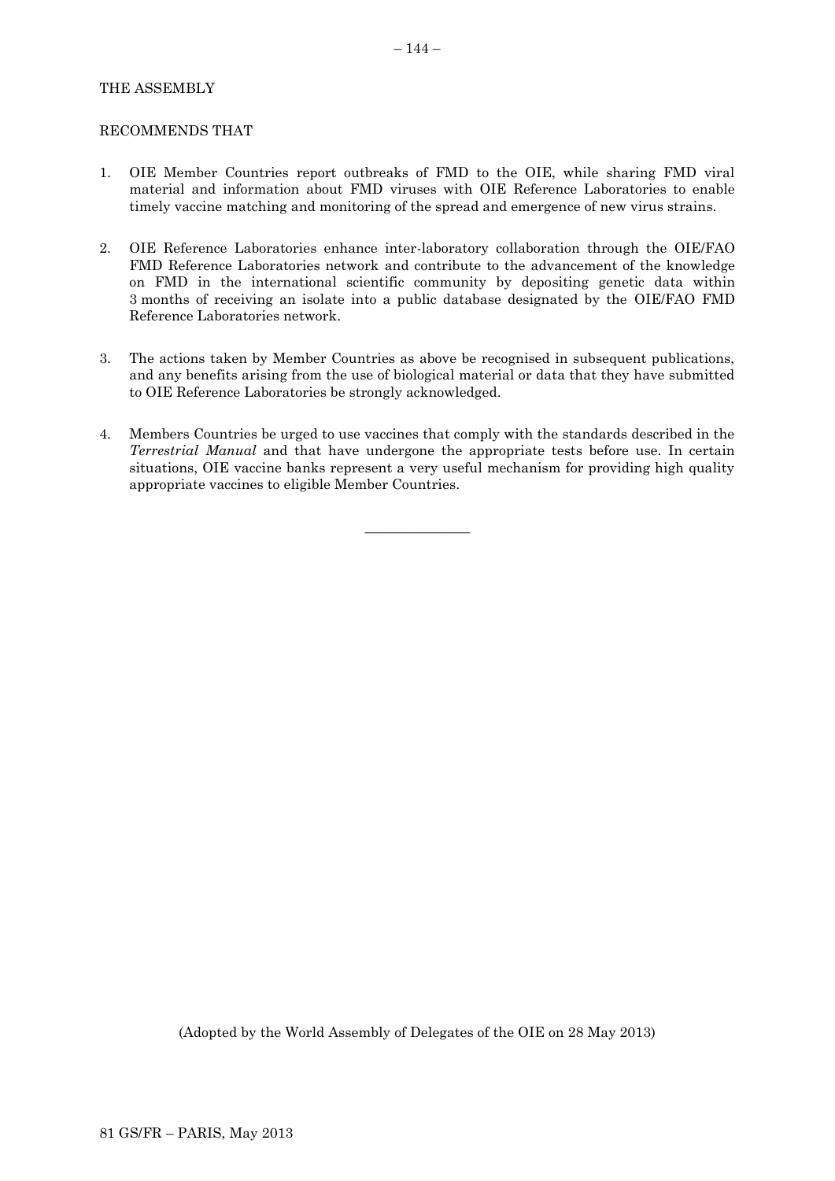THE ASSEMBLY

RECOMMENDS THAT

1. OIE Member Countries report outbreaks of FMD to the OIE, while sharing FMD viral material and information about FMD viruses with OIE Reference Laboratories to enable timely vaccine matching and monitoring of the spread and emergence of new virus strains.

2. OIE Reference Laboratories enhance inter-laboratory collaboration through the OIE/FAO FMD Reference Laboratories network and contribute to the advancement of the knowledge on FMD in the international scientific community by depositing genetic data within 3 months of receiving an isolate into a public database designated by the OIE/FAO FMD Reference Laboratories network.

3. The actions taken by Member Countries as above be recognised in subsequent publications, and any benefits arising from the use of biological material or data that they have submitted to OIE Reference Laboratories be strongly acknowledged.

4. Members Countries be urged to use vaccines that comply with the standards described in the *Terrestrial Manual* and that have undergone the appropriate tests before use. In certain situations, OIE vaccine banks represent a very useful mechanism for providing high quality appropriate vaccines to eligible Member Countries.

---

(Adopted by the World Assembly of Delegates of the OIE on 28 May 2013)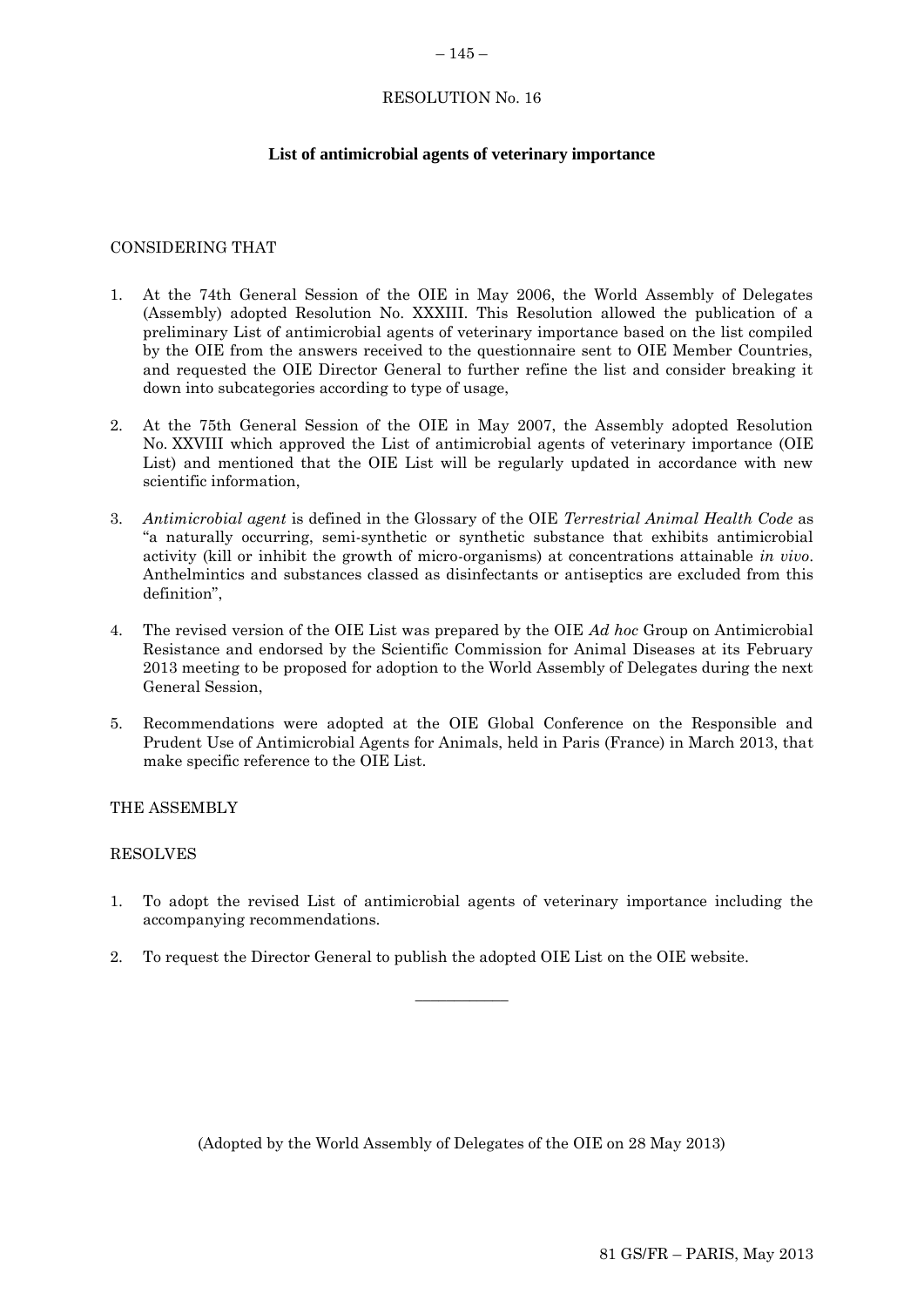RESOLUTION No. 16

## List of antimicrobial agents of veterinary importance

CONSIDERING THAT

1. At the 74th General Session of the OIE in May 2006, the World Assembly of Delegates (Assembly) adopted Resolution No. XXXIII. This Resolution allowed the publication of a preliminary List of antimicrobial agents of veterinary importance based on the list compiled by the OIE from the answers received to the questionnaire sent to OIE Member Countries, and requested the OIE Director General to further refine the list and consider breaking it down into subcategories according to type of usage,

2. At the 75th General Session of the OIE in May 2007, the Assembly adopted Resolution No. XXVIII which approved the List of antimicrobial agents of veterinary importance (OIE List) and mentioned that the OIE List will be regularly updated in accordance with new scientific information,

3. *Antimicrobial agent* is defined in the Glossary of the OIE *Terrestrial Animal Health Code* as "a naturally occurring, semi-synthetic or synthetic substance that exhibits antimicrobial activity (kill or inhibit the growth of micro-organisms) at concentrations attainable *in vivo*. Anthelmintics and substances classed as disinfectants or antiseptics are excluded from this definition",

4. The revised version of the OIE List was prepared by the OIE *Ad hoc* Group on Antimicrobial Resistance and endorsed by the Scientific Commission for Animal Diseases at its February 2013 meeting to be proposed for adoption to the World Assembly of Delegates during the next General Session,

5. Recommendations were adopted at the OIE Global Conference on the Responsible and Prudent Use of Antimicrobial Agents for Animals, held in Paris (France) in March 2013, that make specific reference to the OIE List.

THE ASSEMBLY

RESOLVES

1. To adopt the revised List of antimicrobial agents of veterinary importance including the accompanying recommendations.

2. To request the Director General to publish the adopted OIE List on the OIE website.

---

(Adopted by the World Assembly of Delegates of the OIE on 28 May 2013)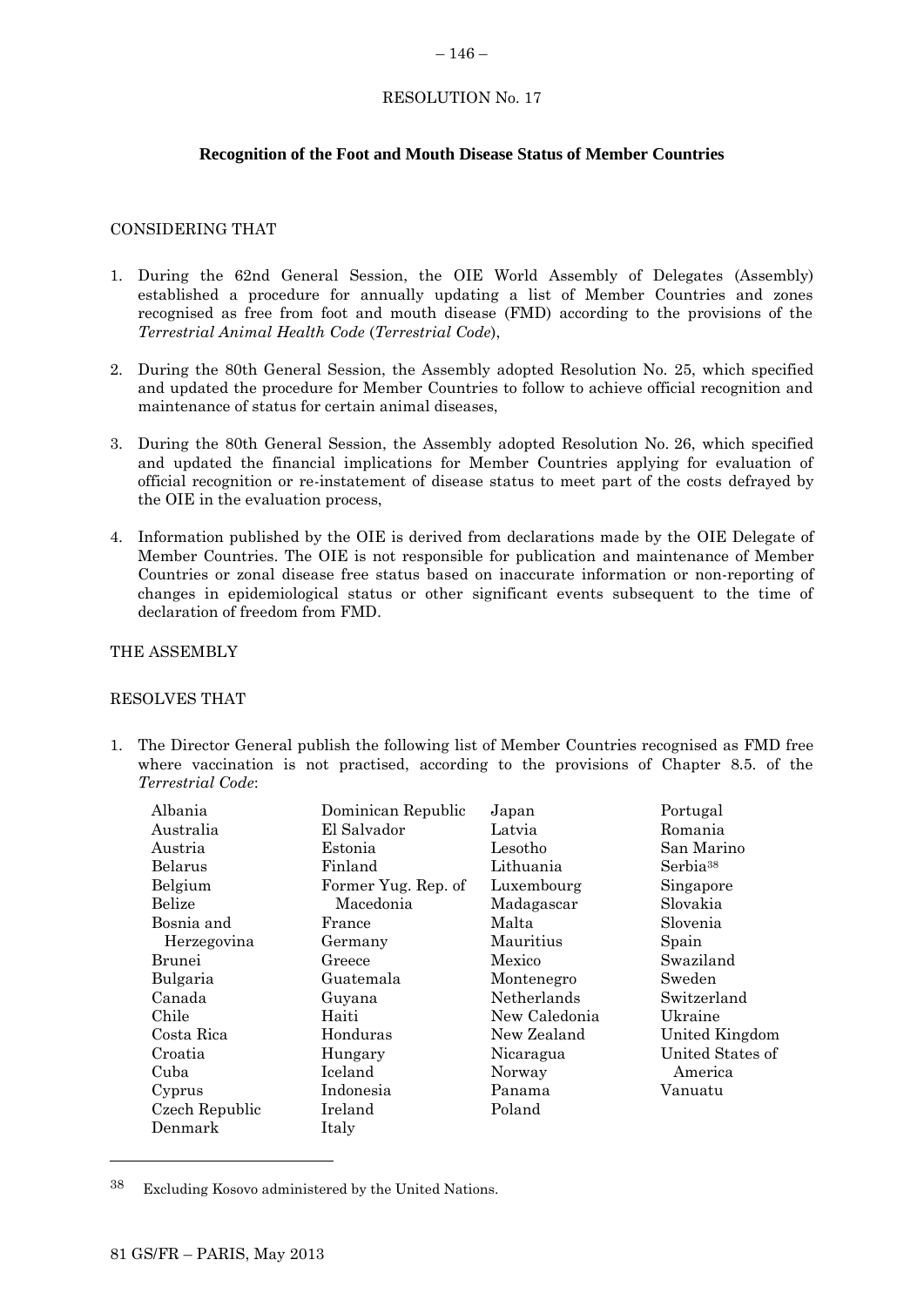RESOLUTION No. 17

## Recognition of the Foot and Mouth Disease Status of Member Countries

CONSIDERING THAT

1. During the 62nd General Session, the OIE World Assembly of Delegates (Assembly) established a procedure for annually updating a list of Member Countries and zones recognised as free from foot and mouth disease (FMD) according to the provisions of the *Terrestrial Animal Health Code* (*Terrestrial Code*),

2. During the 80th General Session, the Assembly adopted Resolution No. 25, which specified and updated the procedure for Member Countries to follow to achieve official recognition and maintenance of status for certain animal diseases,

3. During the 80th General Session, the Assembly adopted Resolution No. 26, which specified and updated the financial implications for Member Countries applying for evaluation of official recognition or re-instatement of disease status to meet part of the costs defrayed by the OIE in the evaluation process,

4. Information published by the OIE is derived from declarations made by the OIE Delegate of Member Countries. The OIE is not responsible for publication and maintenance of Member Countries or zonal disease free status based on inaccurate information or non-reporting of changes in epidemiological status or other significant events subsequent to the time of declaration of freedom from FMD.

THE ASSEMBLY

RESOLVES THAT

1. The Director General publish the following list of Member Countries recognised as FMD free where vaccination is not practised, according to the provisions of Chapter 8.5. of the *Terrestrial Code*:

   Albania
   Australia
   Austria
   Belarus
   Belgium
   Belize
   Bosnia and Herzegovina
   Brunei
   Bulgaria
   Canada
   Chile
   Costa Rica
   Croatia
   Cuba
   Cyprus
   Czech Republic
   Denmark
   Dominican Republic
   El Salvador
   Estonia
   Finland
   Former Yug. Rep. of Macedonia
   France
   Germany
   Greece
   Guatemala
   Guyana
   Haiti
   Honduras
   Hungary
   Iceland
   Indonesia
   Ireland
   Italy
   Japan
   Latvia
   Lesotho
   Lithuania
   Luxembourg
   Madagascar
   Malta
   Mauritius
   Mexico
   Montenegro
   Netherlands
   New Caledonia
   New Zealand
   Nicaragua
   Norway
   Panama
   Poland
   Portugal
   Romania
   San Marino
   Serbia[38]
   Singapore
   Slovakia
   Slovenia
   Spain
   Swaziland
   Sweden
   Switzerland
   Ukraine
   United Kingdom
   United States of America
   Vanuatu

---

[38] Excluding Kosovo administered by the United Nations.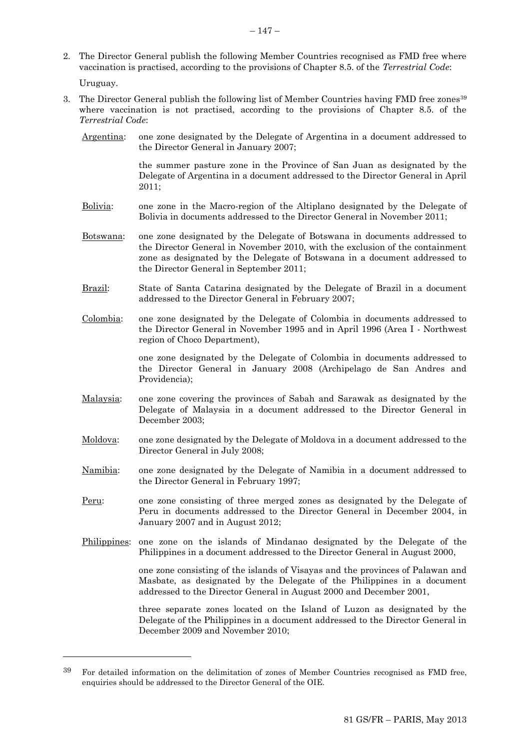2. The Director General publish the following Member Countries recognised as FMD free where vaccination is practised, according to the provisions of Chapter 8.5. of the *Terrestrial Code*:

   Uruguay.

3. The Director General publish the following list of Member Countries having FMD free zones[39] where vaccination is not practised, according to the provisions of Chapter 8.5. of the *Terrestrial Code*:

   Argentina: one zone designated by the Delegate of Argentina in a document addressed to the Director General in January 2007;

   the summer pasture zone in the Province of San Juan as designated by the Delegate of Argentina in a document addressed to the Director General in April 2011;

   Bolivia: one zone in the Macro-region of the Altiplano designated by the Delegate of Bolivia in documents addressed to the Director General in November 2011;

   Botswana: one zone designated by the Delegate of Botswana in documents addressed to the Director General in November 2010, with the exclusion of the containment zone as designated by the Delegate of Botswana in a document addressed to the Director General in September 2011;

   Brazil: State of Santa Catarina designated by the Delegate of Brazil in a document addressed to the Director General in February 2007;

   Colombia: one zone designated by the Delegate of Colombia in documents addressed to the Director General in November 1995 and in April 1996 (Area I - Northwest region of Choco Department),

   one zone designated by the Delegate of Colombia in documents addressed to the Director General in January 2008 (Archipelago de San Andres and Providencia);

   Malaysia: one zone covering the provinces of Sabah and Sarawak as designated by the Delegate of Malaysia in a document addressed to the Director General in December 2003;

   Moldova: one zone designated by the Delegate of Moldova in a document addressed to the Director General in July 2008;

   Namibia: one zone designated by the Delegate of Namibia in a document addressed to the Director General in February 1997;

   Peru: one zone consisting of three merged zones as designated by the Delegate of Peru in documents addressed to the Director General in December 2004, in January 2007 and in August 2012;

   Philippines: one zone on the islands of Mindanao designated by the Delegate of the Philippines in a document addressed to the Director General in August 2000,

   one zone consisting of the islands of Visayas and the provinces of Palawan and Masbate, as designated by the Delegate of the Philippines in a document addressed to the Director General in August 2000 and December 2001,

   three separate zones located on the Island of Luzon as designated by the Delegate of the Philippines in a document addressed to the Director General in December 2009 and November 2010;

---

[39] For detailed information on the delimitation of zones of Member Countries recognised as FMD free, enquiries should be addressed to the Director General of the OIE.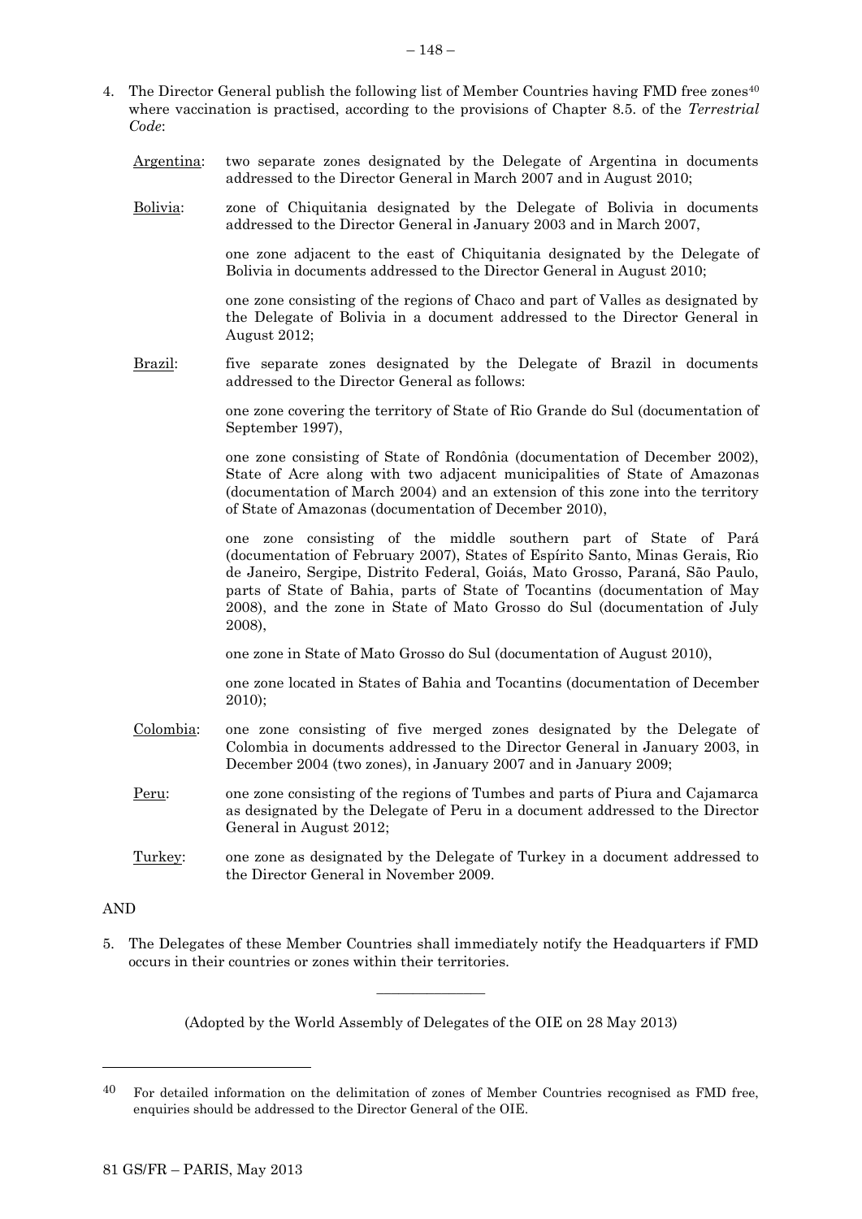4. The Director General publish the following list of Member Countries having FMD free zones[40] where vaccination is practised, according to the provisions of Chapter 8.5. of the *Terrestrial Code*:

   Argentina: two separate zones designated by the Delegate of Argentina in documents addressed to the Director General in March 2007 and in August 2010;

   Bolivia: zone of Chiquitania designated by the Delegate of Bolivia in documents addressed to the Director General in January 2003 and in March 2007,

   one zone adjacent to the east of Chiquitania designated by the Delegate of Bolivia in documents addressed to the Director General in August 2010;

   one zone consisting of the regions of Chaco and part of Valles as designated by the Delegate of Bolivia in a document addressed to the Director General in August 2012;

   Brazil: five separate zones designated by the Delegate of Brazil in documents addressed to the Director General as follows:

   one zone covering the territory of State of Rio Grande do Sul (documentation of September 1997),

   one zone consisting of State of Rondônia (documentation of December 2002), State of Acre along with two adjacent municipalities of State of Amazonas (documentation of March 2004) and an extension of this zone into the territory of State of Amazonas (documentation of December 2010),

   one zone consisting of the middle southern part of State of Pará (documentation of February 2007), States of Espírito Santo, Minas Gerais, Rio de Janeiro, Sergipe, Distrito Federal, Goiás, Mato Grosso, Paraná, São Paulo, parts of State of Bahia, parts of State of Tocantins (documentation of May 2008), and the zone in State of Mato Grosso do Sul (documentation of July 2008),

   one zone in State of Mato Grosso do Sul (documentation of August 2010),

   one zone located in States of Bahia and Tocantins (documentation of December 2010);

   Colombia: one zone consisting of five merged zones designated by the Delegate of Colombia in documents addressed to the Director General in January 2003, in December 2004 (two zones), in January 2007 and in January 2009;

   Peru: one zone consisting of the regions of Tumbes and parts of Piura and Cajamarca as designated by the Delegate of Peru in a document addressed to the Director General in August 2012;

   Turkey: one zone as designated by the Delegate of Turkey in a document addressed to the Director General in November 2009.

AND

5. The Delegates of these Member Countries shall immediately notify the Headquarters if FMD occurs in their countries or zones within their territories.

---

(Adopted by the World Assembly of Delegates of the OIE on 28 May 2013)

---

[40] For detailed information on the delimitation of zones of Member Countries recognised as FMD free, enquiries should be addressed to the Director General of the OIE.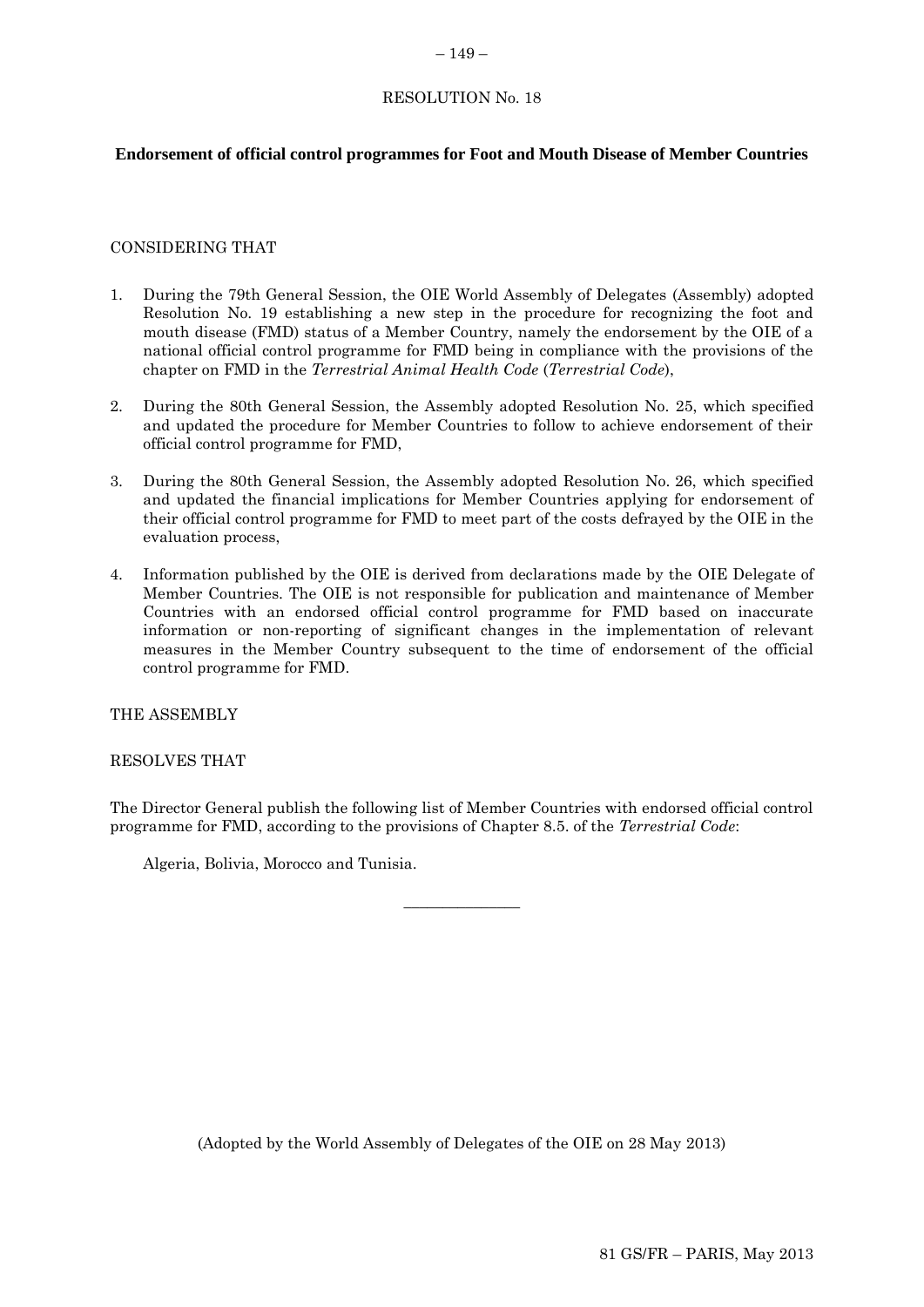RESOLUTION No. 18

**Endorsement of official control programmes for Foot and Mouth Disease of Member Countries**

CONSIDERING THAT

1. During the 79th General Session, the OIE World Assembly of Delegates (Assembly) adopted Resolution No. 19 establishing a new step in the procedure for recognizing the foot and mouth disease (FMD) status of a Member Country, namely the endorsement by the OIE of a national official control programme for FMD being in compliance with the provisions of the chapter on FMD in the *Terrestrial Animal Health Code* (*Terrestrial Code*),

2. During the 80th General Session, the Assembly adopted Resolution No. 25, which specified and updated the procedure for Member Countries to follow to achieve endorsement of their official control programme for FMD,

3. During the 80th General Session, the Assembly adopted Resolution No. 26, which specified and updated the financial implications for Member Countries applying for endorsement of their official control programme for FMD to meet part of the costs defrayed by the OIE in the evaluation process,

4. Information published by the OIE is derived from declarations made by the OIE Delegate of Member Countries. The OIE is not responsible for publication and maintenance of Member Countries with an endorsed official control programme for FMD based on inaccurate information or non-reporting of significant changes in the implementation of relevant measures in the Member Country subsequent to the time of endorsement of the official control programme for FMD.

THE ASSEMBLY

RESOLVES THAT

The Director General publish the following list of Member Countries with endorsed official control programme for FMD, according to the provisions of Chapter 8.5. of the *Terrestrial Code*:

Algeria, Bolivia, Morocco and Tunisia.

---

(Adopted by the World Assembly of Delegates of the OIE on 28 May 2013)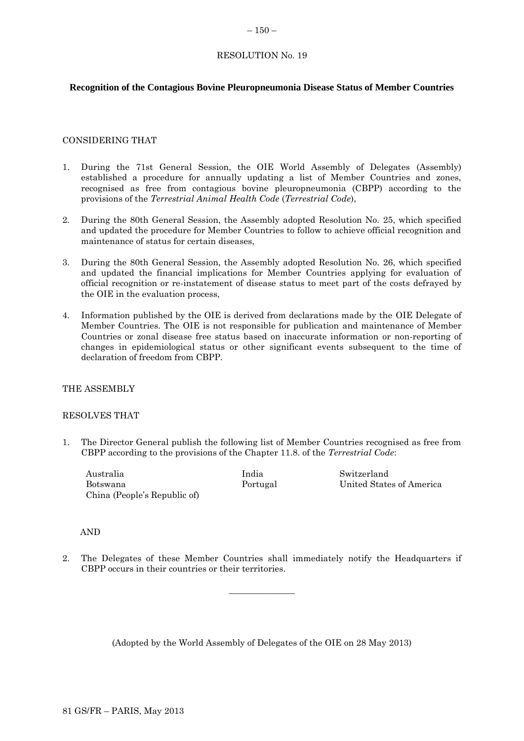RESOLUTION No. 19

**Recognition of the Contagious Bovine Pleuropneumonia Disease Status of Member Countries**

CONSIDERING THAT

1. During the 71st General Session, the OIE World Assembly of Delegates (Assembly) established a procedure for annually updating a list of Member Countries and zones, recognised as free from contagious bovine pleuropneumonia (CBPP) according to the provisions of the *Terrestrial Animal Health Code* (*Terrestrial Code*),

2. During the 80th General Session, the Assembly adopted Resolution No. 25, which specified and updated the procedure for Member Countries to follow to achieve official recognition and maintenance of status for certain diseases,

3. During the 80th General Session, the Assembly adopted Resolution No. 26, which specified and updated the financial implications for Member Countries applying for evaluation of official recognition or re-instatement of disease status to meet part of the costs defrayed by the OIE in the evaluation process,

4. Information published by the OIE is derived from declarations made by the OIE Delegate of Member Countries. The OIE is not responsible for publication and maintenance of Member Countries or zonal disease free status based on inaccurate information or non-reporting of changes in epidemiological status or other significant events subsequent to the time of declaration of freedom from CBPP.

THE ASSEMBLY

RESOLVES THAT

1. The Director General publish the following list of Member Countries recognised as free from CBPP according to the provisions of the Chapter 11.8. of the *Terrestrial Code*:

   Australia
   Botswana
   China (People's Republic of)
   India
   Portugal
   Switzerland
   United States of America

AND

2. The Delegates of these Member Countries shall immediately notify the Headquarters if CBPP occurs in their countries or their territories.

---

(Adopted by the World Assembly of Delegates of the OIE on 28 May 2013)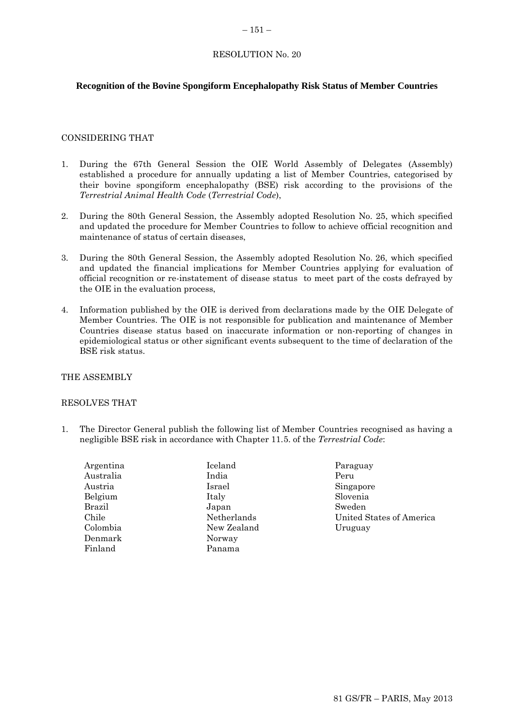RESOLUTION No. 20

**Recognition of the Bovine Spongiform Encephalopathy Risk Status of Member Countries**

CONSIDERING THAT

1. During the 67th General Session the OIE World Assembly of Delegates (Assembly) established a procedure for annually updating a list of Member Countries, categorised by their bovine spongiform encephalopathy (BSE) risk according to the provisions of the *Terrestrial Animal Health Code* (*Terrestrial Code*),

2. During the 80th General Session, the Assembly adopted Resolution No. 25, which specified and updated the procedure for Member Countries to follow to achieve official recognition and maintenance of status of certain diseases,

3. During the 80th General Session, the Assembly adopted Resolution No. 26, which specified and updated the financial implications for Member Countries applying for evaluation of official recognition or re-instatement of disease status to meet part of the costs defrayed by the OIE in the evaluation process,

4. Information published by the OIE is derived from declarations made by the OIE Delegate of Member Countries. The OIE is not responsible for publication and maintenance of Member Countries disease status based on inaccurate information or non-reporting of changes in epidemiological status or other significant events subsequent to the time of declaration of the BSE risk status.

THE ASSEMBLY

RESOLVES THAT

1. The Director General publish the following list of Member Countries recognised as having a negligible BSE risk in accordance with Chapter 11.5. of the *Terrestrial Code*:

Argentina
Australia
Austria
Belgium
Brazil
Chile
Colombia
Denmark
Finland
Iceland
India
Israel
Italy
Japan
Netherlands
New Zealand
Norway
Panama
Paraguay
Peru
Singapore
Slovenia
Sweden
United States of America
Uruguay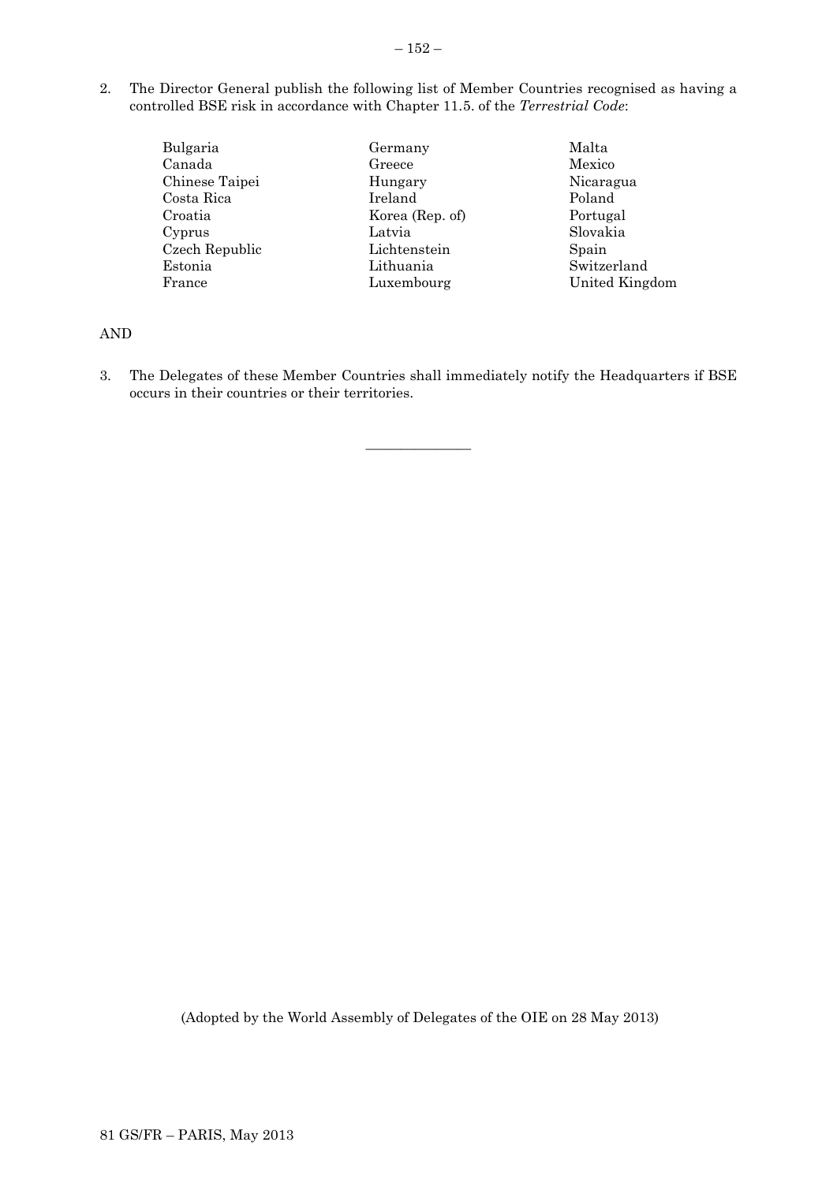2. The Director General publish the following list of Member Countries recognised as having a controlled BSE risk in accordance with Chapter 11.5. of the *Terrestrial Code*:

| | | |
|---|---|---|
| Bulgaria | Germany | Malta |
| Canada | Greece | Mexico |
| Chinese Taipei | Hungary | Nicaragua |
| Costa Rica | Ireland | Poland |
| Croatia | Korea (Rep. of) | Portugal |
| Cyprus | Latvia | Slovakia |
| Czech Republic | Lichtenstein | Spain |
| Estonia | Lithuania | Switzerland |
| France | Luxembourg | United Kingdom |

AND

3. The Delegates of these Member Countries shall immediately notify the Headquarters if BSE occurs in their countries or their territories.

---

(Adopted by the World Assembly of Delegates of the OIE on 28 May 2013)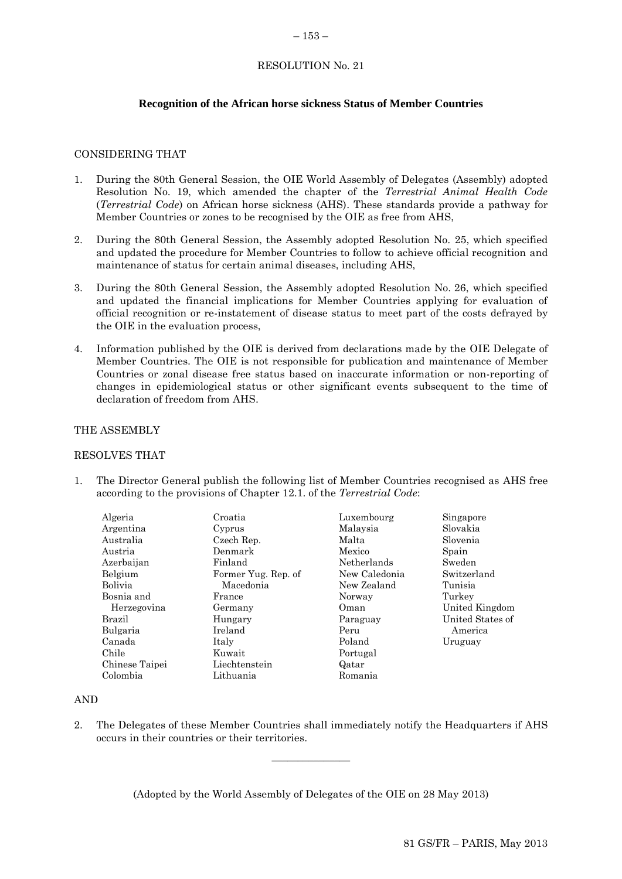# RESOLUTION No. 21

## Recognition of the African horse sickness Status of Member Countries

CONSIDERING THAT

1. During the 80th General Session, the OIE World Assembly of Delegates (Assembly) adopted Resolution No. 19, which amended the chapter of the *Terrestrial Animal Health Code* (*Terrestrial Code*) on African horse sickness (AHS). These standards provide a pathway for Member Countries or zones to be recognised by the OIE as free from AHS,

2. During the 80th General Session, the Assembly adopted Resolution No. 25, which specified and updated the procedure for Member Countries to follow to achieve official recognition and maintenance of status for certain animal diseases, including AHS,

3. During the 80th General Session, the Assembly adopted Resolution No. 26, which specified and updated the financial implications for Member Countries applying for evaluation of official recognition or re-instatement of disease status to meet part of the costs defrayed by the OIE in the evaluation process,

4. Information published by the OIE is derived from declarations made by the OIE Delegate of Member Countries. The OIE is not responsible for publication and maintenance of Member Countries or zonal disease free status based on inaccurate information or non-reporting of changes in epidemiological status or other significant events subsequent to the time of declaration of freedom from AHS.

THE ASSEMBLY

RESOLVES THAT

1. The Director General publish the following list of Member Countries recognised as AHS free according to the provisions of Chapter 12.1. of the *Terrestrial Code*:

| | | | |
|---|---|---|---|
| Algeria | Croatia | Luxembourg | Singapore |
| Argentina | Cyprus | Malaysia | Slovakia |
| Australia | Czech Rep. | Malta | Slovenia |
| Austria | Denmark | Mexico | Spain |
| Azerbaijan | Finland | Netherlands | Sweden |
| Belgium | Former Yug. Rep. of Macedonia | New Caledonia | Switzerland |
| Bolivia | France | New Zealand | Tunisia |
| Bosnia and Herzegovina | Germany | Norway | Turkey |
| Brazil | Hungary | Oman | United Kingdom |
| Bulgaria | Ireland | Paraguay | United States of America |
| Canada | Italy | Peru | Uruguay |
| Chile | Kuwait | Poland | |
| Chinese Taipei | Liechtenstein | Portugal | |
| Colombia | Lithuania | Qatar | |
| | | Romania | |

AND

2. The Delegates of these Member Countries shall immediately notify the Headquarters if AHS occurs in their countries or their territories.

---

(Adopted by the World Assembly of Delegates of the OIE on 28 May 2013)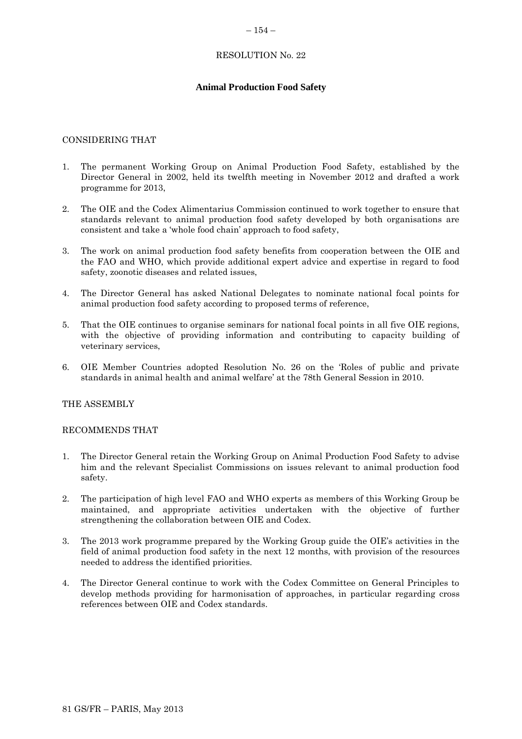RESOLUTION No. 22

## Animal Production Food Safety

CONSIDERING THAT

1. The permanent Working Group on Animal Production Food Safety, established by the Director General in 2002, held its twelfth meeting in November 2012 and drafted a work programme for 2013,

2. The OIE and the Codex Alimentarius Commission continued to work together to ensure that standards relevant to animal production food safety developed by both organisations are consistent and take a 'whole food chain' approach to food safety,

3. The work on animal production food safety benefits from cooperation between the OIE and the FAO and WHO, which provide additional expert advice and expertise in regard to food safety, zoonotic diseases and related issues,

4. The Director General has asked National Delegates to nominate national focal points for animal production food safety according to proposed terms of reference,

5. That the OIE continues to organise seminars for national focal points in all five OIE regions, with the objective of providing information and contributing to capacity building of veterinary services,

6. OIE Member Countries adopted Resolution No. 26 on the 'Roles of public and private standards in animal health and animal welfare' at the 78th General Session in 2010.

THE ASSEMBLY

RECOMMENDS THAT

1. The Director General retain the Working Group on Animal Production Food Safety to advise him and the relevant Specialist Commissions on issues relevant to animal production food safety.

2. The participation of high level FAO and WHO experts as members of this Working Group be maintained, and appropriate activities undertaken with the objective of further strengthening the collaboration between OIE and Codex.

3. The 2013 work programme prepared by the Working Group guide the OIE's activities in the field of animal production food safety in the next 12 months, with provision of the resources needed to address the identified priorities.

4. The Director General continue to work with the Codex Committee on General Principles to develop methods providing for harmonisation of approaches, in particular regarding cross references between OIE and Codex standards.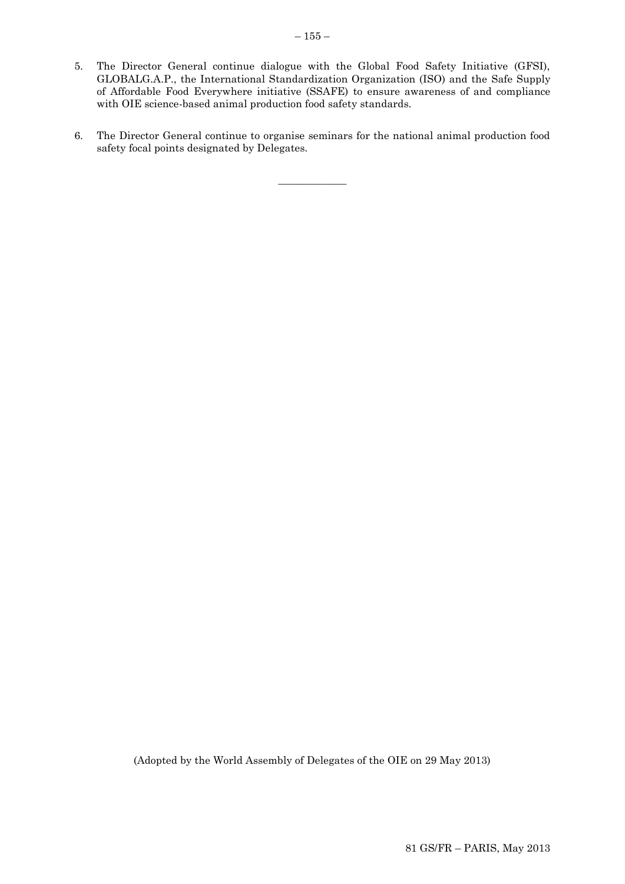5. The Director General continue dialogue with the Global Food Safety Initiative (GFSI), GLOBALG.A.P., the International Standardization Organization (ISO) and the Safe Supply of Affordable Food Everywhere initiative (SSAFE) to ensure awareness of and compliance with OIE science-based animal production food safety standards.

6. The Director General continue to organise seminars for the national animal production food safety focal points designated by Delegates.

---

(Adopted by the World Assembly of Delegates of the OIE on 29 May 2013)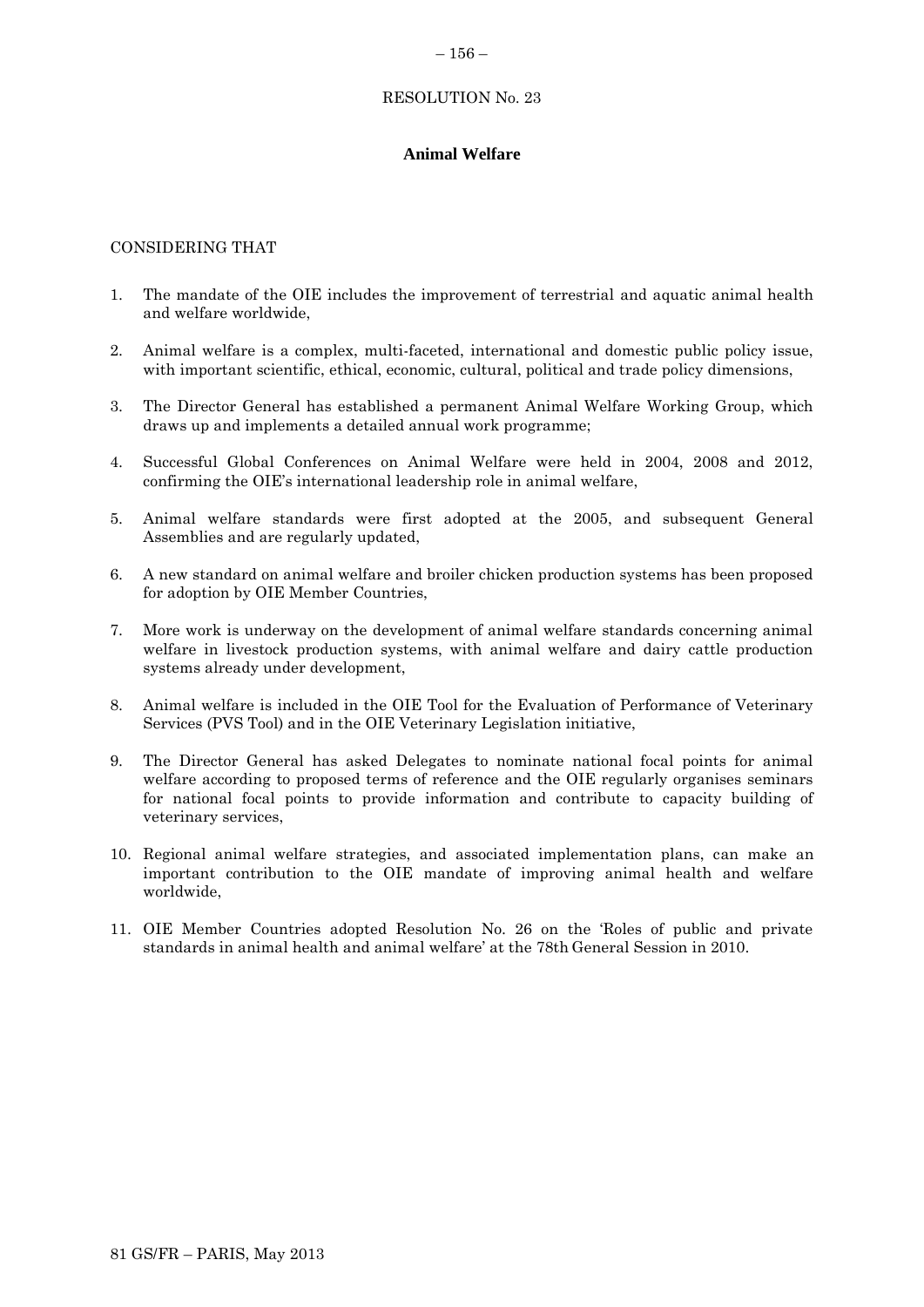RESOLUTION No. 23

**Animal Welfare**

CONSIDERING THAT

1. The mandate of the OIE includes the improvement of terrestrial and aquatic animal health and welfare worldwide,

2. Animal welfare is a complex, multi-faceted, international and domestic public policy issue, with important scientific, ethical, economic, cultural, political and trade policy dimensions,

3. The Director General has established a permanent Animal Welfare Working Group, which draws up and implements a detailed annual work programme;

4. Successful Global Conferences on Animal Welfare were held in 2004, 2008 and 2012, confirming the OIE's international leadership role in animal welfare,

5. Animal welfare standards were first adopted at the 2005, and subsequent General Assemblies and are regularly updated,

6. A new standard on animal welfare and broiler chicken production systems has been proposed for adoption by OIE Member Countries,

7. More work is underway on the development of animal welfare standards concerning animal welfare in livestock production systems, with animal welfare and dairy cattle production systems already under development,

8. Animal welfare is included in the OIE Tool for the Evaluation of Performance of Veterinary Services (PVS Tool) and in the OIE Veterinary Legislation initiative,

9. The Director General has asked Delegates to nominate national focal points for animal welfare according to proposed terms of reference and the OIE regularly organises seminars for national focal points to provide information and contribute to capacity building of veterinary services,

10. Regional animal welfare strategies, and associated implementation plans, can make an important contribution to the OIE mandate of improving animal health and welfare worldwide,

11. OIE Member Countries adopted Resolution No. 26 on the 'Roles of public and private standards in animal health and animal welfare' at the 78th General Session in 2010.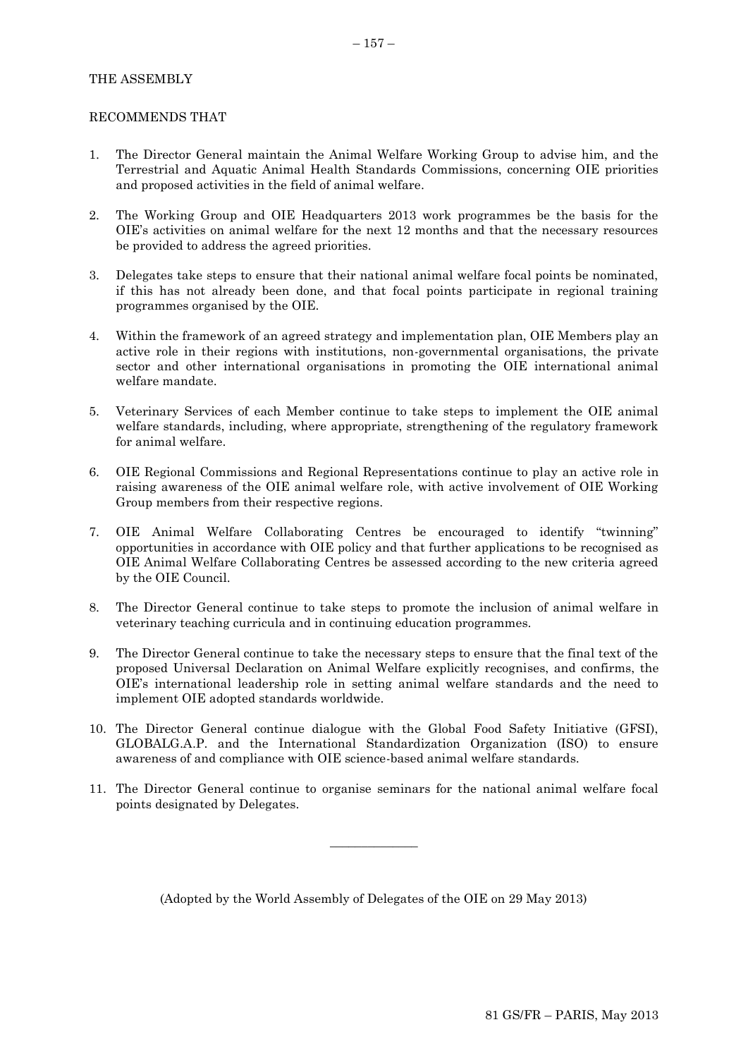THE ASSEMBLY

RECOMMENDS THAT

1. The Director General maintain the Animal Welfare Working Group to advise him, and the Terrestrial and Aquatic Animal Health Standards Commissions, concerning OIE priorities and proposed activities in the field of animal welfare.

2. The Working Group and OIE Headquarters 2013 work programmes be the basis for the OIE's activities on animal welfare for the next 12 months and that the necessary resources be provided to address the agreed priorities.

3. Delegates take steps to ensure that their national animal welfare focal points be nominated, if this has not already been done, and that focal points participate in regional training programmes organised by the OIE.

4. Within the framework of an agreed strategy and implementation plan, OIE Members play an active role in their regions with institutions, non-governmental organisations, the private sector and other international organisations in promoting the OIE international animal welfare mandate.

5. Veterinary Services of each Member continue to take steps to implement the OIE animal welfare standards, including, where appropriate, strengthening of the regulatory framework for animal welfare.

6. OIE Regional Commissions and Regional Representations continue to play an active role in raising awareness of the OIE animal welfare role, with active involvement of OIE Working Group members from their respective regions.

7. OIE Animal Welfare Collaborating Centres be encouraged to identify "twinning" opportunities in accordance with OIE policy and that further applications to be recognised as OIE Animal Welfare Collaborating Centres be assessed according to the new criteria agreed by the OIE Council.

8. The Director General continue to take steps to promote the inclusion of animal welfare in veterinary teaching curricula and in continuing education programmes.

9. The Director General continue to take the necessary steps to ensure that the final text of the proposed Universal Declaration on Animal Welfare explicitly recognises, and confirms, the OIE's international leadership role in setting animal welfare standards and the need to implement OIE adopted standards worldwide.

10. The Director General continue dialogue with the Global Food Safety Initiative (GFSI), GLOBALG.A.P. and the International Standardization Organization (ISO) to ensure awareness of and compliance with OIE science-based animal welfare standards.

11. The Director General continue to organise seminars for the national animal welfare focal points designated by Delegates.

---

(Adopted by the World Assembly of Delegates of the OIE on 29 May 2013)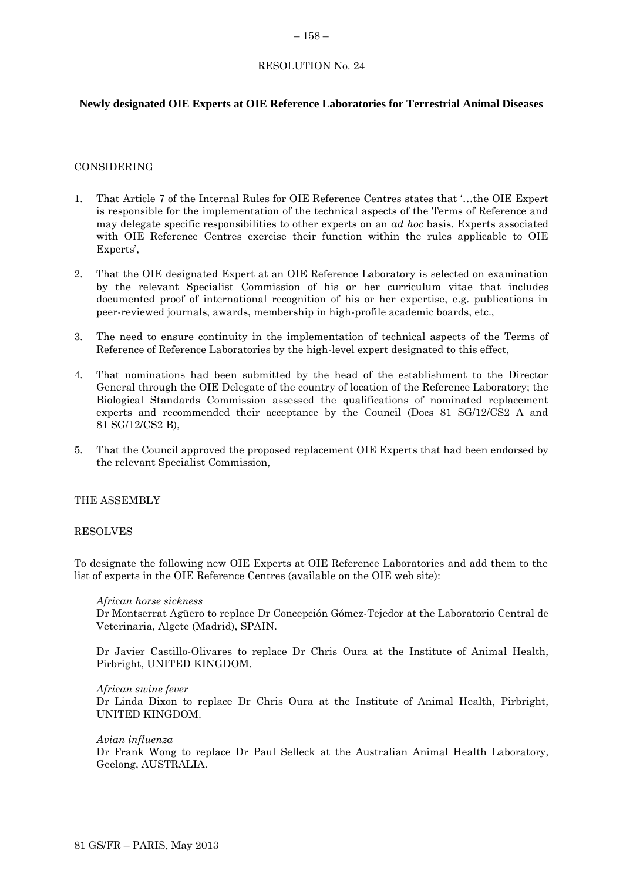RESOLUTION No. 24

**Newly designated OIE Experts at OIE Reference Laboratories for Terrestrial Animal Diseases**

CONSIDERING

1. That Article 7 of the Internal Rules for OIE Reference Centres states that '…the OIE Expert is responsible for the implementation of the technical aspects of the Terms of Reference and may delegate specific responsibilities to other experts on an *ad hoc* basis. Experts associated with OIE Reference Centres exercise their function within the rules applicable to OIE Experts',

2. That the OIE designated Expert at an OIE Reference Laboratory is selected on examination by the relevant Specialist Commission of his or her curriculum vitae that includes documented proof of international recognition of his or her expertise, e.g. publications in peer-reviewed journals, awards, membership in high-profile academic boards, etc.,

3. The need to ensure continuity in the implementation of technical aspects of the Terms of Reference of Reference Laboratories by the high-level expert designated to this effect,

4. That nominations had been submitted by the head of the establishment to the Director General through the OIE Delegate of the country of location of the Reference Laboratory; the Biological Standards Commission assessed the qualifications of nominated replacement experts and recommended their acceptance by the Council (Docs 81 SG/12/CS2 A and 81 SG/12/CS2 B),

5. That the Council approved the proposed replacement OIE Experts that had been endorsed by the relevant Specialist Commission,

THE ASSEMBLY

RESOLVES

To designate the following new OIE Experts at OIE Reference Laboratories and add them to the list of experts in the OIE Reference Centres (available on the OIE web site):

*African horse sickness*
Dr Montserrat Agüero to replace Dr Concepción Gómez-Tejedor at the Laboratorio Central de Veterinaria, Algete (Madrid), SPAIN.

Dr Javier Castillo-Olivares to replace Dr Chris Oura at the Institute of Animal Health, Pirbright, UNITED KINGDOM.

*African swine fever*
Dr Linda Dixon to replace Dr Chris Oura at the Institute of Animal Health, Pirbright, UNITED KINGDOM.

*Avian influenza*
Dr Frank Wong to replace Dr Paul Selleck at the Australian Animal Health Laboratory, Geelong, AUSTRALIA.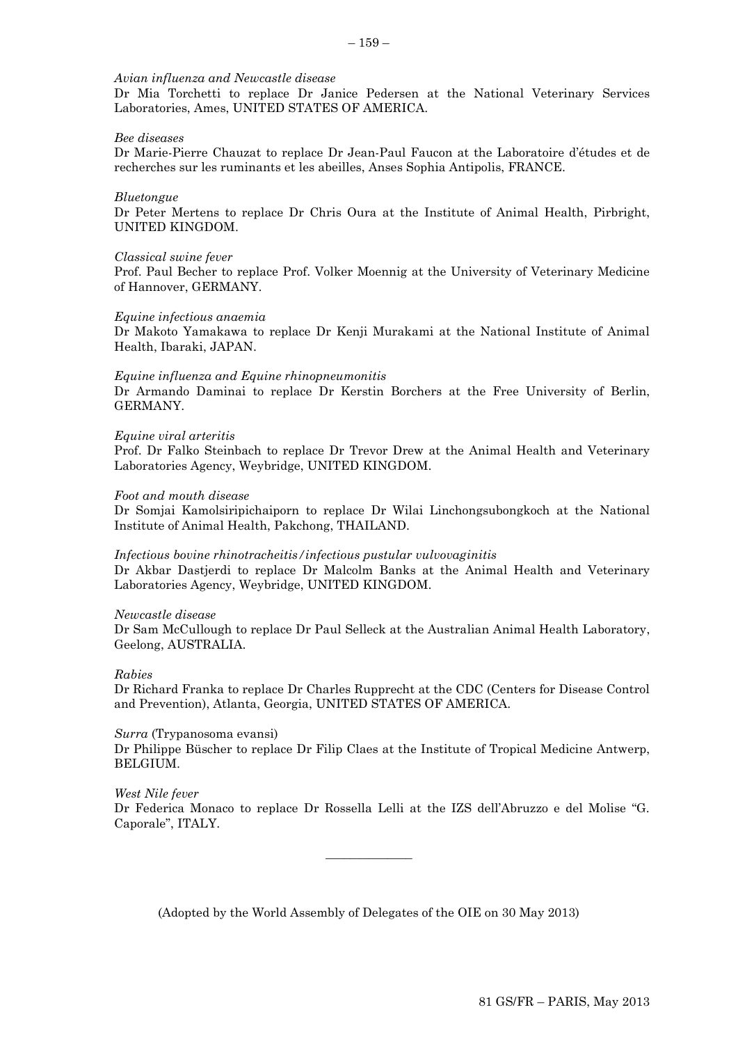*Avian influenza and Newcastle disease*

Dr Mia Torchetti to replace Dr Janice Pedersen at the National Veterinary Services Laboratories, Ames, UNITED STATES OF AMERICA.

*Bee diseases*

Dr Marie-Pierre Chauzat to replace Dr Jean-Paul Faucon at the Laboratoire d'études et de recherches sur les ruminants et les abeilles, Anses Sophia Antipolis, FRANCE.

*Bluetongue*

Dr Peter Mertens to replace Dr Chris Oura at the Institute of Animal Health, Pirbright, UNITED KINGDOM.

*Classical swine fever*

Prof. Paul Becher to replace Prof. Volker Moennig at the University of Veterinary Medicine of Hannover, GERMANY.

*Equine infectious anaemia*

Dr Makoto Yamakawa to replace Dr Kenji Murakami at the National Institute of Animal Health, Ibaraki, JAPAN.

*Equine influenza and Equine rhinopneumonitis*

Dr Armando Daminai to replace Dr Kerstin Borchers at the Free University of Berlin, GERMANY.

*Equine viral arteritis*

Prof. Dr Falko Steinbach to replace Dr Trevor Drew at the Animal Health and Veterinary Laboratories Agency, Weybridge, UNITED KINGDOM.

*Foot and mouth disease*

Dr Somjai Kamolsiripichaiporn to replace Dr Wilai Linchongsubongkoch at the National Institute of Animal Health, Pakchong, THAILAND.

*Infectious bovine rhinotracheitis/infectious pustular vulvovaginitis*

Dr Akbar Dastjerdi to replace Dr Malcolm Banks at the Animal Health and Veterinary Laboratories Agency, Weybridge, UNITED KINGDOM.

*Newcastle disease*

Dr Sam McCullough to replace Dr Paul Selleck at the Australian Animal Health Laboratory, Geelong, AUSTRALIA.

*Rabies*

Dr Richard Franka to replace Dr Charles Rupprecht at the CDC (Centers for Disease Control and Prevention), Atlanta, Georgia, UNITED STATES OF AMERICA.

*Surra* (Trypanosoma evansi)

Dr Philippe Büscher to replace Dr Filip Claes at the Institute of Tropical Medicine Antwerp, BELGIUM.

*West Nile fever*

Dr Federica Monaco to replace Dr Rossella Lelli at the IZS dell'Abruzzo e del Molise "G. Caporale", ITALY.

---

(Adopted by the World Assembly of Delegates of the OIE on 30 May 2013)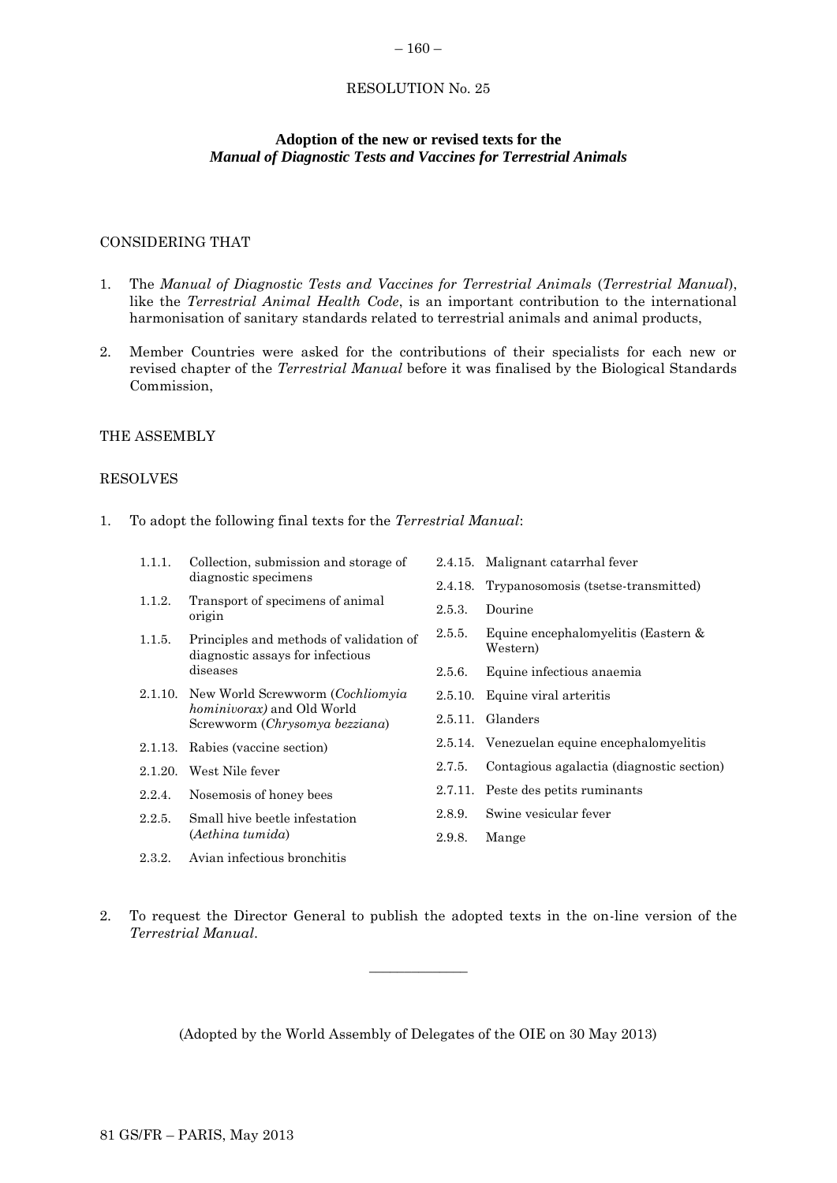RESOLUTION No. 25

**Adoption of the new or revised texts for the *Manual of Diagnostic Tests and Vaccines for Terrestrial Animals***

CONSIDERING THAT

1. The *Manual of Diagnostic Tests and Vaccines for Terrestrial Animals* (*Terrestrial Manual*), like the *Terrestrial Animal Health Code*, is an important contribution to the international harmonisation of sanitary standards related to terrestrial animals and animal products,

2. Member Countries were asked for the contributions of their specialists for each new or revised chapter of the *Terrestrial Manual* before it was finalised by the Biological Standards Commission,

THE ASSEMBLY

RESOLVES

1. To adopt the following final texts for the *Terrestrial Manual*:

   - 1.1.1. Collection, submission and storage of diagnostic specimens
   - 1.1.2. Transport of specimens of animal origin
   - 1.1.5. Principles and methods of validation of diagnostic assays for infectious diseases
   - 2.1.10. New World Screwworm (*Cochliomyia hominivorax*) and Old World Screwworm (*Chrysomya bezziana*)
   - 2.1.13. Rabies (vaccine section)
   - 2.1.20. West Nile fever
   - 2.2.4. Nosemosis of honey bees
   - 2.2.5. Small hive beetle infestation (*Aethina tumida*)
   - 2.3.2. Avian infectious bronchitis
   - 2.4.15. Malignant catarrhal fever
   - 2.4.18. Trypanosomosis (tsetse-transmitted)
   - 2.5.3. Dourine
   - 2.5.5. Equine encephalomyelitis (Eastern & Western)
   - 2.5.6. Equine infectious anaemia
   - 2.5.10. Equine viral arteritis
   - 2.5.11. Glanders
   - 2.5.14. Venezuelan equine encephalomyelitis
   - 2.7.5. Contagious agalactia (diagnostic section)
   - 2.7.11. Peste des petits ruminants
   - 2.8.9. Swine vesicular fever
   - 2.9.8. Mange

2. To request the Director General to publish the adopted texts in the on-line version of the *Terrestrial Manual*.

---

(Adopted by the World Assembly of Delegates of the OIE on 30 May 2013)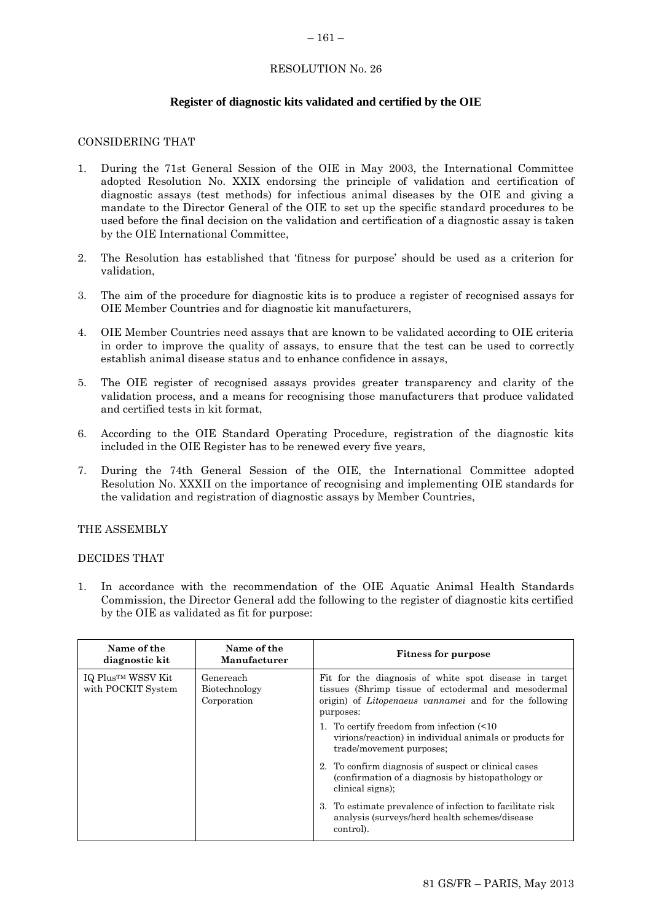RESOLUTION No. 26

**Register of diagnostic kits validated and certified by the OIE**

CONSIDERING THAT

1. During the 71st General Session of the OIE in May 2003, the International Committee adopted Resolution No. XXIX endorsing the principle of validation and certification of diagnostic assays (test methods) for infectious animal diseases by the OIE and giving a mandate to the Director General of the OIE to set up the specific standard procedures to be used before the final decision on the validation and certification of a diagnostic assay is taken by the OIE International Committee,
2. The Resolution has established that 'fitness for purpose' should be used as a criterion for validation,
3. The aim of the procedure for diagnostic kits is to produce a register of recognised assays for OIE Member Countries and for diagnostic kit manufacturers,
4. OIE Member Countries need assays that are known to be validated according to OIE criteria in order to improve the quality of assays, to ensure that the test can be used to correctly establish animal disease status and to enhance confidence in assays,
5. The OIE register of recognised assays provides greater transparency and clarity of the validation process, and a means for recognising those manufacturers that produce validated and certified tests in kit format,
6. According to the OIE Standard Operating Procedure, registration of the diagnostic kits included in the OIE Register has to be renewed every five years,
7. During the 74th General Session of the OIE, the International Committee adopted Resolution No. XXXII on the importance of recognising and implementing OIE standards for the validation and registration of diagnostic assays by Member Countries,

THE ASSEMBLY

DECIDES THAT

1. In accordance with the recommendation of the OIE Aquatic Animal Health Standards Commission, the Director General add the following to the register of diagnostic kits certified by the OIE as validated as fit for purpose:

| Name of the diagnostic kit | Name of the Manufacturer | Fitness for purpose |
|---|---|---|
| IQ Plus™ WSSV Kit with POCKIT System | Genereach Biotechnology Corporation | Fit for the diagnosis of white spot disease in target tissues (Shrimp tissue of ectodermal and mesodermal origin) of *Litopenaeus vannamei* and for the following purposes:<br>1. To certify freedom from infection (<10 virions/reaction) in individual animals or products for trade/movement purposes;<br>2. To confirm diagnosis of suspect or clinical cases (confirmation of a diagnosis by histopathology or clinical signs);<br>3. To estimate prevalence of infection to facilitate risk analysis (surveys/herd health schemes/disease control). |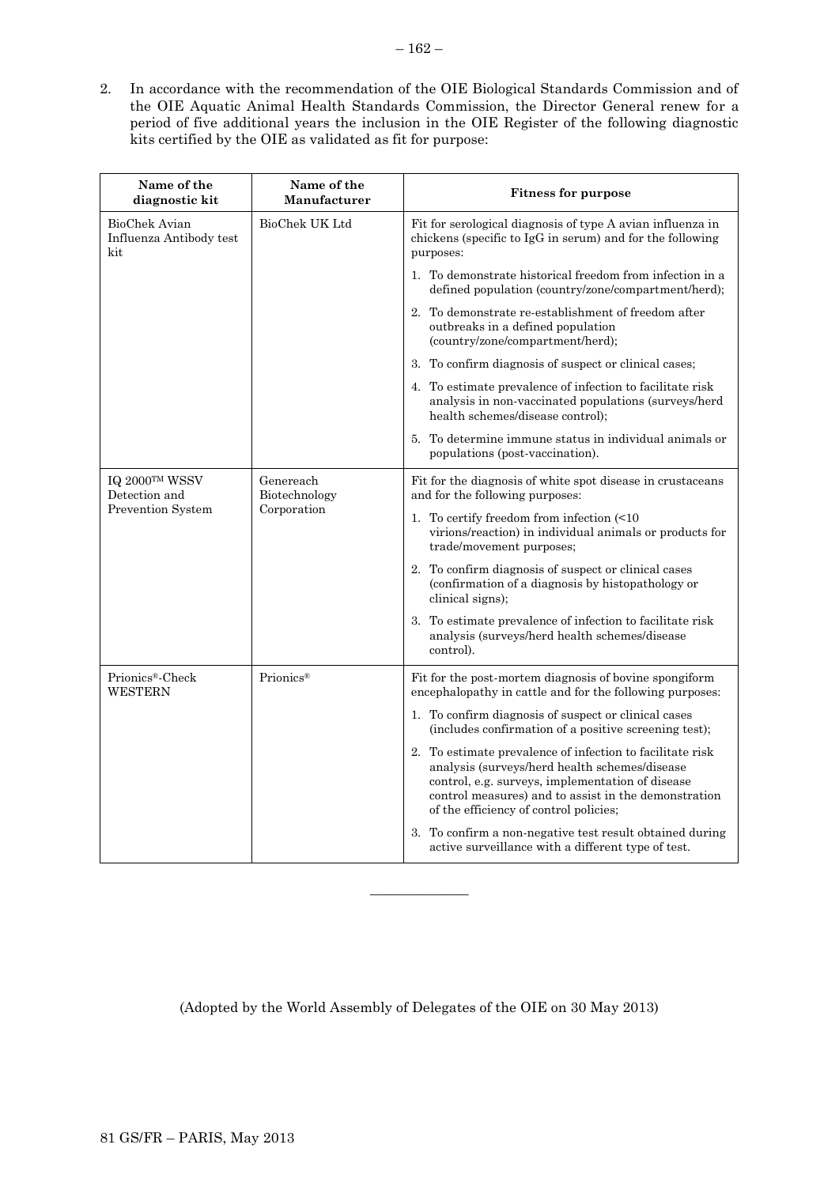2. In accordance with the recommendation of the OIE Biological Standards Commission and of the OIE Aquatic Animal Health Standards Commission, the Director General renew for a period of five additional years the inclusion in the OIE Register of the following diagnostic kits certified by the OIE as validated as fit for purpose:

| Name of the diagnostic kit | Name of the Manufacturer | Fitness for purpose |
|---|---|---|
| BioChek Avian Influenza Antibody test kit | BioChek UK Ltd | Fit for serological diagnosis of type A avian influenza in chickens (specific to IgG in serum) and for the following purposes:<br>1. To demonstrate historical freedom from infection in a defined population (country/zone/compartment/herd);<br>2. To demonstrate re-establishment of freedom after outbreaks in a defined population (country/zone/compartment/herd);<br>3. To confirm diagnosis of suspect or clinical cases;<br>4. To estimate prevalence of infection to facilitate risk analysis in non-vaccinated populations (surveys/herd health schemes/disease control);<br>5. To determine immune status in individual animals or populations (post-vaccination). |
| IQ 2000™ WSSV Detection and Prevention System | Genereach Biotechnology Corporation | Fit for the diagnosis of white spot disease in crustaceans and for the following purposes:<br>1. To certify freedom from infection (<10 virions/reaction) in individual animals or products for trade/movement purposes;<br>2. To confirm diagnosis of suspect or clinical cases (confirmation of a diagnosis by histopathology or clinical signs);<br>3. To estimate prevalence of infection to facilitate risk analysis (surveys/herd health schemes/disease control). |
| Prionics®-Check WESTERN | Prionics® | Fit for the post-mortem diagnosis of bovine spongiform encephalopathy in cattle and for the following purposes:<br>1. To confirm diagnosis of suspect or clinical cases (includes confirmation of a positive screening test);<br>2. To estimate prevalence of infection to facilitate risk analysis (surveys/herd health schemes/disease control, e.g. surveys, implementation of disease control measures) and to assist in the demonstration of the efficiency of control policies;<br>3. To confirm a non-negative test result obtained during active surveillance with a different type of test. |

_______________

(Adopted by the World Assembly of Delegates of the OIE on 30 May 2013)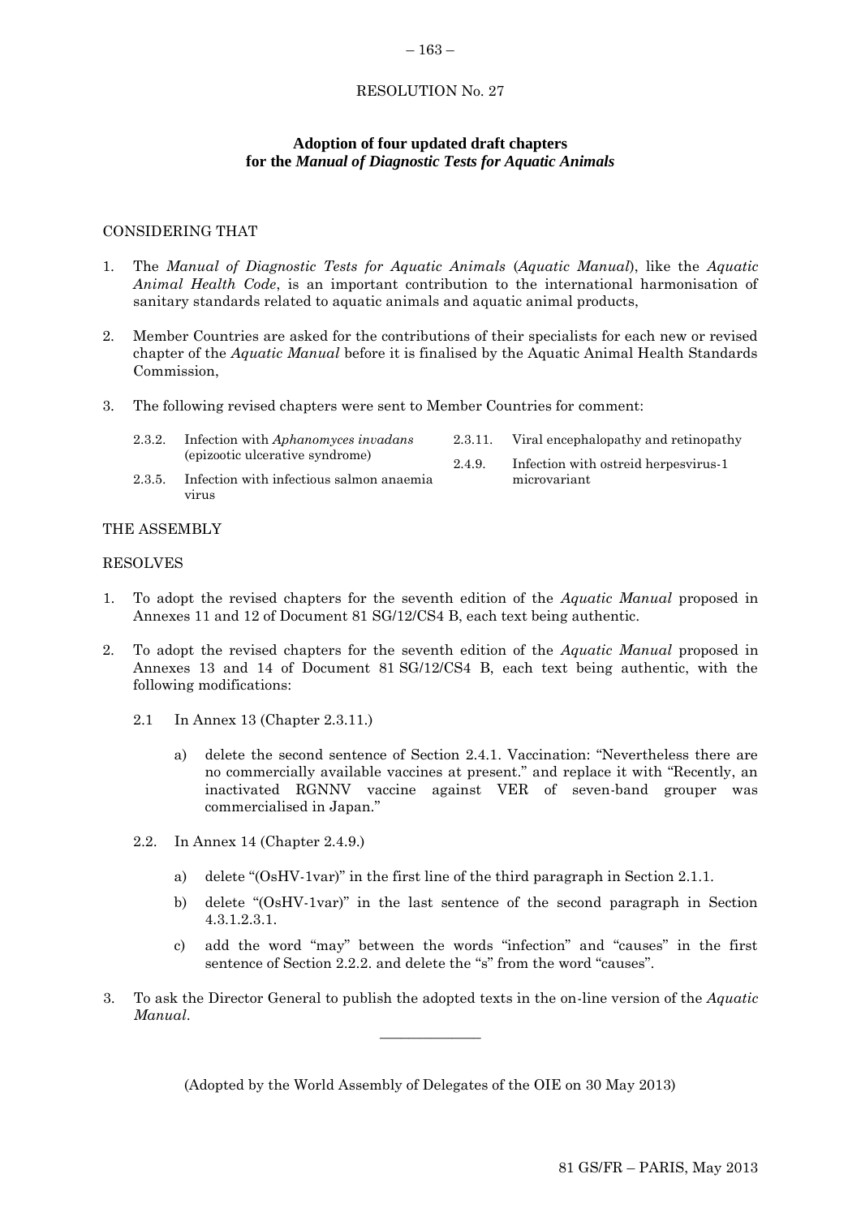# RESOLUTION No. 27

## Adoption of four updated draft chapters for the *Manual of Diagnostic Tests for Aquatic Animals*

CONSIDERING THAT

1. The *Manual of Diagnostic Tests for Aquatic Animals* (*Aquatic Manual*), like the *Aquatic Animal Health Code*, is an important contribution to the international harmonisation of sanitary standards related to aquatic animals and aquatic animal products,
2. Member Countries are asked for the contributions of their specialists for each new or revised chapter of the *Aquatic Manual* before it is finalised by the Aquatic Animal Health Standards Commission,
3. The following revised chapters were sent to Member Countries for comment:

| | |
|---|---|
| 2.3.2. | Infection with *Aphanomyces invadans* (epizootic ulcerative syndrome) |
| 2.3.5. | Infection with infectious salmon anaemia virus |
| 2.3.11. | Viral encephalopathy and retinopathy |
| 2.4.9. | Infection with ostreid herpesvirus-1 microvariant |

THE ASSEMBLY

RESOLVES

1. To adopt the revised chapters for the seventh edition of the *Aquatic Manual* proposed in Annexes 11 and 12 of Document 81 SG/12/CS4 B, each text being authentic.
2. To adopt the revised chapters for the seventh edition of the *Aquatic Manual* proposed in Annexes 13 and 14 of Document 81 SG/12/CS4 B, each text being authentic, with the following modifications:

   2.1 In Annex 13 (Chapter 2.3.11.)

   a) delete the second sentence of Section 2.4.1. Vaccination: "Nevertheless there are no commercially available vaccines at present." and replace it with "Recently, an inactivated RGNNV vaccine against VER of seven-band grouper was commercialised in Japan."

   2.2. In Annex 14 (Chapter 2.4.9.)

   a) delete "(OsHV-1var)" in the first line of the third paragraph in Section 2.1.1.

   b) delete "(OsHV-1var)" in the last sentence of the second paragraph in Section 4.3.1.2.3.1.

   c) add the word "may" between the words "infection" and "causes" in the first sentence of Section 2.2.2. and delete the "s" from the word "causes".

3. To ask the Director General to publish the adopted texts in the on-line version of the *Aquatic Manual*.

---

(Adopted by the World Assembly of Delegates of the OIE on 30 May 2013)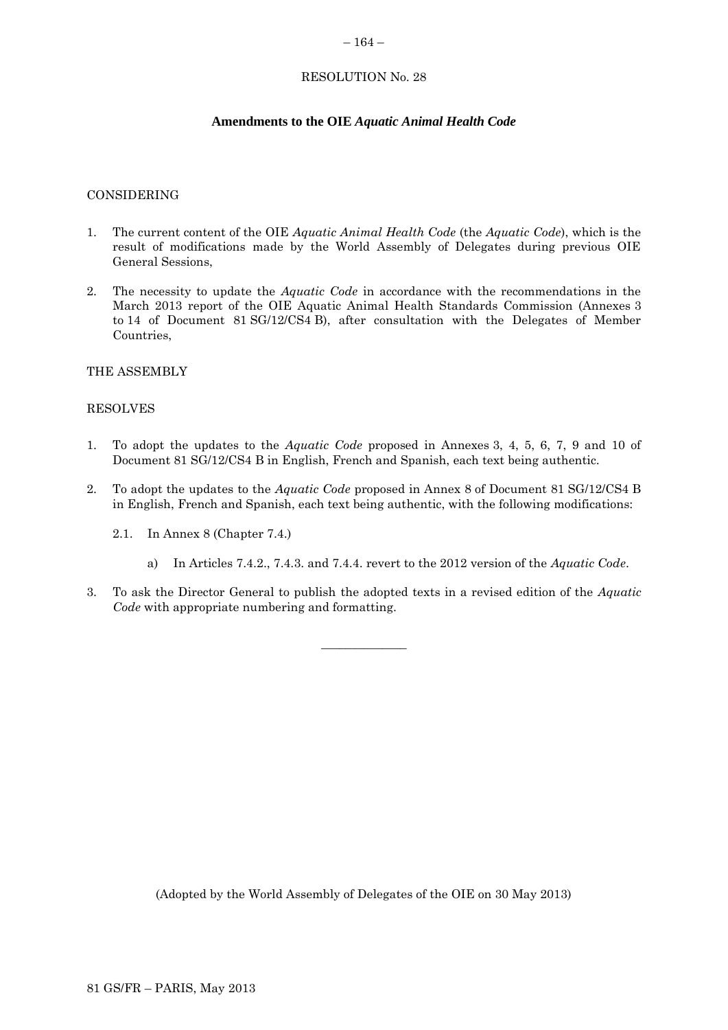RESOLUTION No. 28

## Amendments to the OIE *Aquatic Animal Health Code*

CONSIDERING

1. The current content of the OIE *Aquatic Animal Health Code* (the *Aquatic Code*), which is the result of modifications made by the World Assembly of Delegates during previous OIE General Sessions,

2. The necessity to update the *Aquatic Code* in accordance with the recommendations in the March 2013 report of the OIE Aquatic Animal Health Standards Commission (Annexes 3 to 14 of Document 81 SG/12/CS4 B), after consultation with the Delegates of Member Countries,

THE ASSEMBLY

RESOLVES

1. To adopt the updates to the *Aquatic Code* proposed in Annexes 3, 4, 5, 6, 7, 9 and 10 of Document 81 SG/12/CS4 B in English, French and Spanish, each text being authentic.

2. To adopt the updates to the *Aquatic Code* proposed in Annex 8 of Document 81 SG/12/CS4 B in English, French and Spanish, each text being authentic, with the following modifications:

   2.1. In Annex 8 (Chapter 7.4.)

      a) In Articles 7.4.2., 7.4.3. and 7.4.4. revert to the 2012 version of the *Aquatic Code*.

3. To ask the Director General to publish the adopted texts in a revised edition of the *Aquatic Code* with appropriate numbering and formatting.

---

(Adopted by the World Assembly of Delegates of the OIE on 30 May 2013)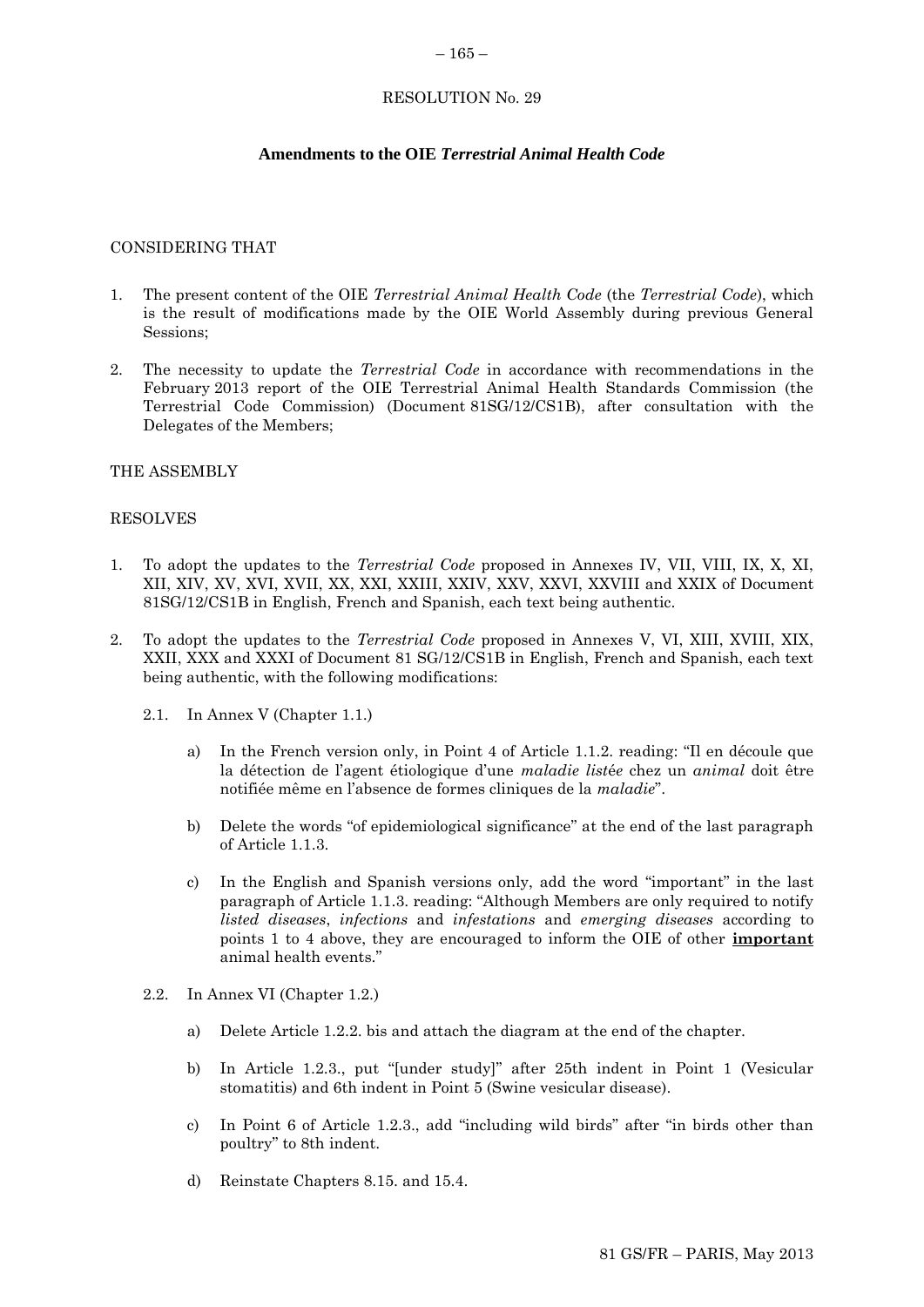RESOLUTION No. 29

## Amendments to the OIE *Terrestrial Animal Health Code*

CONSIDERING THAT

1. The present content of the OIE *Terrestrial Animal Health Code* (the *Terrestrial Code*), which is the result of modifications made by the OIE World Assembly during previous General Sessions;

2. The necessity to update the *Terrestrial Code* in accordance with recommendations in the February 2013 report of the OIE Terrestrial Animal Health Standards Commission (the Terrestrial Code Commission) (Document 81SG/12/CS1B), after consultation with the Delegates of the Members;

THE ASSEMBLY

RESOLVES

1. To adopt the updates to the *Terrestrial Code* proposed in Annexes IV, VII, VIII, IX, X, XI, XII, XIV, XV, XVI, XVII, XX, XXI, XXIII, XXIV, XXV, XXVI, XXVIII and XXIX of Document 81SG/12/CS1B in English, French and Spanish, each text being authentic.

2. To adopt the updates to the *Terrestrial Code* proposed in Annexes V, VI, XIII, XVIII, XIX, XXII, XXX and XXXI of Document 81 SG/12/CS1B in English, French and Spanish, each text being authentic, with the following modifications:

   2.1. In Annex V (Chapter 1.1.)

      a) In the French version only, in Point 4 of Article 1.1.2. reading: "Il en découle que la détection de l'agent étiologique d'une *maladie listée* chez un *animal* doit être notifiée même en l'absence de formes cliniques de la *maladie*".

      b) Delete the words "of epidemiological significance" at the end of the last paragraph of Article 1.1.3.

      c) In the English and Spanish versions only, add the word "important" in the last paragraph of Article 1.1.3. reading: "Although Members are only required to notify *listed diseases*, *infections* and *infestations* and *emerging diseases* according to points 1 to 4 above, they are encouraged to inform the OIE of other **important** animal health events."

   2.2. In Annex VI (Chapter 1.2.)

      a) Delete Article 1.2.2. bis and attach the diagram at the end of the chapter.

      b) In Article 1.2.3., put "[under study]" after 25th indent in Point 1 (Vesicular stomatitis) and 6th indent in Point 5 (Swine vesicular disease).

      c) In Point 6 of Article 1.2.3., add "including wild birds" after "in birds other than poultry" to 8th indent.

      d) Reinstate Chapters 8.15. and 15.4.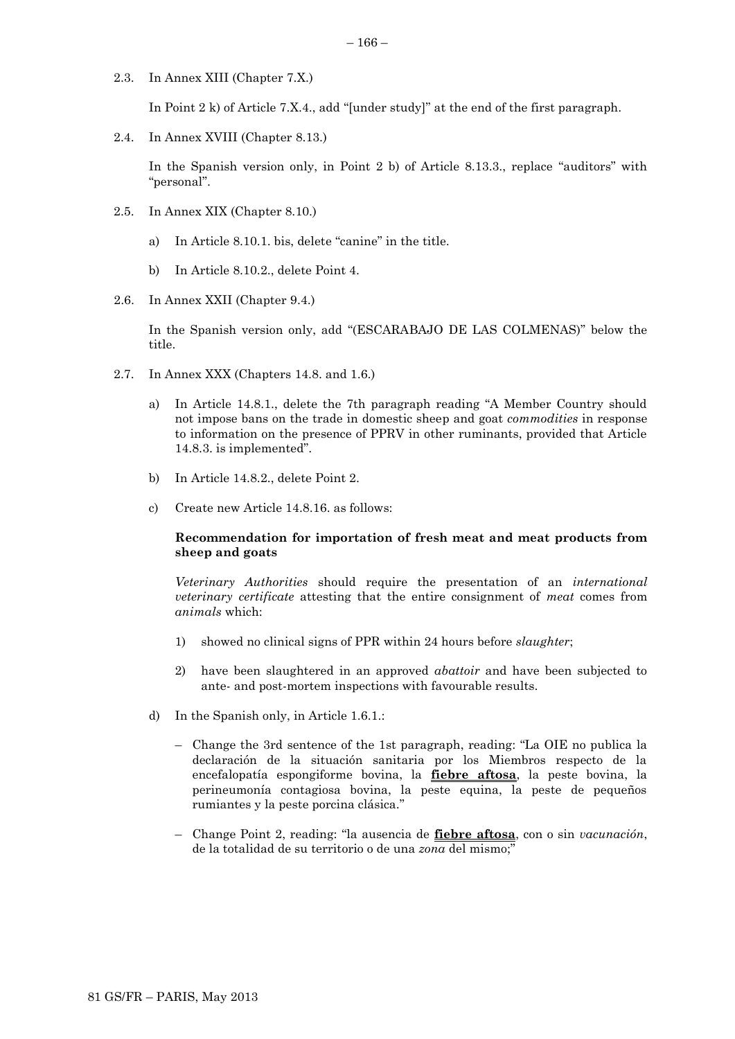2.3. In Annex XIII (Chapter 7.X.)

In Point 2 k) of Article 7.X.4., add "[under study]" at the end of the first paragraph.

2.4. In Annex XVIII (Chapter 8.13.)

In the Spanish version only, in Point 2 b) of Article 8.13.3., replace "auditors" with "personal".

2.5. In Annex XIX (Chapter 8.10.)

a) In Article 8.10.1. bis, delete "canine" in the title.

b) In Article 8.10.2., delete Point 4.

2.6. In Annex XXII (Chapter 9.4.)

In the Spanish version only, add "(ESCARABAJO DE LAS COLMENAS)" below the title.

2.7. In Annex XXX (Chapters 14.8. and 1.6.)

a) In Article 14.8.1., delete the 7th paragraph reading "A Member Country should not impose bans on the trade in domestic sheep and goat *commodities* in response to information on the presence of PPRV in other ruminants, provided that Article 14.8.3. is implemented".

b) In Article 14.8.2., delete Point 2.

c) Create new Article 14.8.16. as follows:

**Recommendation for importation of fresh meat and meat products from sheep and goats**

*Veterinary Authorities* should require the presentation of an *international veterinary certificate* attesting that the entire consignment of *meat* comes from *animals* which:

1) showed no clinical signs of PPR within 24 hours before *slaughter*;

2) have been slaughtered in an approved *abattoir* and have been subjected to ante- and post-mortem inspections with favourable results.

d) In the Spanish only, in Article 1.6.1.:

– Change the 3rd sentence of the 1st paragraph, reading: "La OIE no publica la declaración de la situación sanitaria por los Miembros respecto de la encefalopatía espongiforme bovina, la **fiebre aftosa**, la peste bovina, la perineumonía contagiosa bovina, la peste equina, la peste de pequeños rumiantes y la peste porcina clásica."

– Change Point 2, reading: "la ausencia de **fiebre aftosa**, con o sin *vacunación*, de la totalidad de su territorio o de una *zona* del mismo;"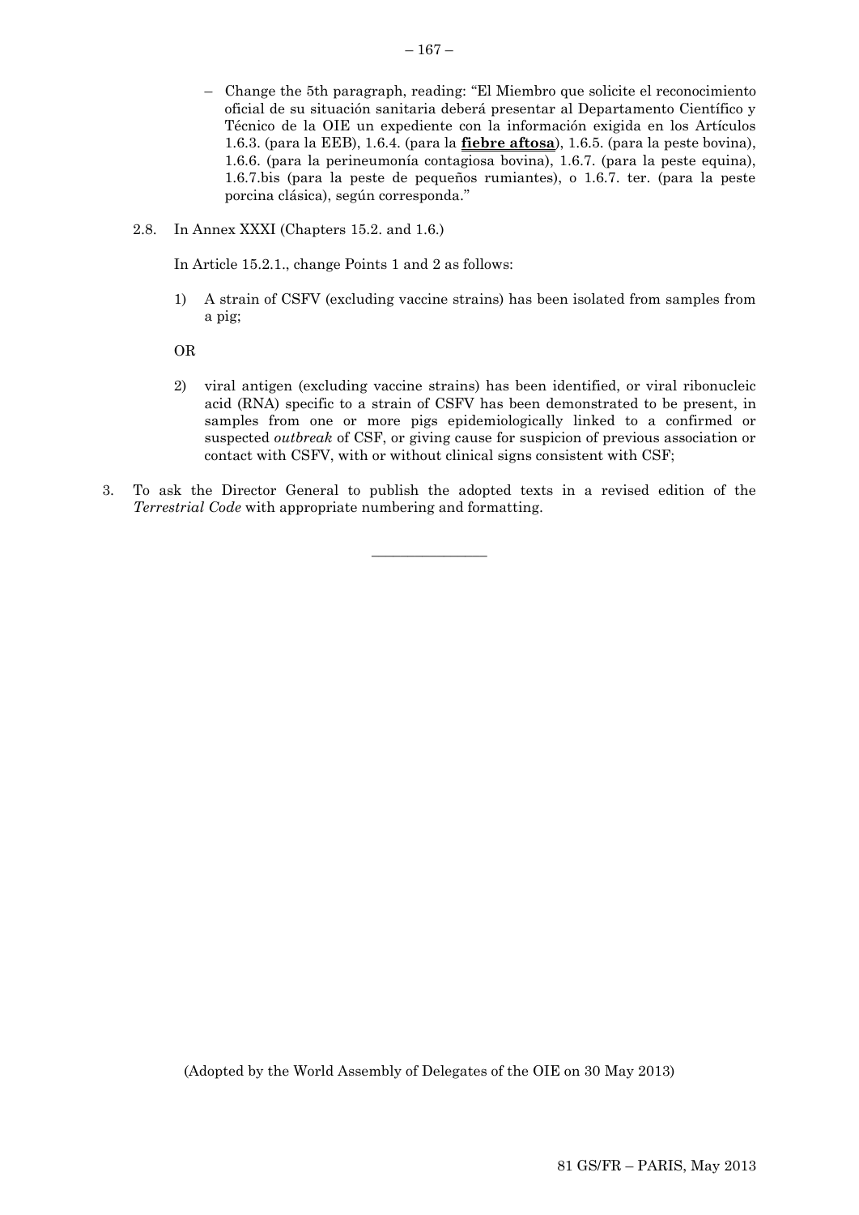– Change the 5th paragraph, reading: "El Miembro que solicite el reconocimiento oficial de su situación sanitaria deberá presentar al Departamento Científico y Técnico de la OIE un expediente con la información exigida en los Artículos 1.6.3. (para la EEB), 1.6.4. (para la **fiebre aftosa**), 1.6.5. (para la peste bovina), 1.6.6. (para la perineumonía contagiosa bovina), 1.6.7. (para la peste equina), 1.6.7.bis (para la peste de pequeños rumiantes), o 1.6.7. ter. (para la peste porcina clásica), según corresponda."

2.8. In Annex XXXI (Chapters 15.2. and 1.6.)

In Article 15.2.1., change Points 1 and 2 as follows:

1) A strain of CSFV (excluding vaccine strains) has been isolated from samples from a pig;

OR

2) viral antigen (excluding vaccine strains) has been identified, or viral ribonucleic acid (RNA) specific to a strain of CSFV has been demonstrated to be present, in samples from one or more pigs epidemiologically linked to a confirmed or suspected *outbreak* of CSF, or giving cause for suspicion of previous association or contact with CSFV, with or without clinical signs consistent with CSF;

3. To ask the Director General to publish the adopted texts in a revised edition of the *Terrestrial Code* with appropriate numbering and formatting.

---

(Adopted by the World Assembly of Delegates of the OIE on 30 May 2013)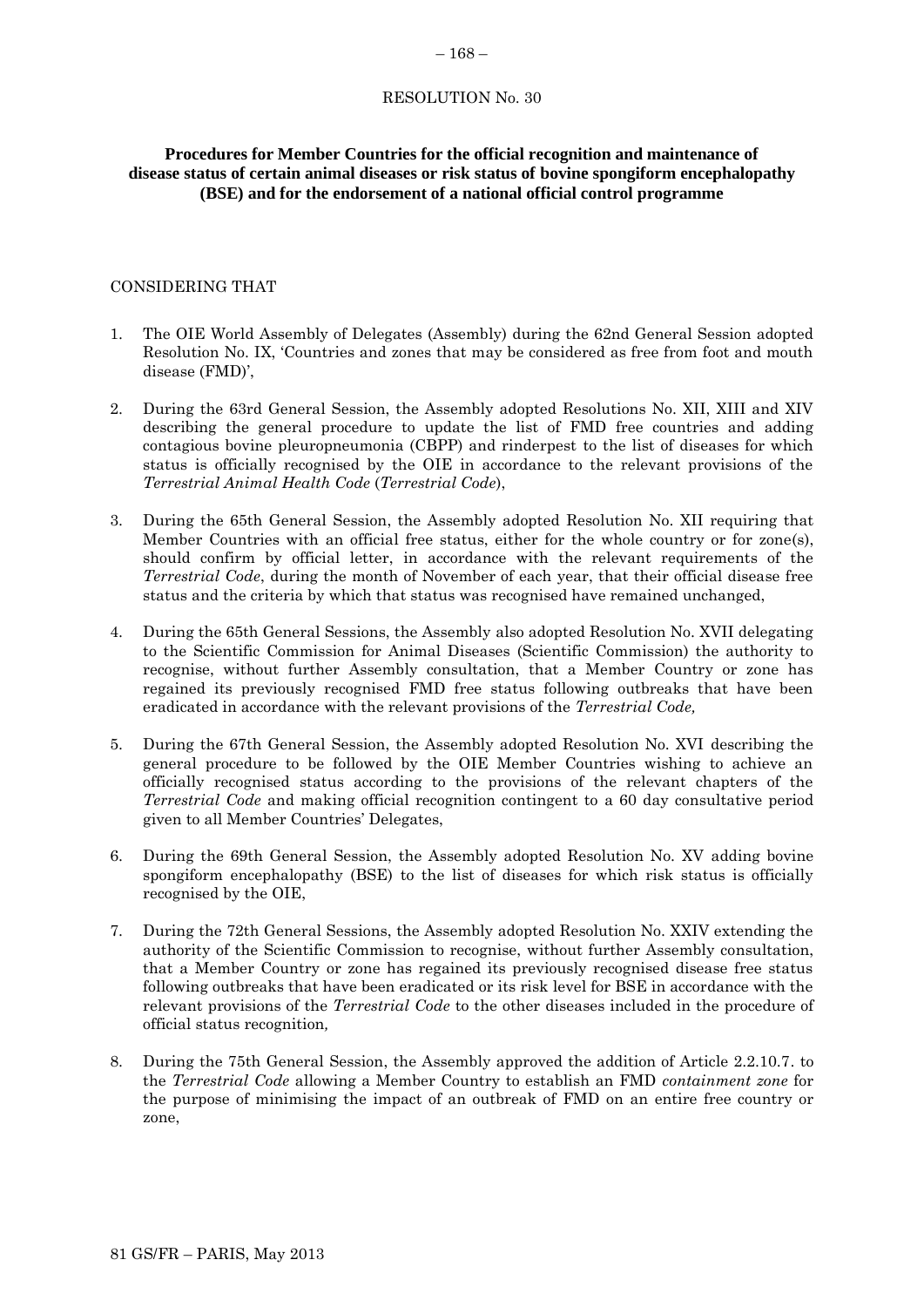RESOLUTION No. 30

**Procedures for Member Countries for the official recognition and maintenance of disease status of certain animal diseases or risk status of bovine spongiform encephalopathy (BSE) and for the endorsement of a national official control programme**

CONSIDERING THAT

1. The OIE World Assembly of Delegates (Assembly) during the 62nd General Session adopted Resolution No. IX, 'Countries and zones that may be considered as free from foot and mouth disease (FMD)',

2. During the 63rd General Session, the Assembly adopted Resolutions No. XII, XIII and XIV describing the general procedure to update the list of FMD free countries and adding contagious bovine pleuropneumonia (CBPP) and rinderpest to the list of diseases for which status is officially recognised by the OIE in accordance to the relevant provisions of the *Terrestrial Animal Health Code* (*Terrestrial Code*),

3. During the 65th General Session, the Assembly adopted Resolution No. XII requiring that Member Countries with an official free status, either for the whole country or for zone(s), should confirm by official letter, in accordance with the relevant requirements of the *Terrestrial Code*, during the month of November of each year, that their official disease free status and the criteria by which that status was recognised have remained unchanged,

4. During the 65th General Sessions, the Assembly also adopted Resolution No. XVII delegating to the Scientific Commission for Animal Diseases (Scientific Commission) the authority to recognise, without further Assembly consultation, that a Member Country or zone has regained its previously recognised FMD free status following outbreaks that have been eradicated in accordance with the relevant provisions of the *Terrestrial Code,*

5. During the 67th General Session, the Assembly adopted Resolution No. XVI describing the general procedure to be followed by the OIE Member Countries wishing to achieve an officially recognised status according to the provisions of the relevant chapters of the *Terrestrial Code* and making official recognition contingent to a 60 day consultative period given to all Member Countries' Delegates,

6. During the 69th General Session, the Assembly adopted Resolution No. XV adding bovine spongiform encephalopathy (BSE) to the list of diseases for which risk status is officially recognised by the OIE,

7. During the 72th General Sessions, the Assembly adopted Resolution No. XXIV extending the authority of the Scientific Commission to recognise, without further Assembly consultation, that a Member Country or zone has regained its previously recognised disease free status following outbreaks that have been eradicated or its risk level for BSE in accordance with the relevant provisions of the *Terrestrial Code* to the other diseases included in the procedure of official status recognition*,*

8. During the 75th General Session, the Assembly approved the addition of Article 2.2.10.7. to the *Terrestrial Code* allowing a Member Country to establish an FMD *containment zone* for the purpose of minimising the impact of an outbreak of FMD on an entire free country or zone,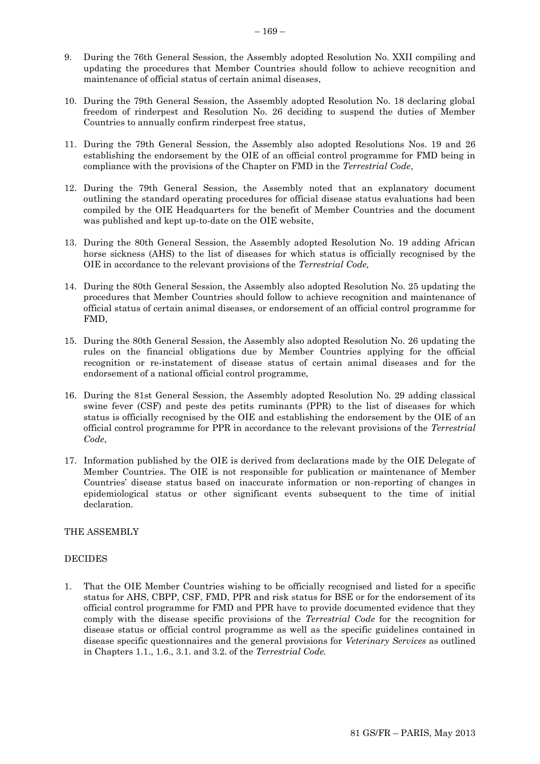9. During the 76th General Session, the Assembly adopted Resolution No. XXII compiling and updating the procedures that Member Countries should follow to achieve recognition and maintenance of official status of certain animal diseases,

10. During the 79th General Session, the Assembly adopted Resolution No. 18 declaring global freedom of rinderpest and Resolution No. 26 deciding to suspend the duties of Member Countries to annually confirm rinderpest free status,

11. During the 79th General Session, the Assembly also adopted Resolutions Nos. 19 and 26 establishing the endorsement by the OIE of an official control programme for FMD being in compliance with the provisions of the Chapter on FMD in the *Terrestrial Code*,

12. During the 79th General Session, the Assembly noted that an explanatory document outlining the standard operating procedures for official disease status evaluations had been compiled by the OIE Headquarters for the benefit of Member Countries and the document was published and kept up-to-date on the OIE website,

13. During the 80th General Session, the Assembly adopted Resolution No. 19 adding African horse sickness (AHS) to the list of diseases for which status is officially recognised by the OIE in accordance to the relevant provisions of the *Terrestrial Code,*

14. During the 80th General Session, the Assembly also adopted Resolution No. 25 updating the procedures that Member Countries should follow to achieve recognition and maintenance of official status of certain animal diseases, or endorsement of an official control programme for FMD,

15. During the 80th General Session, the Assembly also adopted Resolution No. 26 updating the rules on the financial obligations due by Member Countries applying for the official recognition or re-instatement of disease status of certain animal diseases and for the endorsement of a national official control programme,

16. During the 81st General Session, the Assembly adopted Resolution No. 29 adding classical swine fever (CSF) and peste des petits ruminants (PPR) to the list of diseases for which status is officially recognised by the OIE and establishing the endorsement by the OIE of an official control programme for PPR in accordance to the relevant provisions of the *Terrestrial Code*,

17. Information published by the OIE is derived from declarations made by the OIE Delegate of Member Countries. The OIE is not responsible for publication or maintenance of Member Countries' disease status based on inaccurate information or non-reporting of changes in epidemiological status or other significant events subsequent to the time of initial declaration.

THE ASSEMBLY

DECIDES

1. That the OIE Member Countries wishing to be officially recognised and listed for a specific status for AHS, CBPP, CSF, FMD, PPR and risk status for BSE or for the endorsement of its official control programme for FMD and PPR have to provide documented evidence that they comply with the disease specific provisions of the *Terrestrial Code* for the recognition for disease status or official control programme as well as the specific guidelines contained in disease specific questionnaires and the general provisions for *Veterinary Services* as outlined in Chapters 1.1., 1.6., 3.1. and 3.2. of the *Terrestrial Code.*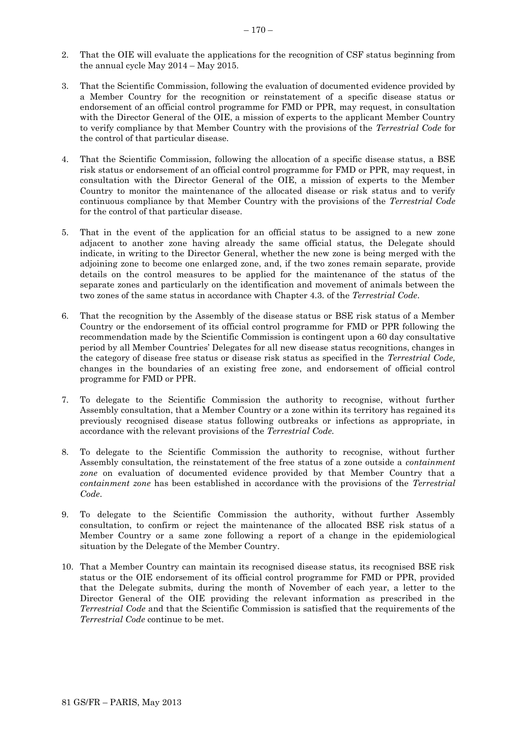2. That the OIE will evaluate the applications for the recognition of CSF status beginning from the annual cycle May 2014 – May 2015.

3. That the Scientific Commission, following the evaluation of documented evidence provided by a Member Country for the recognition or reinstatement of a specific disease status or endorsement of an official control programme for FMD or PPR, may request, in consultation with the Director General of the OIE, a mission of experts to the applicant Member Country to verify compliance by that Member Country with the provisions of the *Terrestrial Code* for the control of that particular disease.

4. That the Scientific Commission, following the allocation of a specific disease status, a BSE risk status or endorsement of an official control programme for FMD or PPR, may request, in consultation with the Director General of the OIE, a mission of experts to the Member Country to monitor the maintenance of the allocated disease or risk status and to verify continuous compliance by that Member Country with the provisions of the *Terrestrial Code* for the control of that particular disease.

5. That in the event of the application for an official status to be assigned to a new zone adjacent to another zone having already the same official status, the Delegate should indicate, in writing to the Director General, whether the new zone is being merged with the adjoining zone to become one enlarged zone, and, if the two zones remain separate, provide details on the control measures to be applied for the maintenance of the status of the separate zones and particularly on the identification and movement of animals between the two zones of the same status in accordance with Chapter 4.3. of the *Terrestrial Code*.

6. That the recognition by the Assembly of the disease status or BSE risk status of a Member Country or the endorsement of its official control programme for FMD or PPR following the recommendation made by the Scientific Commission is contingent upon a 60 day consultative period by all Member Countries' Delegates for all new disease status recognitions, changes in the category of disease free status or disease risk status as specified in the *Terrestrial Code,* changes in the boundaries of an existing free zone, and endorsement of official control programme for FMD or PPR.

7. To delegate to the Scientific Commission the authority to recognise, without further Assembly consultation, that a Member Country or a zone within its territory has regained its previously recognised disease status following outbreaks or infections as appropriate, in accordance with the relevant provisions of the *Terrestrial Code.*

8. To delegate to the Scientific Commission the authority to recognise, without further Assembly consultation, the reinstatement of the free status of a zone outside a *containment zone* on evaluation of documented evidence provided by that Member Country that a *containment zone* has been established in accordance with the provisions of the *Terrestrial Code*.

9. To delegate to the Scientific Commission the authority, without further Assembly consultation, to confirm or reject the maintenance of the allocated BSE risk status of a Member Country or a same zone following a report of a change in the epidemiological situation by the Delegate of the Member Country.

10. That a Member Country can maintain its recognised disease status, its recognised BSE risk status or the OIE endorsement of its official control programme for FMD or PPR, provided that the Delegate submits, during the month of November of each year, a letter to the Director General of the OIE providing the relevant information as prescribed in the *Terrestrial Code* and that the Scientific Commission is satisfied that the requirements of the *Terrestrial Code* continue to be met.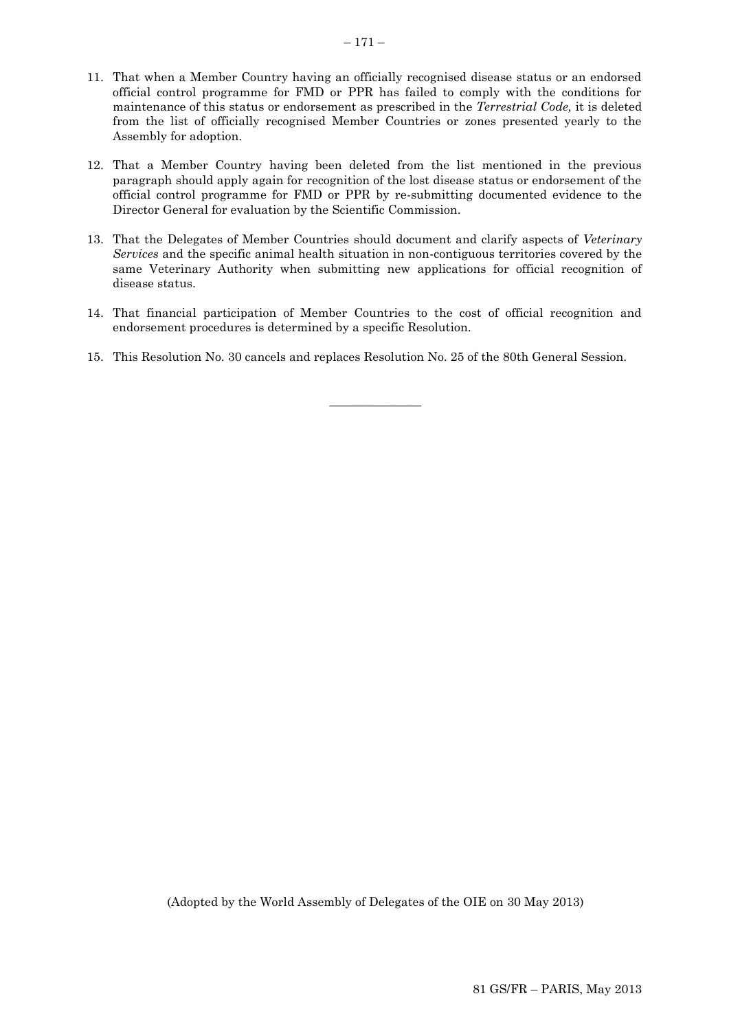11. That when a Member Country having an officially recognised disease status or an endorsed official control programme for FMD or PPR has failed to comply with the conditions for maintenance of this status or endorsement as prescribed in the *Terrestrial Code,* it is deleted from the list of officially recognised Member Countries or zones presented yearly to the Assembly for adoption.

12. That a Member Country having been deleted from the list mentioned in the previous paragraph should apply again for recognition of the lost disease status or endorsement of the official control programme for FMD or PPR by re-submitting documented evidence to the Director General for evaluation by the Scientific Commission.

13. That the Delegates of Member Countries should document and clarify aspects of *Veterinary Services* and the specific animal health situation in non-contiguous territories covered by the same Veterinary Authority when submitting new applications for official recognition of disease status.

14. That financial participation of Member Countries to the cost of official recognition and endorsement procedures is determined by a specific Resolution.

15. This Resolution No. 30 cancels and replaces Resolution No. 25 of the 80th General Session.

---

(Adopted by the World Assembly of Delegates of the OIE on 30 May 2013)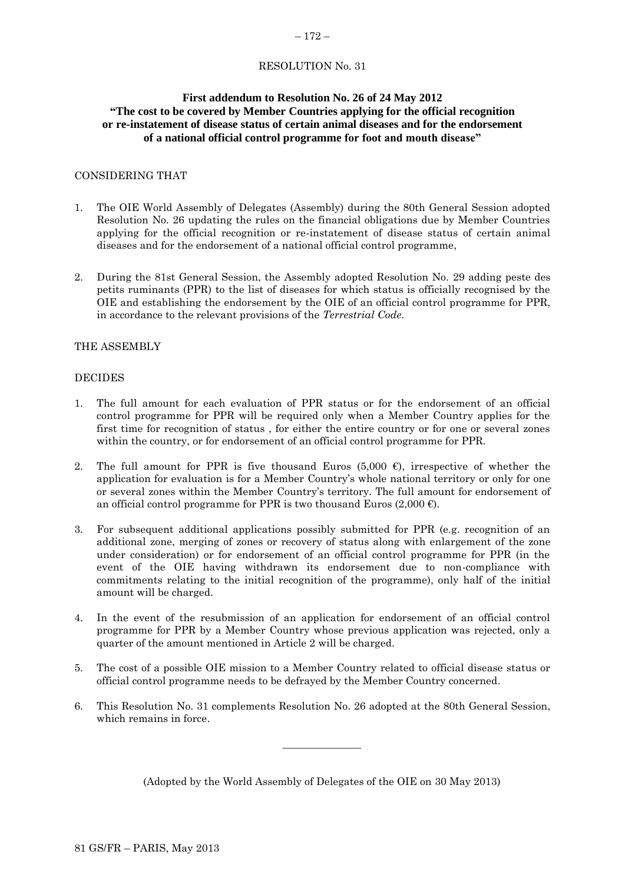RESOLUTION No. 31

**First addendum to Resolution No. 26 of 24 May 2012**
**"The cost to be covered by Member Countries applying for the official recognition or re-instatement of disease status of certain animal diseases and for the endorsement of a national official control programme for foot and mouth disease"**

CONSIDERING THAT

1. The OIE World Assembly of Delegates (Assembly) during the 80th General Session adopted Resolution No. 26 updating the rules on the financial obligations due by Member Countries applying for the official recognition or re-instatement of disease status of certain animal diseases and for the endorsement of a national official control programme,

2. During the 81st General Session, the Assembly adopted Resolution No. 29 adding peste des petits ruminants (PPR) to the list of diseases for which status is officially recognised by the OIE and establishing the endorsement by the OIE of an official control programme for PPR, in accordance to the relevant provisions of the *Terrestrial Code*.

THE ASSEMBLY

DECIDES

1. The full amount for each evaluation of PPR status or for the endorsement of an official control programme for PPR will be required only when a Member Country applies for the first time for recognition of status , for either the entire country or for one or several zones within the country, or for endorsement of an official control programme for PPR.

2. The full amount for PPR is five thousand Euros (5,000 €), irrespective of whether the application for evaluation is for a Member Country's whole national territory or only for one or several zones within the Member Country's territory. The full amount for endorsement of an official control programme for PPR is two thousand Euros (2,000 €).

3. For subsequent additional applications possibly submitted for PPR (e.g. recognition of an additional zone, merging of zones or recovery of status along with enlargement of the zone under consideration) or for endorsement of an official control programme for PPR (in the event of the OIE having withdrawn its endorsement due to non-compliance with commitments relating to the initial recognition of the programme), only half of the initial amount will be charged.

4. In the event of the resubmission of an application for endorsement of an official control programme for PPR by a Member Country whose previous application was rejected, only a quarter of the amount mentioned in Article 2 will be charged.

5. The cost of a possible OIE mission to a Member Country related to official disease status or official control programme needs to be defrayed by the Member Country concerned.

6. This Resolution No. 31 complements Resolution No. 26 adopted at the 80th General Session, which remains in force.

---

(Adopted by the World Assembly of Delegates of the OIE on 30 May 2013)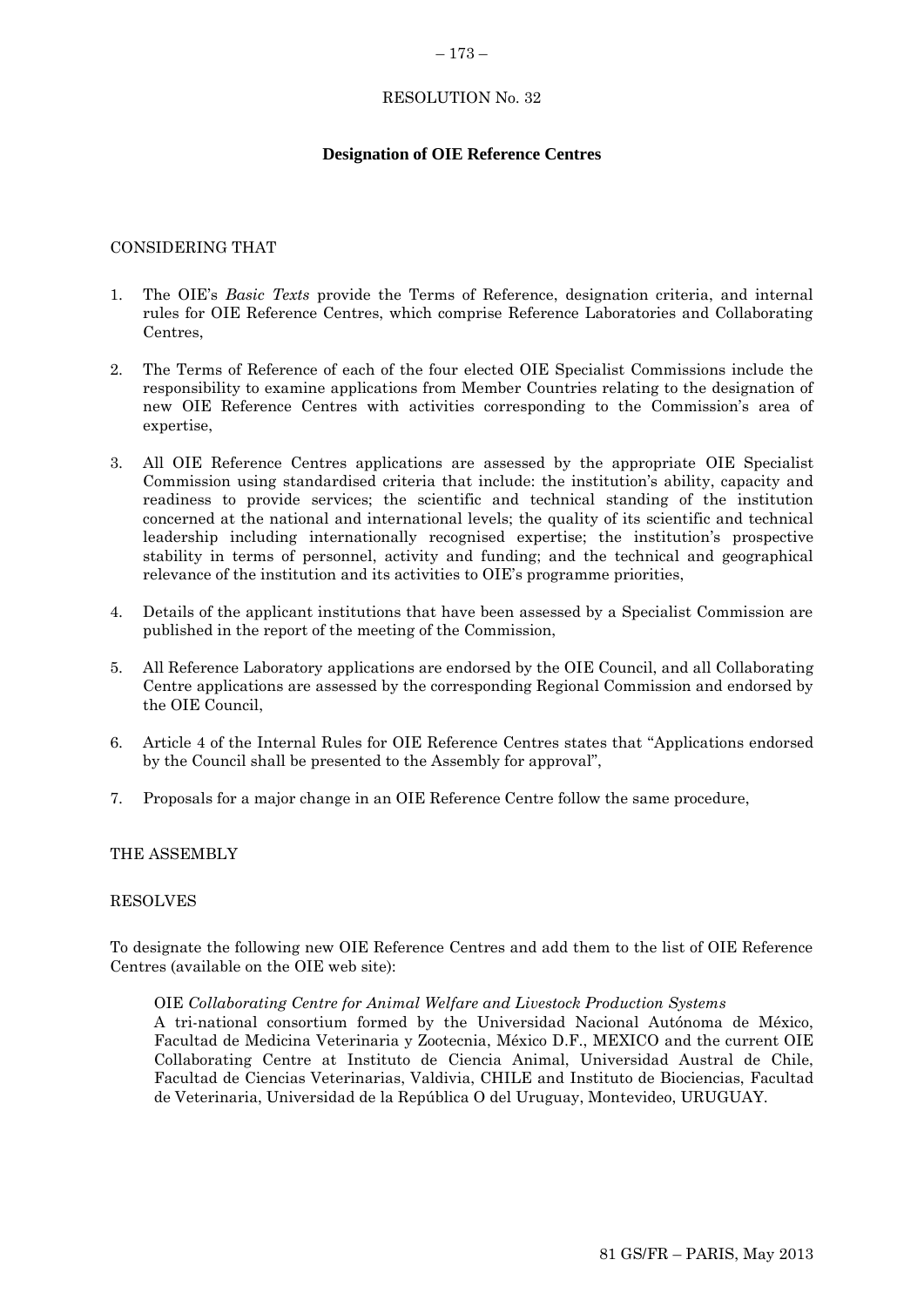RESOLUTION No. 32

## Designation of OIE Reference Centres

CONSIDERING THAT

1. The OIE's *Basic Texts* provide the Terms of Reference, designation criteria, and internal rules for OIE Reference Centres, which comprise Reference Laboratories and Collaborating Centres,

2. The Terms of Reference of each of the four elected OIE Specialist Commissions include the responsibility to examine applications from Member Countries relating to the designation of new OIE Reference Centres with activities corresponding to the Commission's area of expertise,

3. All OIE Reference Centres applications are assessed by the appropriate OIE Specialist Commission using standardised criteria that include: the institution's ability, capacity and readiness to provide services; the scientific and technical standing of the institution concerned at the national and international levels; the quality of its scientific and technical leadership including internationally recognised expertise; the institution's prospective stability in terms of personnel, activity and funding; and the technical and geographical relevance of the institution and its activities to OIE's programme priorities,

4. Details of the applicant institutions that have been assessed by a Specialist Commission are published in the report of the meeting of the Commission,

5. All Reference Laboratory applications are endorsed by the OIE Council, and all Collaborating Centre applications are assessed by the corresponding Regional Commission and endorsed by the OIE Council,

6. Article 4 of the Internal Rules for OIE Reference Centres states that "Applications endorsed by the Council shall be presented to the Assembly for approval",

7. Proposals for a major change in an OIE Reference Centre follow the same procedure,

THE ASSEMBLY

RESOLVES

To designate the following new OIE Reference Centres and add them to the list of OIE Reference Centres (available on the OIE web site):

OIE *Collaborating Centre for Animal Welfare and Livestock Production Systems*
A tri-national consortium formed by the Universidad Nacional Autónoma de México, Facultad de Medicina Veterinaria y Zootecnia, México D.F., MEXICO and the current OIE Collaborating Centre at Instituto de Ciencia Animal, Universidad Austral de Chile, Facultad de Ciencias Veterinarias, Valdivia, CHILE and Instituto de Biociencias, Facultad de Veterinaria, Universidad de la República O del Uruguay, Montevideo, URUGUAY.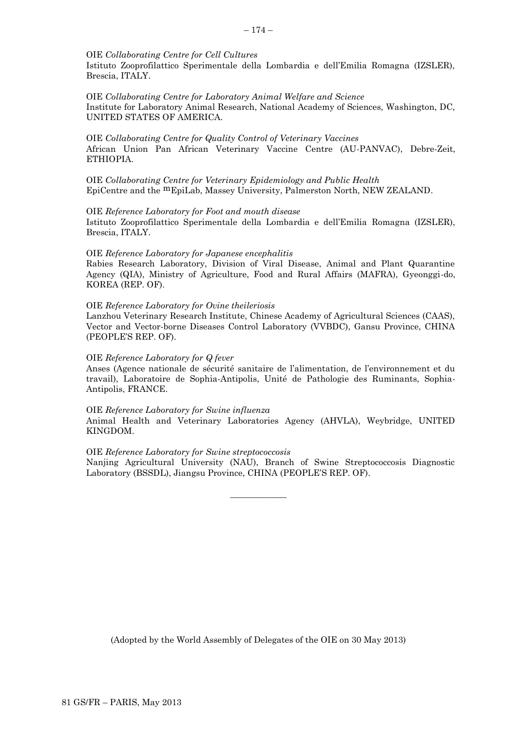OIE *Collaborating Centre for Cell Cultures*
Istituto Zooprofilattico Sperimentale della Lombardia e dell'Emilia Romagna (IZSLER), Brescia, ITALY.

OIE *Collaborating Centre for Laboratory Animal Welfare and Science*
Institute for Laboratory Animal Research, National Academy of Sciences, Washington, DC, UNITED STATES OF AMERICA.

OIE *Collaborating Centre for Quality Control of Veterinary Vaccines*
African Union Pan African Veterinary Vaccine Centre (AU-PANVAC), Debre-Zeit, ETHIOPIA.

OIE *Collaborating Centre for Veterinary Epidemiology and Public Health*
EpiCentre and the mEpiLab, Massey University, Palmerston North, NEW ZEALAND.

OIE *Reference Laboratory for Foot and mouth disease*
Istituto Zooprofilattico Sperimentale della Lombardia e dell'Emilia Romagna (IZSLER), Brescia, ITALY.

OIE *Reference Laboratory for Japanese encephalitis*
Rabies Research Laboratory, Division of Viral Disease, Animal and Plant Quarantine Agency (QIA), Ministry of Agriculture, Food and Rural Affairs (MAFRA), Gyeonggi-do, KOREA (REP. OF).

OIE *Reference Laboratory for Ovine theileriosis*
Lanzhou Veterinary Research Institute, Chinese Academy of Agricultural Sciences (CAAS), Vector and Vector-borne Diseases Control Laboratory (VVBDC), Gansu Province, CHINA (PEOPLE'S REP. OF).

OIE *Reference Laboratory for Q fever*
Anses (Agence nationale de sécurité sanitaire de l'alimentation, de l'environnement et du travail), Laboratoire de Sophia-Antipolis, Unité de Pathologie des Ruminants, Sophia-Antipolis, FRANCE.

OIE *Reference Laboratory for Swine influenza*
Animal Health and Veterinary Laboratories Agency (AHVLA), Weybridge, UNITED KINGDOM.

OIE *Reference Laboratory for Swine streptococcosis*
Nanjing Agricultural University (NAU), Branch of Swine Streptococcosis Diagnostic Laboratory (BSSDL), Jiangsu Province, CHINA (PEOPLE'S REP. OF).

---

(Adopted by the World Assembly of Delegates of the OIE on 30 May 2013)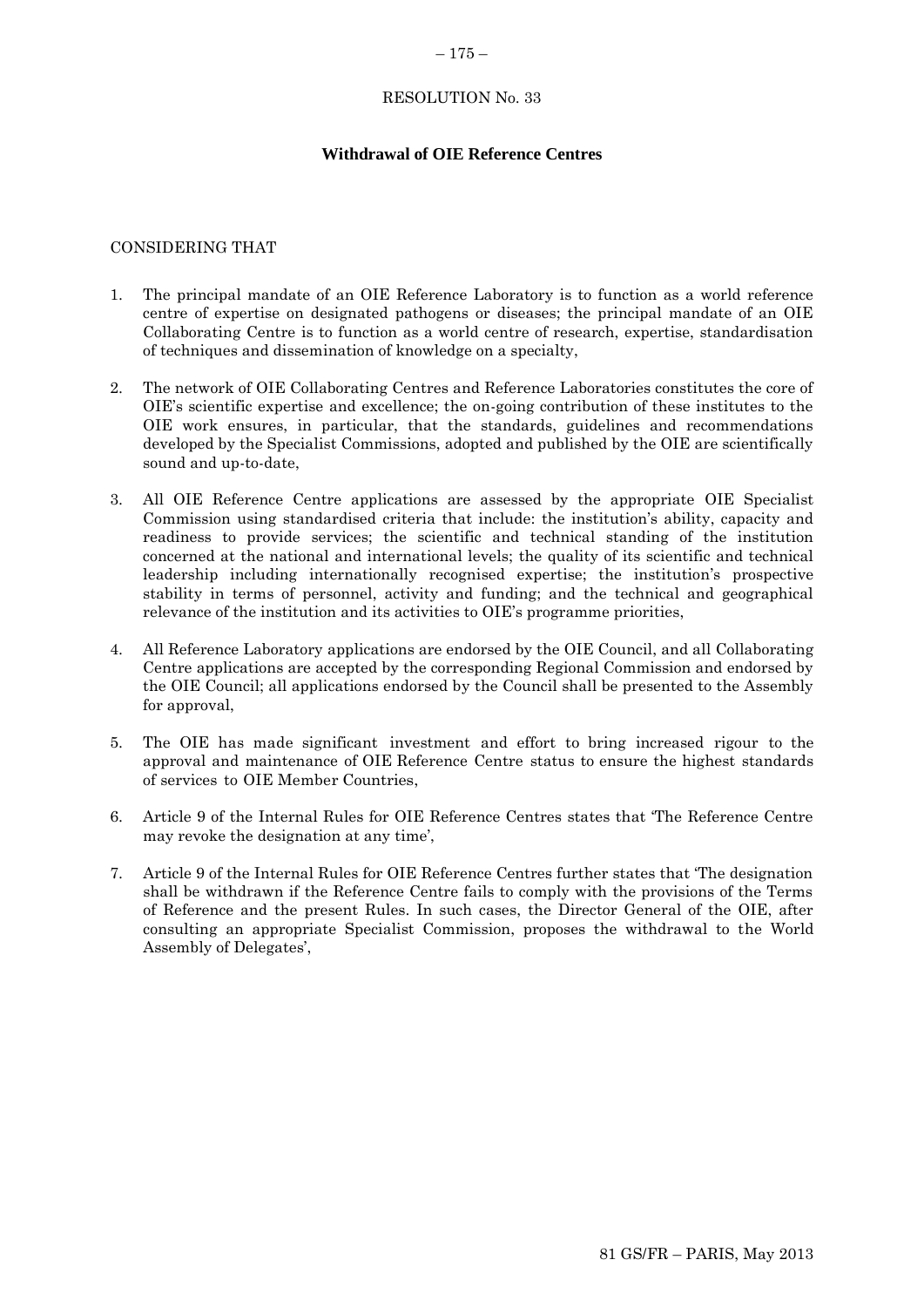# RESOLUTION No. 33

## Withdrawal of OIE Reference Centres

CONSIDERING THAT

1. The principal mandate of an OIE Reference Laboratory is to function as a world reference centre of expertise on designated pathogens or diseases; the principal mandate of an OIE Collaborating Centre is to function as a world centre of research, expertise, standardisation of techniques and dissemination of knowledge on a specialty,

2. The network of OIE Collaborating Centres and Reference Laboratories constitutes the core of OIE's scientific expertise and excellence; the on-going contribution of these institutes to the OIE work ensures, in particular, that the standards, guidelines and recommendations developed by the Specialist Commissions, adopted and published by the OIE are scientifically sound and up-to-date,

3. All OIE Reference Centre applications are assessed by the appropriate OIE Specialist Commission using standardised criteria that include: the institution's ability, capacity and readiness to provide services; the scientific and technical standing of the institution concerned at the national and international levels; the quality of its scientific and technical leadership including internationally recognised expertise; the institution's prospective stability in terms of personnel, activity and funding; and the technical and geographical relevance of the institution and its activities to OIE's programme priorities,

4. All Reference Laboratory applications are endorsed by the OIE Council, and all Collaborating Centre applications are accepted by the corresponding Regional Commission and endorsed by the OIE Council; all applications endorsed by the Council shall be presented to the Assembly for approval,

5. The OIE has made significant investment and effort to bring increased rigour to the approval and maintenance of OIE Reference Centre status to ensure the highest standards of services to OIE Member Countries,

6. Article 9 of the Internal Rules for OIE Reference Centres states that 'The Reference Centre may revoke the designation at any time',

7. Article 9 of the Internal Rules for OIE Reference Centres further states that 'The designation shall be withdrawn if the Reference Centre fails to comply with the provisions of the Terms of Reference and the present Rules. In such cases, the Director General of the OIE, after consulting an appropriate Specialist Commission, proposes the withdrawal to the World Assembly of Delegates',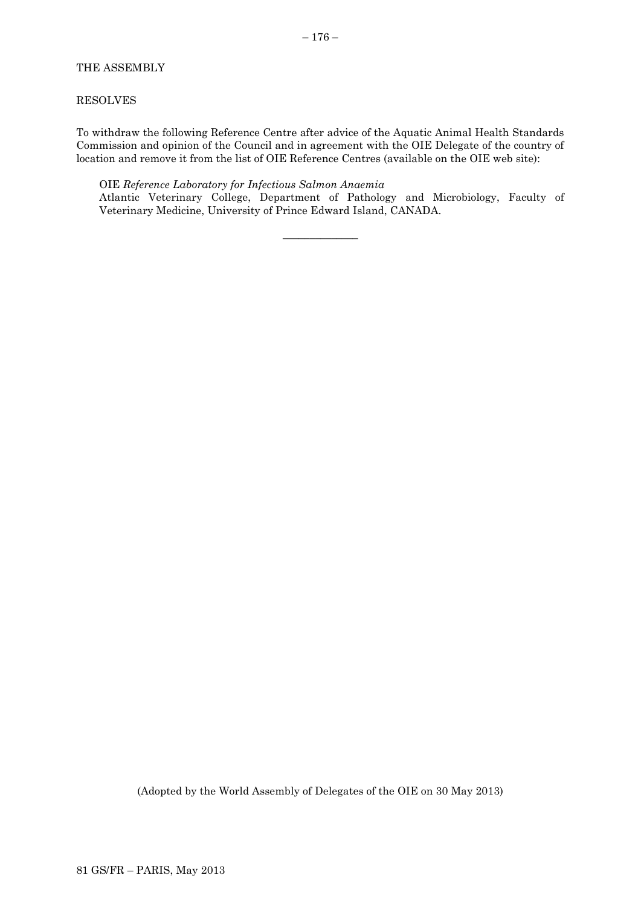THE ASSEMBLY

RESOLVES

To withdraw the following Reference Centre after advice of the Aquatic Animal Health Standards Commission and opinion of the Council and in agreement with the OIE Delegate of the country of location and remove it from the list of OIE Reference Centres (available on the OIE web site):

OIE *Reference Laboratory for Infectious Salmon Anaemia*
Atlantic Veterinary College, Department of Pathology and Microbiology, Faculty of Veterinary Medicine, University of Prince Edward Island, CANADA.

______________

(Adopted by the World Assembly of Delegates of the OIE on 30 May 2013)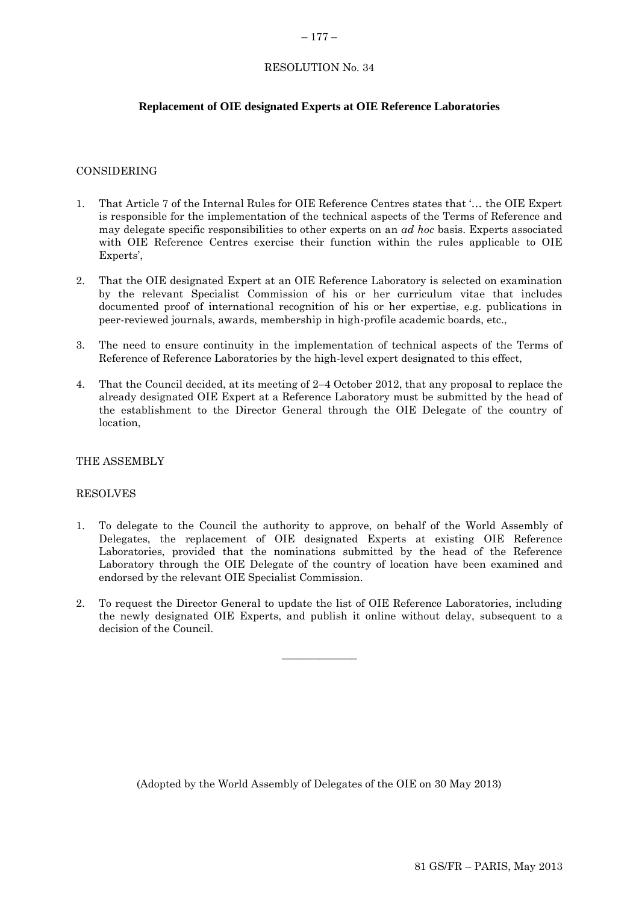RESOLUTION No. 34

## Replacement of OIE designated Experts at OIE Reference Laboratories

CONSIDERING

1. That Article 7 of the Internal Rules for OIE Reference Centres states that '… the OIE Expert is responsible for the implementation of the technical aspects of the Terms of Reference and may delegate specific responsibilities to other experts on an *ad hoc* basis. Experts associated with OIE Reference Centres exercise their function within the rules applicable to OIE Experts',

2. That the OIE designated Expert at an OIE Reference Laboratory is selected on examination by the relevant Specialist Commission of his or her curriculum vitae that includes documented proof of international recognition of his or her expertise, e.g. publications in peer-reviewed journals, awards, membership in high-profile academic boards, etc.,

3. The need to ensure continuity in the implementation of technical aspects of the Terms of Reference of Reference Laboratories by the high-level expert designated to this effect,

4. That the Council decided, at its meeting of 2–4 October 2012, that any proposal to replace the already designated OIE Expert at a Reference Laboratory must be submitted by the head of the establishment to the Director General through the OIE Delegate of the country of location,

THE ASSEMBLY

RESOLVES

1. To delegate to the Council the authority to approve, on behalf of the World Assembly of Delegates, the replacement of OIE designated Experts at existing OIE Reference Laboratories, provided that the nominations submitted by the head of the Reference Laboratory through the OIE Delegate of the country of location have been examined and endorsed by the relevant OIE Specialist Commission.

2. To request the Director General to update the list of OIE Reference Laboratories, including the newly designated OIE Experts, and publish it online without delay, subsequent to a decision of the Council.

---

(Adopted by the World Assembly of Delegates of the OIE on 30 May 2013)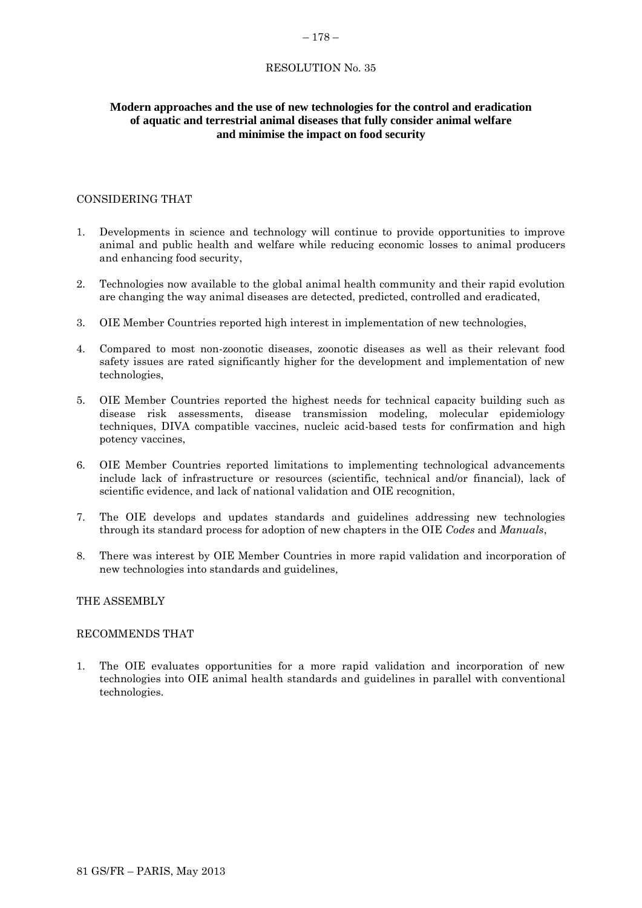RESOLUTION No. 35

**Modern approaches and the use of new technologies for the control and eradication of aquatic and terrestrial animal diseases that fully consider animal welfare and minimise the impact on food security**

CONSIDERING THAT

1. Developments in science and technology will continue to provide opportunities to improve animal and public health and welfare while reducing economic losses to animal producers and enhancing food security,
2. Technologies now available to the global animal health community and their rapid evolution are changing the way animal diseases are detected, predicted, controlled and eradicated,
3. OIE Member Countries reported high interest in implementation of new technologies,
4. Compared to most non-zoonotic diseases, zoonotic diseases as well as their relevant food safety issues are rated significantly higher for the development and implementation of new technologies,
5. OIE Member Countries reported the highest needs for technical capacity building such as disease risk assessments, disease transmission modeling, molecular epidemiology techniques, DIVA compatible vaccines, nucleic acid-based tests for confirmation and high potency vaccines,
6. OIE Member Countries reported limitations to implementing technological advancements include lack of infrastructure or resources (scientific, technical and/or financial), lack of scientific evidence, and lack of national validation and OIE recognition,
7. The OIE develops and updates standards and guidelines addressing new technologies through its standard process for adoption of new chapters in the OIE *Codes* and *Manuals*,
8. There was interest by OIE Member Countries in more rapid validation and incorporation of new technologies into standards and guidelines,

THE ASSEMBLY

RECOMMENDS THAT

1. The OIE evaluates opportunities for a more rapid validation and incorporation of new technologies into OIE animal health standards and guidelines in parallel with conventional technologies.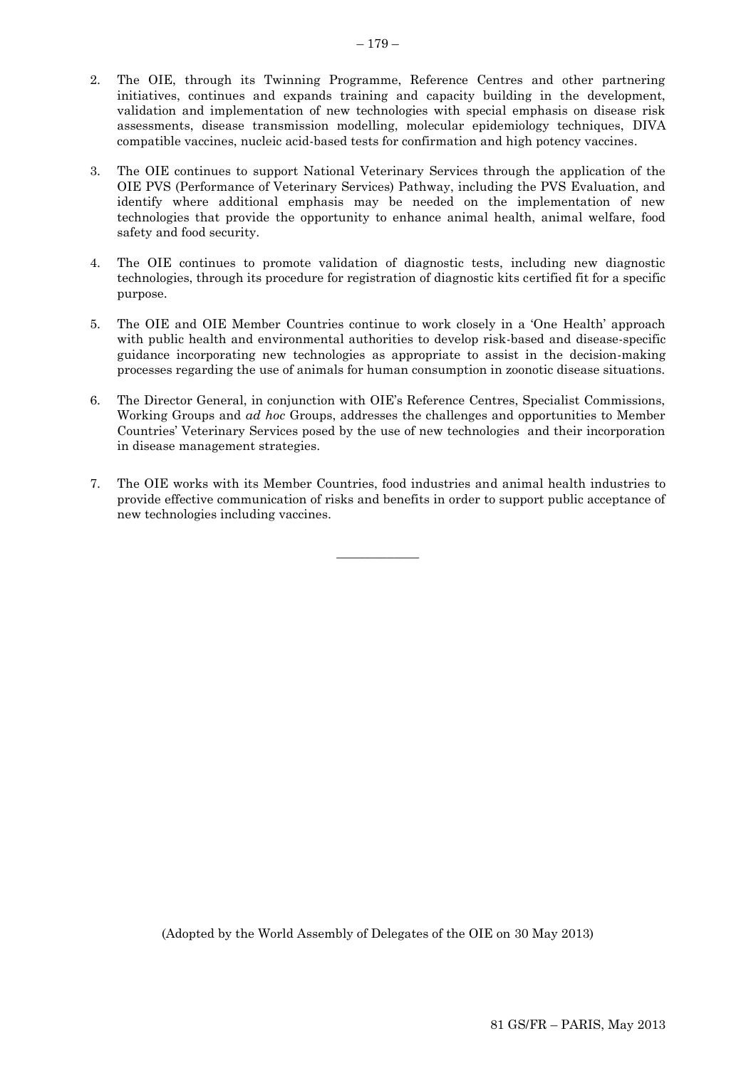2. The OIE, through its Twinning Programme, Reference Centres and other partnering initiatives, continues and expands training and capacity building in the development, validation and implementation of new technologies with special emphasis on disease risk assessments, disease transmission modelling, molecular epidemiology techniques, DIVA compatible vaccines, nucleic acid-based tests for confirmation and high potency vaccines.

3. The OIE continues to support National Veterinary Services through the application of the OIE PVS (Performance of Veterinary Services) Pathway, including the PVS Evaluation, and identify where additional emphasis may be needed on the implementation of new technologies that provide the opportunity to enhance animal health, animal welfare, food safety and food security.

4. The OIE continues to promote validation of diagnostic tests, including new diagnostic technologies, through its procedure for registration of diagnostic kits certified fit for a specific purpose.

5. The OIE and OIE Member Countries continue to work closely in a 'One Health' approach with public health and environmental authorities to develop risk-based and disease-specific guidance incorporating new technologies as appropriate to assist in the decision-making processes regarding the use of animals for human consumption in zoonotic disease situations.

6. The Director General, in conjunction with OIE's Reference Centres, Specialist Commissions, Working Groups and *ad hoc* Groups, addresses the challenges and opportunities to Member Countries' Veterinary Services posed by the use of new technologies and their incorporation in disease management strategies.

7. The OIE works with its Member Countries, food industries and animal health industries to provide effective communication of risks and benefits in order to support public acceptance of new technologies including vaccines.

---

(Adopted by the World Assembly of Delegates of the OIE on 30 May 2013)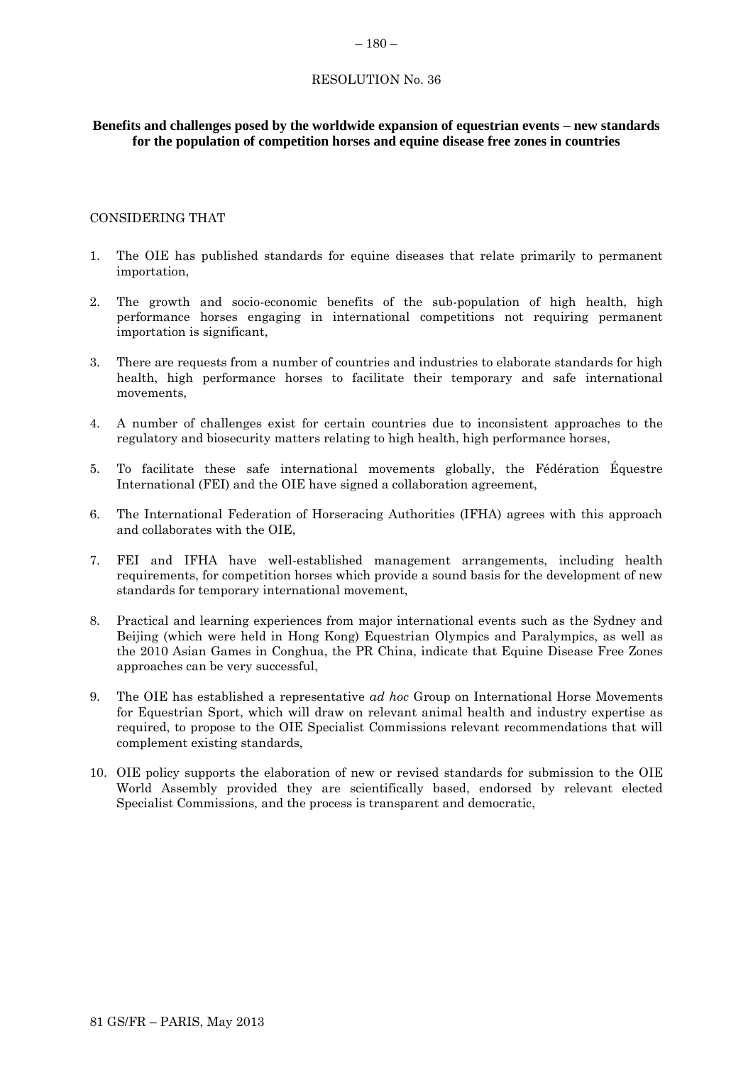RESOLUTION No. 36

**Benefits and challenges posed by the worldwide expansion of equestrian events – new standards for the population of competition horses and equine disease free zones in countries**

CONSIDERING THAT

1. The OIE has published standards for equine diseases that relate primarily to permanent importation,

2. The growth and socio-economic benefits of the sub-population of high health, high performance horses engaging in international competitions not requiring permanent importation is significant,

3. There are requests from a number of countries and industries to elaborate standards for high health, high performance horses to facilitate their temporary and safe international movements,

4. A number of challenges exist for certain countries due to inconsistent approaches to the regulatory and biosecurity matters relating to high health, high performance horses,

5. To facilitate these safe international movements globally, the Fédération Équestre International (FEI) and the OIE have signed a collaboration agreement,

6. The International Federation of Horseracing Authorities (IFHA) agrees with this approach and collaborates with the OIE,

7. FEI and IFHA have well-established management arrangements, including health requirements, for competition horses which provide a sound basis for the development of new standards for temporary international movement,

8. Practical and learning experiences from major international events such as the Sydney and Beijing (which were held in Hong Kong) Equestrian Olympics and Paralympics, as well as the 2010 Asian Games in Conghua, the PR China, indicate that Equine Disease Free Zones approaches can be very successful,

9. The OIE has established a representative *ad hoc* Group on International Horse Movements for Equestrian Sport, which will draw on relevant animal health and industry expertise as required, to propose to the OIE Specialist Commissions relevant recommendations that will complement existing standards,

10. OIE policy supports the elaboration of new or revised standards for submission to the OIE World Assembly provided they are scientifically based, endorsed by relevant elected Specialist Commissions, and the process is transparent and democratic,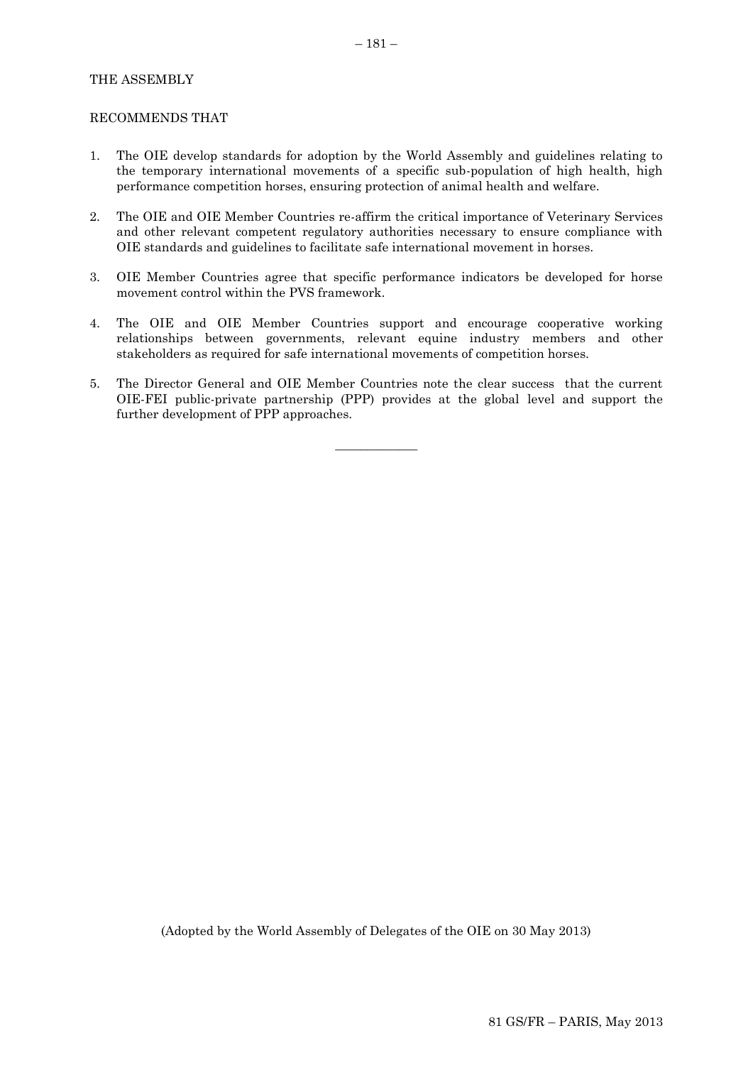THE ASSEMBLY

RECOMMENDS THAT

1. The OIE develop standards for adoption by the World Assembly and guidelines relating to the temporary international movements of a specific sub-population of high health, high performance competition horses, ensuring protection of animal health and welfare.

2. The OIE and OIE Member Countries re-affirm the critical importance of Veterinary Services and other relevant competent regulatory authorities necessary to ensure compliance with OIE standards and guidelines to facilitate safe international movement in horses.

3. OIE Member Countries agree that specific performance indicators be developed for horse movement control within the PVS framework.

4. The OIE and OIE Member Countries support and encourage cooperative working relationships between governments, relevant equine industry members and other stakeholders as required for safe international movements of competition horses.

5. The Director General and OIE Member Countries note the clear success that the current OIE-FEI public-private partnership (PPP) provides at the global level and support the further development of PPP approaches.

---

(Adopted by the World Assembly of Delegates of the OIE on 30 May 2013)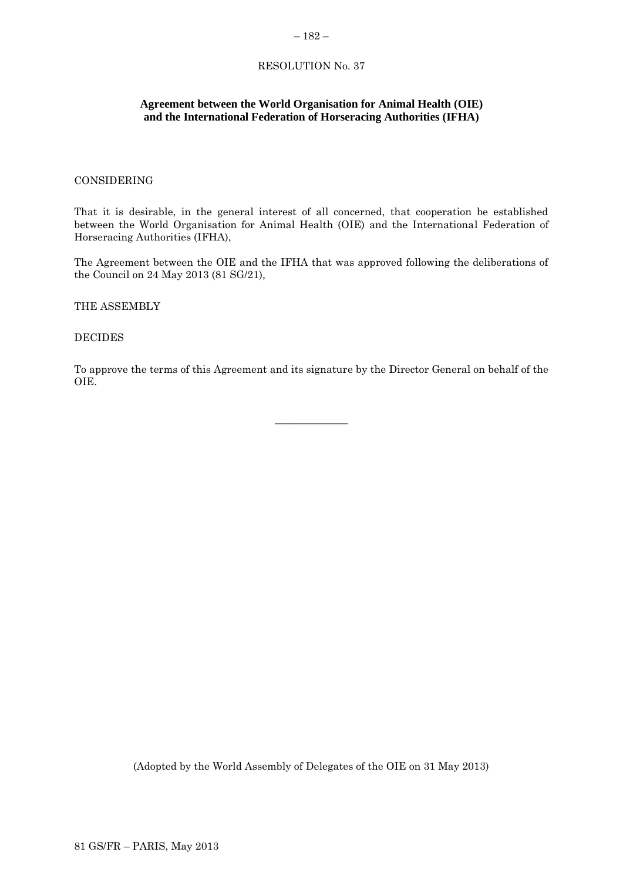RESOLUTION No. 37

**Agreement between the World Organisation for Animal Health (OIE) and the International Federation of Horseracing Authorities (IFHA)**

CONSIDERING

That it is desirable, in the general interest of all concerned, that cooperation be established between the World Organisation for Animal Health (OIE) and the International Federation of Horseracing Authorities (IFHA),

The Agreement between the OIE and the IFHA that was approved following the deliberations of the Council on 24 May 2013 (81 SG/21),

THE ASSEMBLY

DECIDES

To approve the terms of this Agreement and its signature by the Director General on behalf of the OIE.

---

(Adopted by the World Assembly of Delegates of the OIE on 31 May 2013)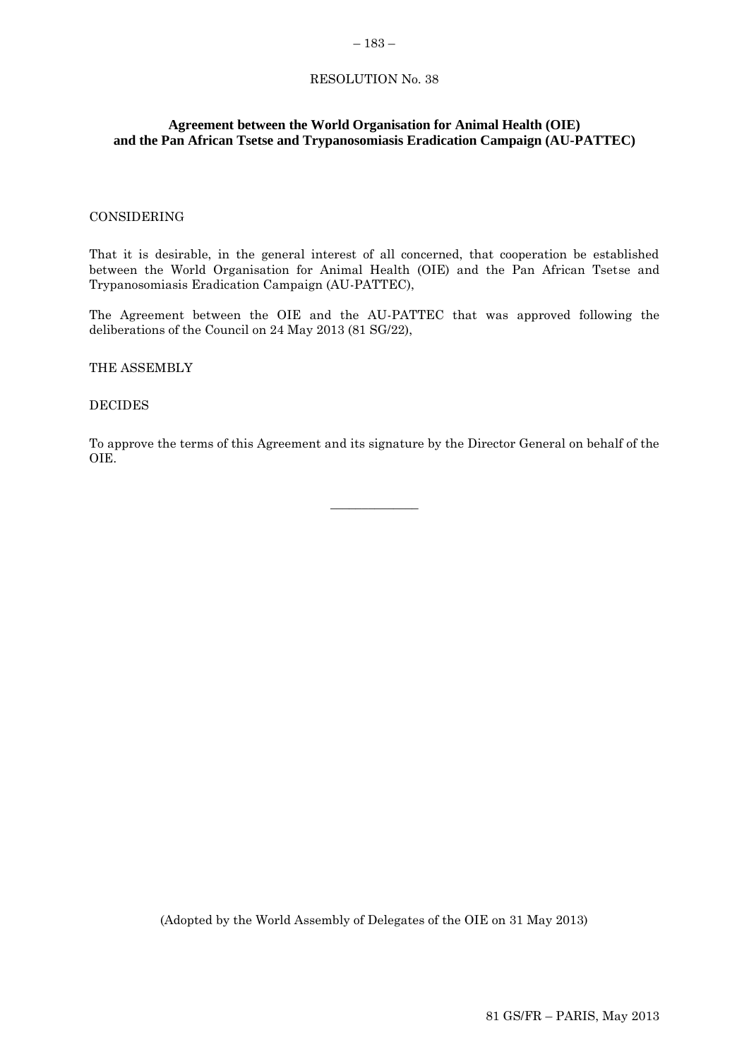RESOLUTION No. 38

**Agreement between the World Organisation for Animal Health (OIE) and the Pan African Tsetse and Trypanosomiasis Eradication Campaign (AU-PATTEC)**

CONSIDERING

That it is desirable, in the general interest of all concerned, that cooperation be established between the World Organisation for Animal Health (OIE) and the Pan African Tsetse and Trypanosomiasis Eradication Campaign (AU-PATTEC),

The Agreement between the OIE and the AU-PATTEC that was approved following the deliberations of the Council on 24 May 2013 (81 SG/22),

THE ASSEMBLY

DECIDES

To approve the terms of this Agreement and its signature by the Director General on behalf of the OIE.

---

(Adopted by the World Assembly of Delegates of the OIE on 31 May 2013)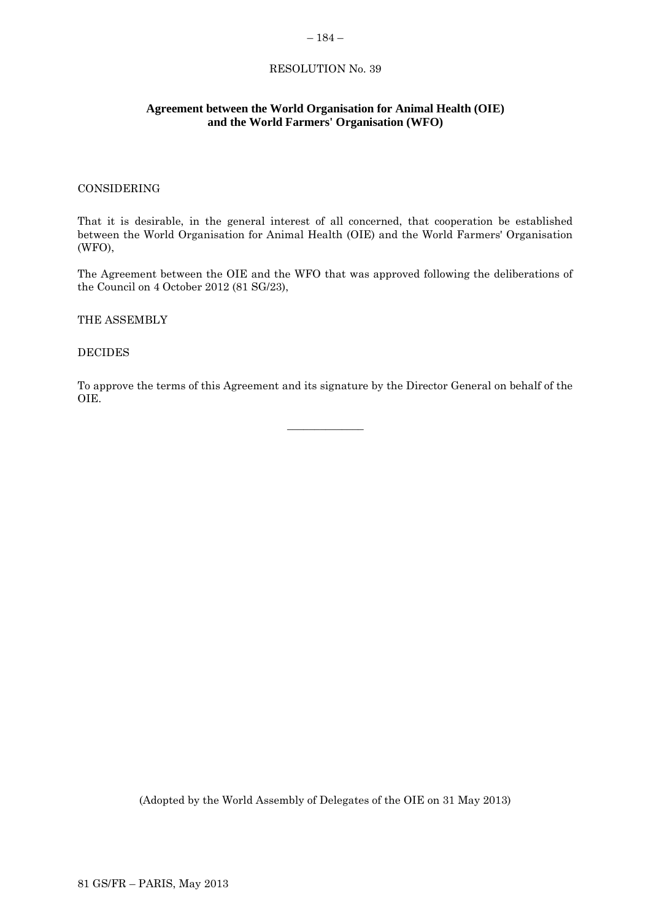RESOLUTION No. 39

**Agreement between the World Organisation for Animal Health (OIE) and the World Farmers' Organisation (WFO)**

CONSIDERING

That it is desirable, in the general interest of all concerned, that cooperation be established between the World Organisation for Animal Health (OIE) and the World Farmers' Organisation (WFO),

The Agreement between the OIE and the WFO that was approved following the deliberations of the Council on 4 October 2012 (81 SG/23),

THE ASSEMBLY

DECIDES

To approve the terms of this Agreement and its signature by the Director General on behalf of the OIE.

---

(Adopted by the World Assembly of Delegates of the OIE on 31 May 2013)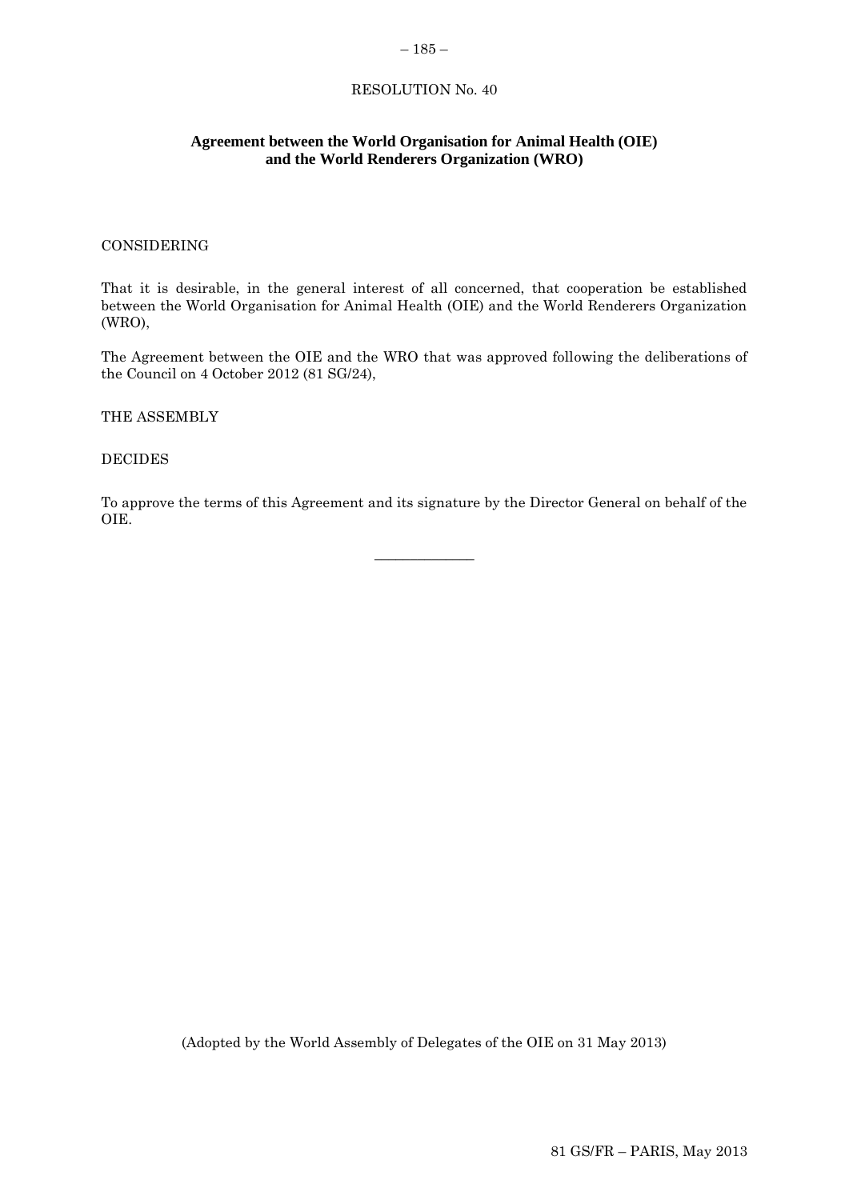RESOLUTION No. 40

**Agreement between the World Organisation for Animal Health (OIE) and the World Renderers Organization (WRO)**

CONSIDERING

That it is desirable, in the general interest of all concerned, that cooperation be established between the World Organisation for Animal Health (OIE) and the World Renderers Organization (WRO),

The Agreement between the OIE and the WRO that was approved following the deliberations of the Council on 4 October 2012 (81 SG/24),

THE ASSEMBLY

DECIDES

To approve the terms of this Agreement and its signature by the Director General on behalf of the OIE.

---

(Adopted by the World Assembly of Delegates of the OIE on 31 May 2013)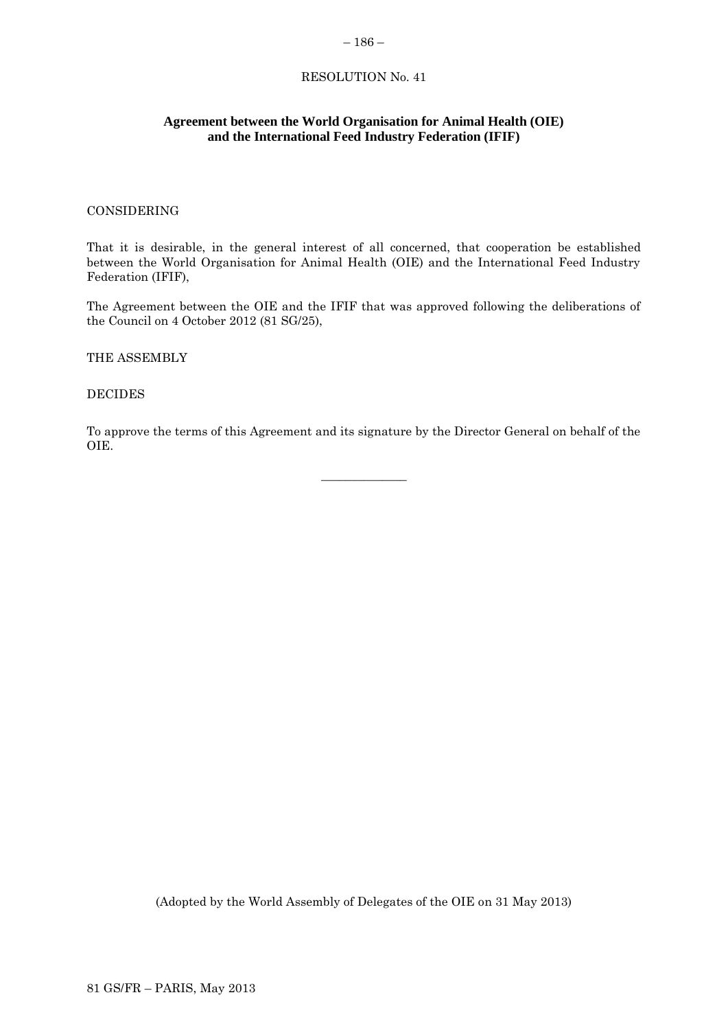# RESOLUTION No. 41

## Agreement between the World Organisation for Animal Health (OIE) and the International Feed Industry Federation (IFIF)

CONSIDERING

That it is desirable, in the general interest of all concerned, that cooperation be established between the World Organisation for Animal Health (OIE) and the International Feed Industry Federation (IFIF),

The Agreement between the OIE and the IFIF that was approved following the deliberations of the Council on 4 October 2012 (81 SG/25),

THE ASSEMBLY

DECIDES

To approve the terms of this Agreement and its signature by the Director General on behalf of the OIE.

---

(Adopted by the World Assembly of Delegates of the OIE on 31 May 2013)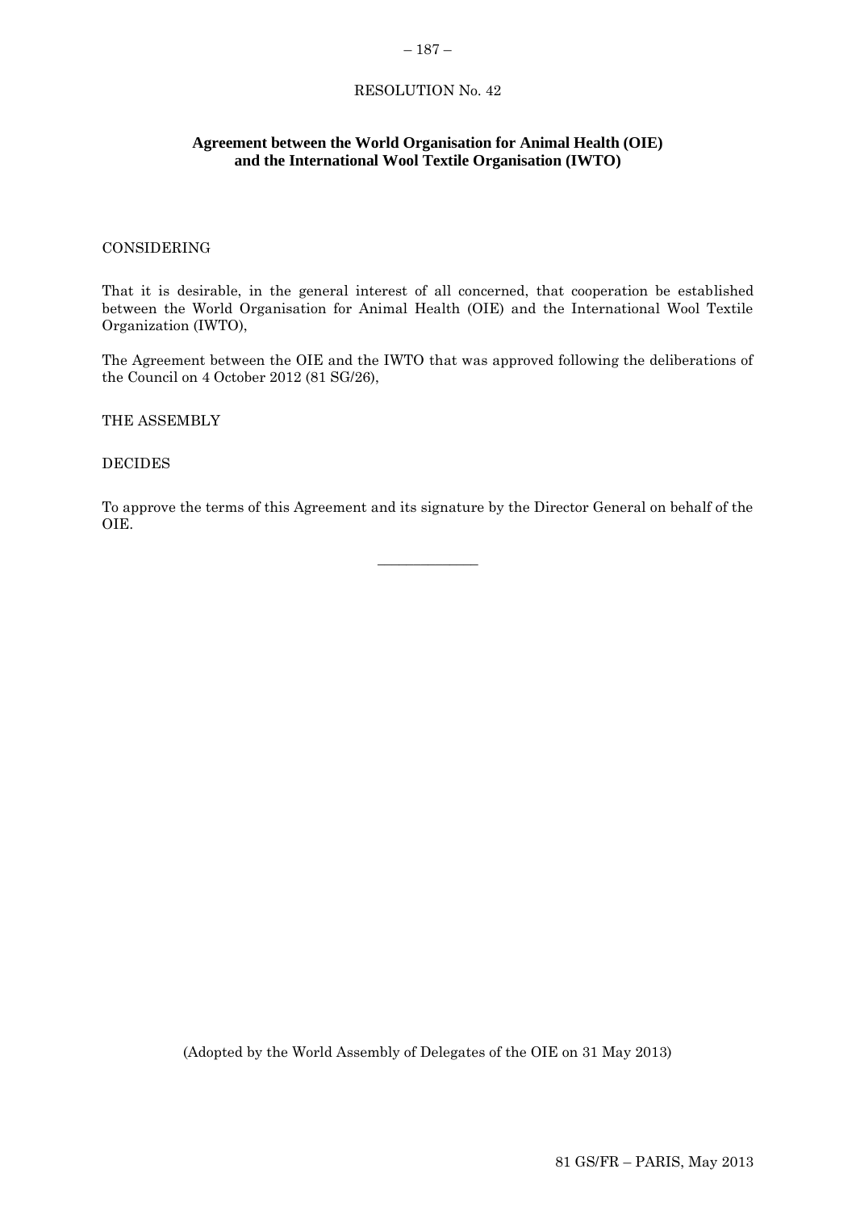RESOLUTION No. 42

## Agreement between the World Organisation for Animal Health (OIE) and the International Wool Textile Organisation (IWTO)

CONSIDERING

That it is desirable, in the general interest of all concerned, that cooperation be established between the World Organisation for Animal Health (OIE) and the International Wool Textile Organization (IWTO),

The Agreement between the OIE and the IWTO that was approved following the deliberations of the Council on 4 October 2012 (81 SG/26),

THE ASSEMBLY

DECIDES

To approve the terms of this Agreement and its signature by the Director General on behalf of the OIE.

---

(Adopted by the World Assembly of Delegates of the OIE on 31 May 2013)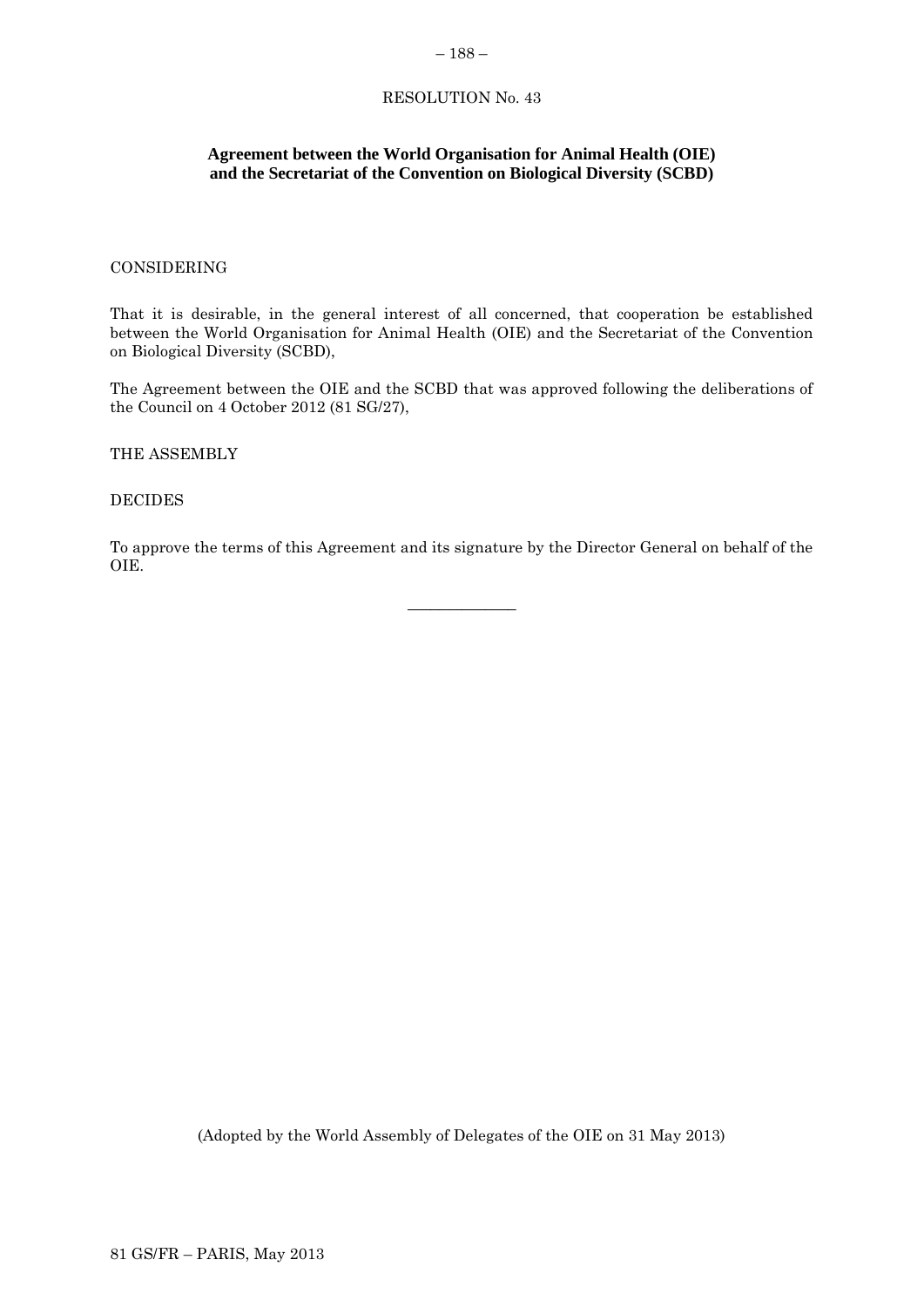RESOLUTION No. 43

**Agreement between the World Organisation for Animal Health (OIE) and the Secretariat of the Convention on Biological Diversity (SCBD)**

CONSIDERING

That it is desirable, in the general interest of all concerned, that cooperation be established between the World Organisation for Animal Health (OIE) and the Secretariat of the Convention on Biological Diversity (SCBD),

The Agreement between the OIE and the SCBD that was approved following the deliberations of the Council on 4 October 2012 (81 SG/27),

THE ASSEMBLY

DECIDES

To approve the terms of this Agreement and its signature by the Director General on behalf of the OIE.

---

(Adopted by the World Assembly of Delegates of the OIE on 31 May 2013)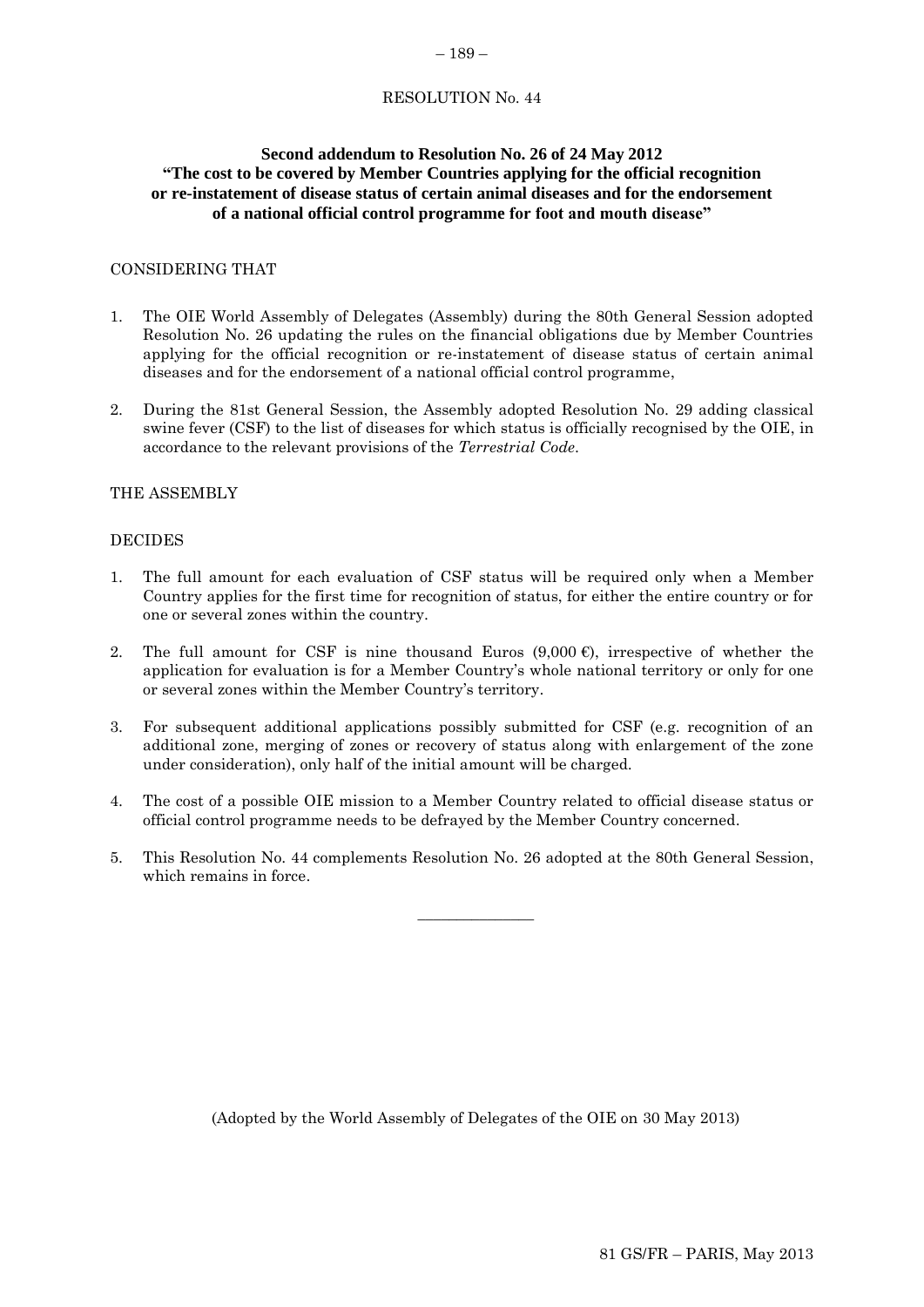RESOLUTION No. 44

## Second addendum to Resolution No. 26 of 24 May 2012 "The cost to be covered by Member Countries applying for the official recognition or re-instatement of disease status of certain animal diseases and for the endorsement of a national official control programme for foot and mouth disease"

CONSIDERING THAT

1. The OIE World Assembly of Delegates (Assembly) during the 80th General Session adopted Resolution No. 26 updating the rules on the financial obligations due by Member Countries applying for the official recognition or re-instatement of disease status of certain animal diseases and for the endorsement of a national official control programme,

2. During the 81st General Session, the Assembly adopted Resolution No. 29 adding classical swine fever (CSF) to the list of diseases for which status is officially recognised by the OIE, in accordance to the relevant provisions of the *Terrestrial Code*.

THE ASSEMBLY

DECIDES

1. The full amount for each evaluation of CSF status will be required only when a Member Country applies for the first time for recognition of status, for either the entire country or for one or several zones within the country.

2. The full amount for CSF is nine thousand Euros (9,000 €), irrespective of whether the application for evaluation is for a Member Country's whole national territory or only for one or several zones within the Member Country's territory.

3. For subsequent additional applications possibly submitted for CSF (e.g. recognition of an additional zone, merging of zones or recovery of status along with enlargement of the zone under consideration), only half of the initial amount will be charged.

4. The cost of a possible OIE mission to a Member Country related to official disease status or official control programme needs to be defrayed by the Member Country concerned.

5. This Resolution No. 44 complements Resolution No. 26 adopted at the 80th General Session, which remains in force.

---

(Adopted by the World Assembly of Delegates of the OIE on 30 May 2013)